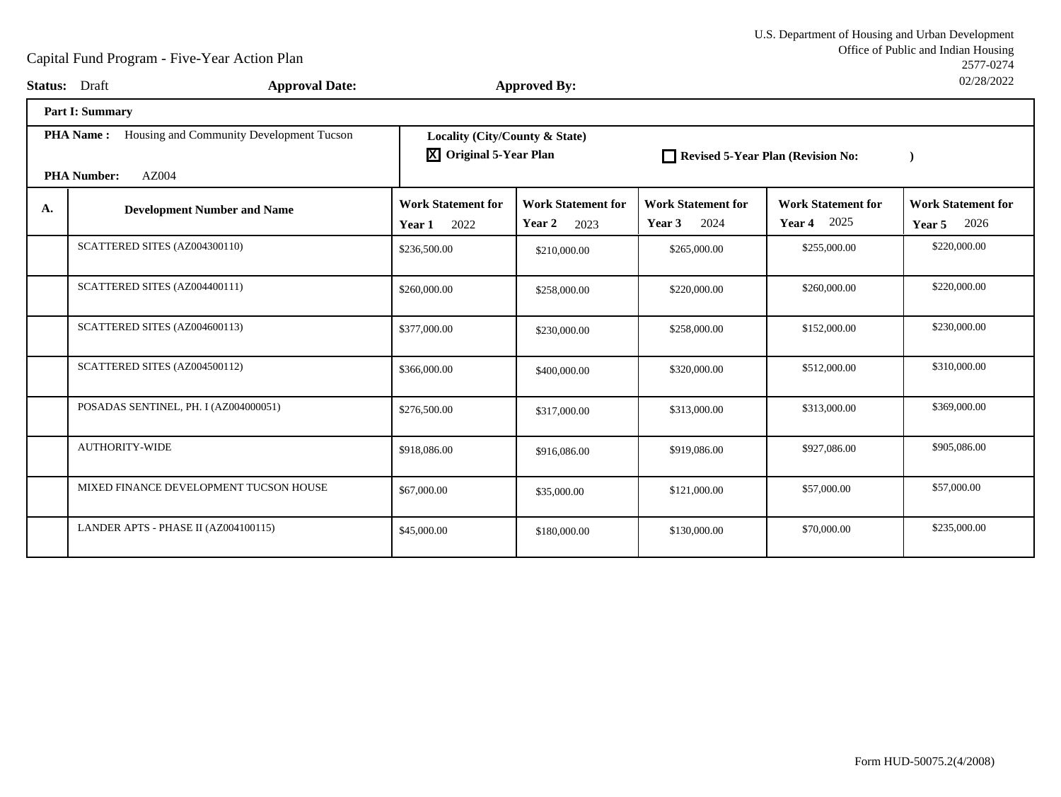U.S. Department of Housing and Urban Development
Office of Public and Indian Housing
2577-0274
02/28/2022

# Capital Fund Program - Five-Year Action Plan

**Status:** Draft **Approval Date:** **Approved By:**

**Part I: Summary**

**PHA Name :** Housing and Community Development Tucson

**PHA Number:** AZ004

**Locality (City/County & State)**

☒ **Original 5-Year Plan** ☐ **Revised 5-Year Plan (Revision No: )**

| A. | Development Number and Name | Work Statement for Year 1 2022 | Work Statement for Year 2 2023 | Work Statement for Year 3 2024 | Work Statement for Year 4 2025 | Work Statement for Year 5 2026 |
|---|---|---|---|---|---|---|
| | SCATTERED SITES (AZ004300110) | $236,500.00 | $210,000.00 | $265,000.00 | $255,000.00 | $220,000.00 |
| | SCATTERED SITES (AZ004400111) | $260,000.00 | $258,000.00 | $220,000.00 | $260,000.00 | $220,000.00 |
| | SCATTERED SITES (AZ004600113) | $377,000.00 | $230,000.00 | $258,000.00 | $152,000.00 | $230,000.00 |
| | SCATTERED SITES (AZ004500112) | $366,000.00 | $400,000.00 | $320,000.00 | $512,000.00 | $310,000.00 |
| | POSADAS SENTINEL, PH. I (AZ004000051) | $276,500.00 | $317,000.00 | $313,000.00 | $313,000.00 | $369,000.00 |
| | AUTHORITY-WIDE | $918,086.00 | $916,086.00 | $919,086.00 | $927,086.00 | $905,086.00 |
| | MIXED FINANCE DEVELOPMENT TUCSON HOUSE | $67,000.00 | $35,000.00 | $121,000.00 | $57,000.00 | $57,000.00 |
| | LANDER APTS - PHASE II (AZ004100115) | $45,000.00 | $180,000.00 | $130,000.00 | $70,000.00 | $235,000.00 |

Form HUD-50075.2(4/2008)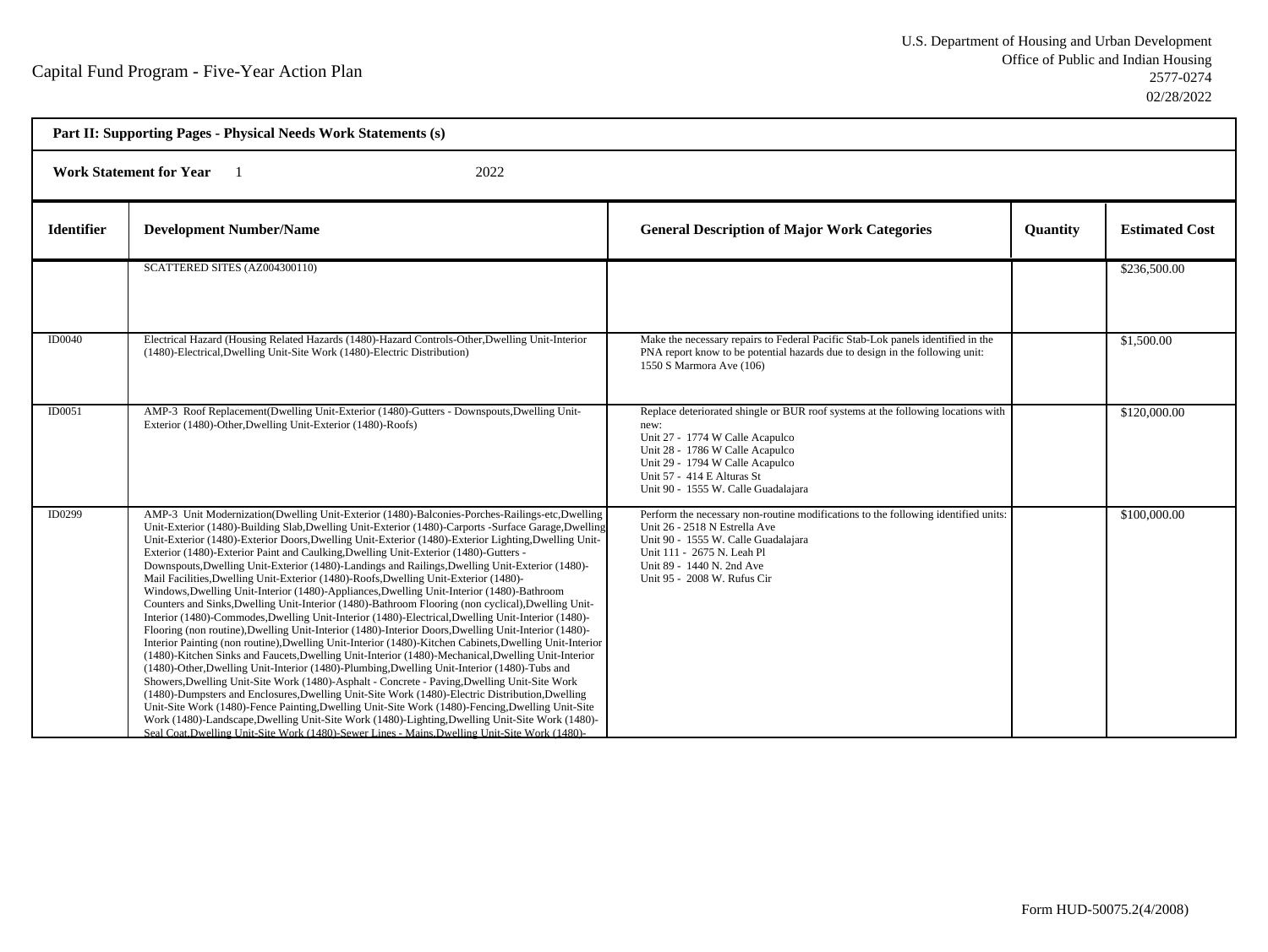Capital Fund Program - Five-Year Action Plan

U.S. Department of Housing and Urban Development
Office of Public and Indian Housing
2577-0274
02/28/2022

**Part II: Supporting Pages - Physical Needs Work Statements (s)**

**Work Statement for Year** 1 2022

| Identifier | Development Number/Name | General Description of Major Work Categories | Quantity | Estimated Cost |
|---|---|---|---|---|
| | SCATTERED SITES (AZ004300110) | | | $236,500.00 |
| ID0040 | Electrical Hazard (Housing Related Hazards (1480)-Hazard Controls-Other,Dwelling Unit-Interior (1480)-Electrical,Dwelling Unit-Site Work (1480)-Electric Distribution) | Make the necessary repairs to Federal Pacific Stab-Lok panels identified in the PNA report know to be potential hazards due to design in the following unit: 1550 S Marmora Ave (106) | | $1,500.00 |
| ID0051 | AMP-3 Roof Replacement(Dwelling Unit-Exterior (1480)-Gutters - Downspouts,Dwelling Unit-Exterior (1480)-Other,Dwelling Unit-Exterior (1480)-Roofs) | Replace deteriorated shingle or BUR roof systems at the following locations with new:<br>Unit 27 - 1774 W Calle Acapulco<br>Unit 28 - 1786 W Calle Acapulco<br>Unit 29 - 1794 W Calle Acapulco<br>Unit 57 - 414 E Alturas St<br>Unit 90 - 1555 W. Calle Guadalajara | | $120,000.00 |
| ID0299 | AMP-3 Unit Modernization(Dwelling Unit-Exterior (1480)-Balconies-Porches-Railings-etc,Dwelling Unit-Exterior (1480)-Building Slab,Dwelling Unit-Exterior (1480)-Carports -Surface Garage,Dwelling Unit-Exterior (1480)-Exterior Doors,Dwelling Unit-Exterior (1480)-Exterior Lighting,Dwelling Unit-Exterior (1480)-Exterior Paint and Caulking,Dwelling Unit-Exterior (1480)-Gutters - Downspouts,Dwelling Unit-Exterior (1480)-Landings and Railings,Dwelling Unit-Exterior (1480)-Mail Facilities,Dwelling Unit-Exterior (1480)-Roofs,Dwelling Unit-Exterior (1480)-Windows,Dwelling Unit-Interior (1480)-Appliances,Dwelling Unit-Interior (1480)-Bathroom Counters and Sinks,Dwelling Unit-Interior (1480)-Bathroom Flooring (non cyclical),Dwelling Unit-Interior (1480)-Commodes,Dwelling Unit-Interior (1480)-Electrical,Dwelling Unit-Interior (1480)-Flooring (non routine),Dwelling Unit-Interior (1480)-Interior Doors,Dwelling Unit-Interior (1480)-Interior Painting (non routine),Dwelling Unit-Interior (1480)-Kitchen Cabinets,Dwelling Unit-Interior (1480)-Kitchen Sinks and Faucets,Dwelling Unit-Interior (1480)-Mechanical,Dwelling Unit-Interior (1480)-Other,Dwelling Unit-Interior (1480)-Plumbing,Dwelling Unit-Interior (1480)-Tubs and Showers,Dwelling Unit-Site Work (1480)-Asphalt - Concrete - Paving,Dwelling Unit-Site Work (1480)-Dumpsters and Enclosures,Dwelling Unit-Site Work (1480)-Electric Distribution,Dwelling Unit-Site Work (1480)-Fence Painting,Dwelling Unit-Site Work (1480)-Fencing,Dwelling Unit-Site Work (1480)-Landscape,Dwelling Unit-Site Work (1480)-Lighting,Dwelling Unit-Site Work (1480)-Seal Coat,Dwelling Unit-Site Work (1480)-Sewer Lines - Mains,Dwelling Unit-Site Work (1480)- | Perform the necessary non-routine modifications to the following identified units:<br>Unit 26 - 2518 N Estrella Ave<br>Unit 90 - 1555 W. Calle Guadalajara<br>Unit 111 - 2675 N. Leah Pl<br>Unit 89 - 1440 N. 2nd Ave<br>Unit 95 - 2008 W. Rufus Cir | | $100,000.00 |

Form HUD-50075.2(4/2008)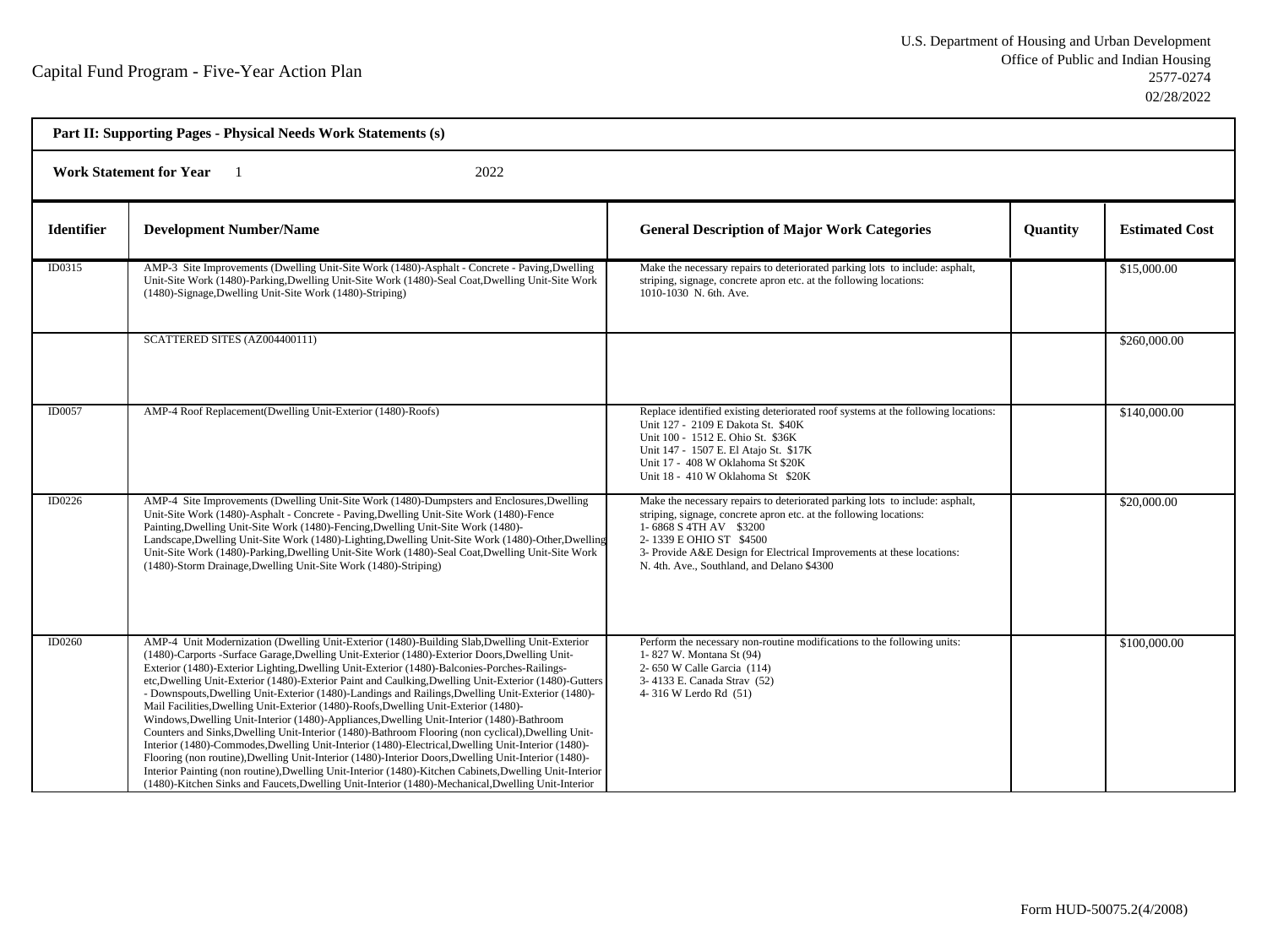Capital Fund Program - Five-Year Action Plan

U.S. Department of Housing and Urban Development
Office of Public and Indian Housing
2577-0274
02/28/2022

**Part II: Supporting Pages - Physical Needs Work Statements (s)**

**Work Statement for Year** 1 2022

| Identifier | Development Number/Name | General Description of Major Work Categories | Quantity | Estimated Cost |
|---|---|---|---|---|
| ID0315 | AMP-3 Site Improvements (Dwelling Unit-Site Work (1480)-Asphalt - Concrete - Paving,Dwelling Unit-Site Work (1480)-Parking,Dwelling Unit-Site Work (1480)-Seal Coat,Dwelling Unit-Site Work (1480)-Signage,Dwelling Unit-Site Work (1480)-Striping) | Make the necessary repairs to deteriorated parking lots to include: asphalt, striping, signage, concrete apron etc. at the following locations:<br>1010-1030 N. 6th. Ave. | | $15,000.00 |
| | SCATTERED SITES (AZ004400111) | | | $260,000.00 |
| ID0057 | AMP-4 Roof Replacement(Dwelling Unit-Exterior (1480)-Roofs) | Replace identified existing deteriorated roof systems at the following locations:<br>Unit 127 - 2109 E Dakota St. $40K<br>Unit 100 - 1512 E. Ohio St. $36K<br>Unit 147 - 1507 E. El Atajo St. $17K<br>Unit 17 - 408 W Oklahoma St $20K<br>Unit 18 - 410 W Oklahoma St $20K | | $140,000.00 |
| ID0226 | AMP-4 Site Improvements (Dwelling Unit-Site Work (1480)-Dumpsters and Enclosures,Dwelling Unit-Site Work (1480)-Asphalt - Concrete - Paving,Dwelling Unit-Site Work (1480)-Fence Painting,Dwelling Unit-Site Work (1480)-Fencing,Dwelling Unit-Site Work (1480)-Landscape,Dwelling Unit-Site Work (1480)-Lighting,Dwelling Unit-Site Work (1480)-Other,Dwelling Unit-Site Work (1480)-Parking,Dwelling Unit-Site Work (1480)-Seal Coat,Dwelling Unit-Site Work (1480)-Storm Drainage,Dwelling Unit-Site Work (1480)-Striping) | Make the necessary repairs to deteriorated parking lots to include: asphalt, striping, signage, concrete apron etc. at the following locations:<br>1- 6868 S 4TH AV $3200<br>2- 1339 E OHIO ST $4500<br>3- Provide A&E Design for Electrical Improvements at these locations:<br>N. 4th. Ave., Southland, and Delano $4300 | | $20,000.00 |
| ID0260 | AMP-4 Unit Modernization (Dwelling Unit-Exterior (1480)-Building Slab,Dwelling Unit-Exterior (1480)-Carports -Surface Garage,Dwelling Unit-Exterior (1480)-Exterior Doors,Dwelling Unit-Exterior (1480)-Exterior Lighting,Dwelling Unit-Exterior (1480)-Balconies-Porches-Railings-etc,Dwelling Unit-Exterior (1480)-Exterior Paint and Caulking,Dwelling Unit-Exterior (1480)-Gutters - Downspouts,Dwelling Unit-Exterior (1480)-Landings and Railings,Dwelling Unit-Exterior (1480)-Mail Facilities,Dwelling Unit-Exterior (1480)-Roofs,Dwelling Unit-Exterior (1480)-Windows,Dwelling Unit-Interior (1480)-Appliances,Dwelling Unit-Interior (1480)-Bathroom Counters and Sinks,Dwelling Unit-Interior (1480)-Bathroom Flooring (non cyclical),Dwelling Unit-Interior (1480)-Commodes,Dwelling Unit-Interior (1480)-Electrical,Dwelling Unit-Interior (1480)-Flooring (non routine),Dwelling Unit-Interior (1480)-Interior Doors,Dwelling Unit-Interior (1480)-Interior Painting (non routine),Dwelling Unit-Interior (1480)-Kitchen Cabinets,Dwelling Unit-Interior (1480)-Kitchen Sinks and Faucets,Dwelling Unit-Interior (1480)-Mechanical,Dwelling Unit-Interior | Perform the necessary non-routine modifications to the following units:<br>1- 827 W. Montana St (94)<br>2- 650 W Calle Garcia (114)<br>3- 4133 E. Canada Strav (52)<br>4- 316 W Lerdo Rd (51) | | $100,000.00 |

Form HUD-50075.2(4/2008)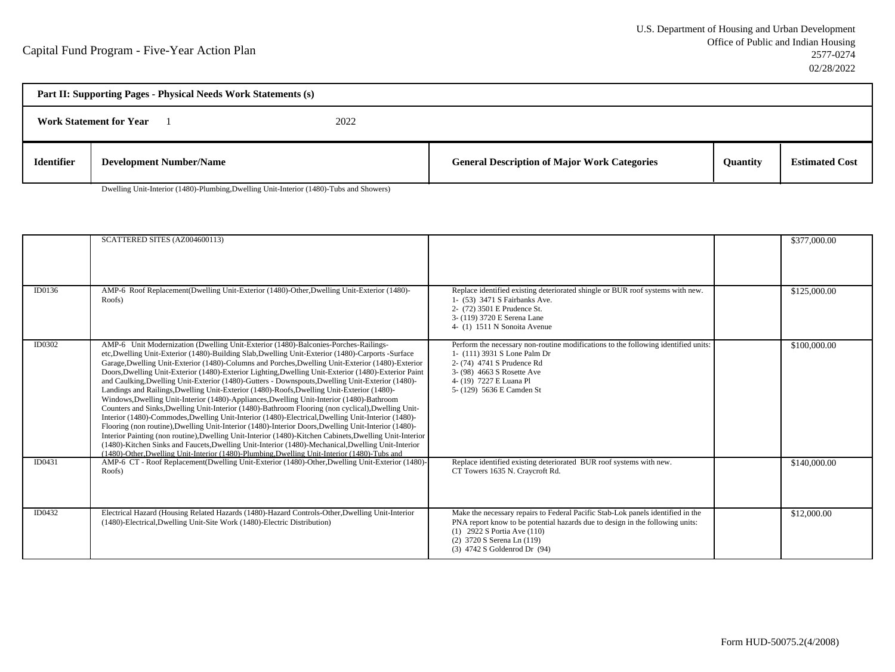# Capital Fund Program - Five-Year Action Plan

U.S. Department of Housing and Urban Development
Office of Public and Indian Housing
2577-0274
02/28/2022

**Part II: Supporting Pages - Physical Needs Work Statements (s)**

**Work Statement for Year** 1 2022

| Identifier | Development Number/Name | General Description of Major Work Categories | Quantity | Estimated Cost |
|---|---|---|---|---|
| | Dwelling Unit-Interior (1480)-Plumbing,Dwelling Unit-Interior (1480)-Tubs and Showers) | | | |
| | SCATTERED SITES (AZ004600113) | | | $377,000.00 |
| ID0136 | AMP-6 Roof Replacement(Dwelling Unit-Exterior (1480)-Other,Dwelling Unit-Exterior (1480)-Roofs) | Replace identified existing deteriorated shingle or BUR roof systems with new.<br>1- (53) 3471 S Fairbanks Ave.<br>2- (72) 3501 E Prudence St.<br>3- (119) 3720 E Serena Lane<br>4- (1) 1511 N Sonoita Avenue | | $125,000.00 |
| ID0302 | AMP-6 Unit Modernization (Dwelling Unit-Exterior (1480)-Balconies-Porches-Railings-etc,Dwelling Unit-Exterior (1480)-Building Slab,Dwelling Unit-Exterior (1480)-Carports -Surface Garage,Dwelling Unit-Exterior (1480)-Columns and Porches,Dwelling Unit-Exterior (1480)-Exterior Doors,Dwelling Unit-Exterior (1480)-Exterior Lighting,Dwelling Unit-Exterior (1480)-Exterior Paint and Caulking,Dwelling Unit-Exterior (1480)-Gutters - Downspouts,Dwelling Unit-Exterior (1480)-Landings and Railings,Dwelling Unit-Exterior (1480)-Roofs,Dwelling Unit-Exterior (1480)-Windows,Dwelling Unit-Interior (1480)-Appliances,Dwelling Unit-Interior (1480)-Bathroom Counters and Sinks,Dwelling Unit-Interior (1480)-Bathroom Flooring (non cyclical),Dwelling Unit-Interior (1480)-Commodes,Dwelling Unit-Interior (1480)-Electrical,Dwelling Unit-Interior (1480)-Flooring (non routine),Dwelling Unit-Interior (1480)-Interior Doors,Dwelling Unit-Interior (1480)-Interior Painting (non routine),Dwelling Unit-Interior (1480)-Kitchen Cabinets,Dwelling Unit-Interior (1480)-Kitchen Sinks and Faucets,Dwelling Unit-Interior (1480)-Mechanical,Dwelling Unit-Interior (1480)-Other,Dwelling Unit-Interior (1480)-Plumbing,Dwelling Unit-Interior (1480)-Tubs and | Perform the necessary non-routine modifications to the following identified units:<br>1- (111) 3931 S Lone Palm Dr<br>2- (74) 4741 S Prudence Rd<br>3- (98) 4663 S Rosette Ave<br>4- (19) 7227 E Luana Pl<br>5- (129) 5636 E Camden St | | $100,000.00 |
| ID0431 | AMP-6 CT - Roof Replacement(Dwelling Unit-Exterior (1480)-Other,Dwelling Unit-Exterior (1480)-Roofs) | Replace identified existing deteriorated BUR roof systems with new.<br>CT Towers 1635 N. Craycroft Rd. | | $140,000.00 |
| ID0432 | Electrical Hazard (Housing Related Hazards (1480)-Hazard Controls-Other,Dwelling Unit-Interior (1480)-Electrical,Dwelling Unit-Site Work (1480)-Electric Distribution) | Make the necessary repairs to Federal Pacific Stab-Lok panels identified in the PNA report know to be potential hazards due to design in the following units:<br>(1) 2922 S Portia Ave (110)<br>(2) 3720 S Serena Ln (119)<br>(3) 4742 S Goldenrod Dr (94) | | $12,000.00 |

Form HUD-50075.2(4/2008)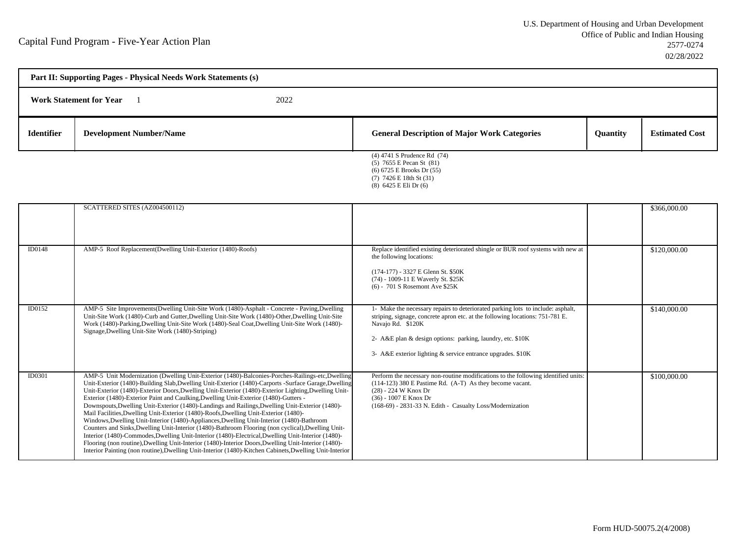Capital Fund Program - Five-Year Action Plan

U.S. Department of Housing and Urban Development
Office of Public and Indian Housing
2577-0274
02/28/2022

**Part II: Supporting Pages - Physical Needs Work Statements (s)**

**Work Statement for Year** 1 2022

| Identifier | Development Number/Name | General Description of Major Work Categories | Quantity | Estimated Cost |
|---|---|---|---|---|
| | | (4) 4741 S Prudence Rd (74)<br>(5) 7655 E Pecan St (81)<br>(6) 6725 E Brooks Dr (55)<br>(7) 7426 E 18th St (31)<br>(8) 6425 E Eli Dr (6) | | |
| | SCATTERED SITES (AZ004500112) | | | $366,000.00 |
| ID0148 | AMP-5 Roof Replacement(Dwelling Unit-Exterior (1480)-Roofs) | Replace identified existing deteriorated shingle or BUR roof systems with new at the following locations:<br><br>(174-177) - 3327 E Glenn St. $50K<br>(74) - 1009-11 E Waverly St. $25K<br>(6) - 701 S Rosemont Ave $25K | | $120,000.00 |
| ID0152 | AMP-5 Site Improvements(Dwelling Unit-Site Work (1480)-Asphalt - Concrete - Paving,Dwelling Unit-Site Work (1480)-Curb and Gutter,Dwelling Unit-Site Work (1480)-Other,Dwelling Unit-Site Work (1480)-Parking,Dwelling Unit-Site Work (1480)-Seal Coat,Dwelling Unit-Site Work (1480)-Signage,Dwelling Unit-Site Work (1480)-Striping) | 1- Make the necessary repairs to deteriorated parking lots to include: asphalt, striping, signage, concrete apron etc. at the following locations: 751-781 E. Navajo Rd. $120K<br><br>2- A&E plan & design options: parking, laundry, etc. $10K<br><br>3- A&E exterior lighting & service entrance upgrades. $10K | | $140,000.00 |
| ID0301 | AMP-5 Unit Modernization (Dwelling Unit-Exterior (1480)-Balconies-Porches-Railings-etc,Dwelling Unit-Exterior (1480)-Building Slab,Dwelling Unit-Exterior (1480)-Carports -Surface Garage,Dwelling Unit-Exterior (1480)-Exterior Doors,Dwelling Unit-Exterior (1480)-Exterior Lighting,Dwelling Unit-Exterior (1480)-Exterior Paint and Caulking,Dwelling Unit-Exterior (1480)-Gutters - Downspouts,Dwelling Unit-Exterior (1480)-Landings and Railings,Dwelling Unit-Exterior (1480)-Mail Facilities,Dwelling Unit-Exterior (1480)-Roofs,Dwelling Unit-Exterior (1480)-Windows,Dwelling Unit-Interior (1480)-Appliances,Dwelling Unit-Interior (1480)-Bathroom Counters and Sinks,Dwelling Unit-Interior (1480)-Bathroom Flooring (non cyclical),Dwelling Unit-Interior (1480)-Commodes,Dwelling Unit-Interior (1480)-Electrical,Dwelling Unit-Interior (1480)-Flooring (non routine),Dwelling Unit-Interior (1480)-Interior Doors,Dwelling Unit-Interior (1480)-Interior Painting (non routine),Dwelling Unit-Interior (1480)-Kitchen Cabinets,Dwelling Unit-Interior | Perform the necessary non-routine modifications to the following identified units:<br>(114-123) 380 E Pastime Rd. (A-T) As they become vacant.<br>(28) - 224 W Knox Dr<br>(36) - 1007 E Knox Dr<br>(168-69) - 2831-33 N. Edith - Casualty Loss/Modernization | | $100,000.00 |

Form HUD-50075.2(4/2008)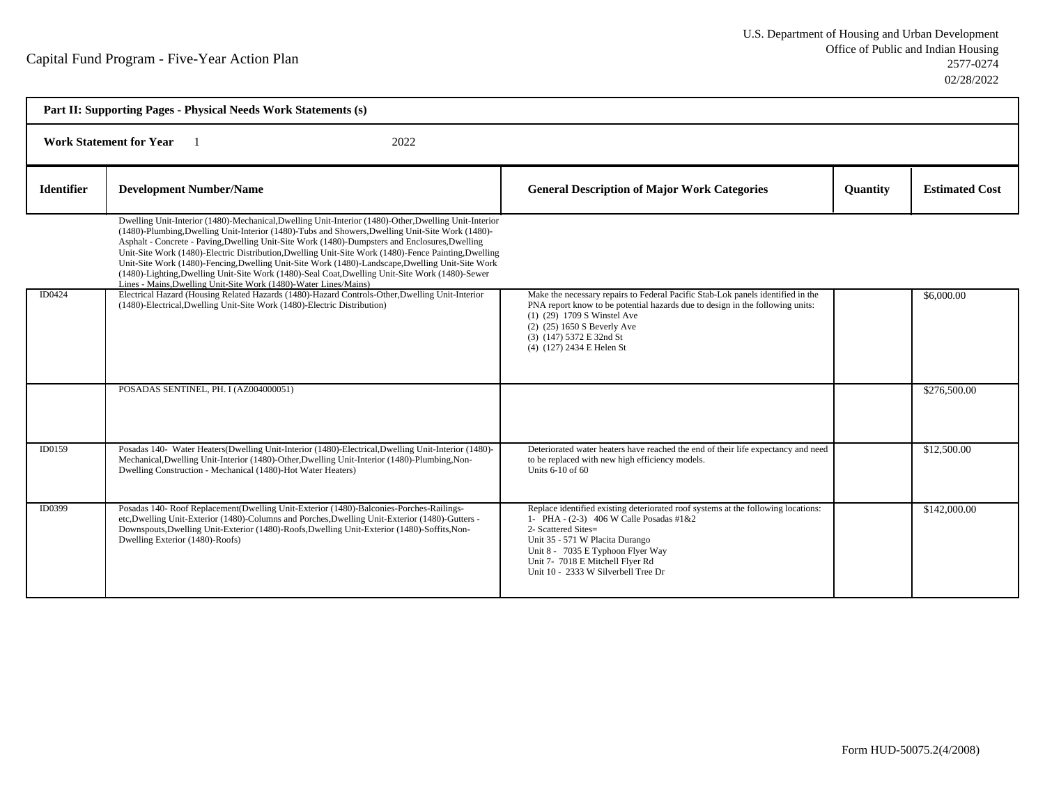Capital Fund Program - Five-Year Action Plan

U.S. Department of Housing and Urban Development
Office of Public and Indian Housing
2577-0274
02/28/2022

| **Part II: Supporting Pages - Physical Needs Work Statements (s)** | | | | |
|---|---|---|---|---|
| **Work Statement for Year** 1 2022 | | | | |
| **Identifier** | **Development Number/Name** | **General Description of Major Work Categories** | **Quantity** | **Estimated Cost** |
| | Dwelling Unit-Interior (1480)-Mechanical,Dwelling Unit-Interior (1480)-Other,Dwelling Unit-Interior (1480)-Plumbing,Dwelling Unit-Interior (1480)-Tubs and Showers,Dwelling Unit-Site Work (1480)-Asphalt - Concrete - Paving,Dwelling Unit-Site Work (1480)-Dumpsters and Enclosures,Dwelling Unit-Site Work (1480)-Electric Distribution,Dwelling Unit-Site Work (1480)-Fence Painting,Dwelling Unit-Site Work (1480)-Fencing,Dwelling Unit-Site Work (1480)-Landscape,Dwelling Unit-Site Work (1480)-Lighting,Dwelling Unit-Site Work (1480)-Seal Coat,Dwelling Unit-Site Work (1480)-Sewer Lines - Mains,Dwelling Unit-Site Work (1480)-Water Lines/Mains) | | | |
| ID0424 | Electrical Hazard (Housing Related Hazards (1480)-Hazard Controls-Other,Dwelling Unit-Interior (1480)-Electrical,Dwelling Unit-Site Work (1480)-Electric Distribution) | Make the necessary repairs to Federal Pacific Stab-Lok panels identified in the PNA report know to be potential hazards due to design in the following units:<br>(1) (29) 1709 S Winstel Ave<br>(2) (25) 1650 S Beverly Ave<br>(3) (147) 5372 E 32nd St<br>(4) (127) 2434 E Helen St | | $6,000.00 |
| | POSADAS SENTINEL, PH. I (AZ004000051) | | | $276,500.00 |
| ID0159 | Posadas 140- Water Heaters(Dwelling Unit-Interior (1480)-Electrical,Dwelling Unit-Interior (1480)-Mechanical,Dwelling Unit-Interior (1480)-Other,Dwelling Unit-Interior (1480)-Plumbing,Non-Dwelling Construction - Mechanical (1480)-Hot Water Heaters) | Deteriorated water heaters have reached the end of their life expectancy and need to be replaced with new high efficiency models.<br>Units 6-10 of 60 | | $12,500.00 |
| ID0399 | Posadas 140- Roof Replacement(Dwelling Unit-Exterior (1480)-Balconies-Porches-Railings-etc,Dwelling Unit-Exterior (1480)-Columns and Porches,Dwelling Unit-Exterior (1480)-Gutters - Downspouts,Dwelling Unit-Exterior (1480)-Roofs,Dwelling Unit-Exterior (1480)-Soffits,Non-Dwelling Exterior (1480)-Roofs) | Replace identified existing deteriorated roof systems at the following locations:<br>1- PHA - (2-3) 406 W Calle Posadas #1&2<br>2- Scattered Sites=<br>Unit 35 - 571 W Placita Durango<br>Unit 8 - 7035 E Typhoon Flyer Way<br>Unit 7- 7018 E Mitchell Flyer Rd<br>Unit 10 - 2333 W Silverbell Tree Dr | | $142,000.00 |

Form HUD-50075.2(4/2008)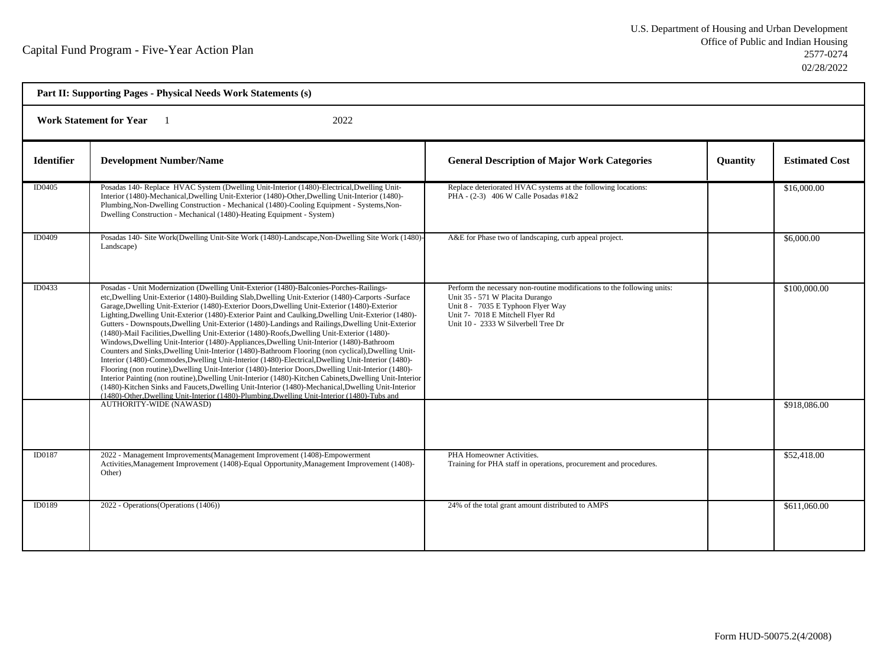Capital Fund Program - Five-Year Action Plan

U.S. Department of Housing and Urban Development
Office of Public and Indian Housing
2577-0274
02/28/2022

**Part II: Supporting Pages - Physical Needs Work Statements (s)**

**Work Statement for Year** 1 2022

| Identifier | Development Number/Name | General Description of Major Work Categories | Quantity | Estimated Cost |
|---|---|---|---|---|
| ID0405 | Posadas 140- Replace HVAC System (Dwelling Unit-Interior (1480)-Electrical,Dwelling Unit-Interior (1480)-Mechanical,Dwelling Unit-Exterior (1480)-Other,Dwelling Unit-Interior (1480)-Plumbing,Non-Dwelling Construction - Mechanical (1480)-Cooling Equipment - Systems,Non-Dwelling Construction - Mechanical (1480)-Heating Equipment - System) | Replace deteriorated HVAC systems at the following locations: PHA - (2-3) 406 W Calle Posadas #1&2 | | $16,000.00 |
| ID0409 | Posadas 140- Site Work(Dwelling Unit-Site Work (1480)-Landscape,Non-Dwelling Site Work (1480)-Landscape) | A&E for Phase two of landscaping, curb appeal project. | | $6,000.00 |
| ID0433 | Posadas - Unit Modernization (Dwelling Unit-Exterior (1480)-Balconies-Porches-Railings-etc,Dwelling Unit-Exterior (1480)-Building Slab,Dwelling Unit-Exterior (1480)-Carports -Surface Garage,Dwelling Unit-Exterior (1480)-Exterior Doors,Dwelling Unit-Exterior (1480)-Exterior Lighting,Dwelling Unit-Exterior (1480)-Exterior Paint and Caulking,Dwelling Unit-Exterior (1480)-Gutters - Downspouts,Dwelling Unit-Exterior (1480)-Landings and Railings,Dwelling Unit-Exterior (1480)-Mail Facilities,Dwelling Unit-Exterior (1480)-Roofs,Dwelling Unit-Exterior (1480)-Windows,Dwelling Unit-Interior (1480)-Appliances,Dwelling Unit-Interior (1480)-Bathroom Counters and Sinks,Dwelling Unit-Interior (1480)-Bathroom Flooring (non cyclical),Dwelling Unit-Interior (1480)-Commodes,Dwelling Unit-Interior (1480)-Electrical,Dwelling Unit-Interior (1480)-Flooring (non routine),Dwelling Unit-Interior (1480)-Interior Doors,Dwelling Unit-Interior (1480)-Interior Painting (non routine),Dwelling Unit-Interior (1480)-Kitchen Cabinets,Dwelling Unit-Interior (1480)-Kitchen Sinks and Faucets,Dwelling Unit-Interior (1480)-Mechanical,Dwelling Unit-Interior (1480)-Other,Dwelling Unit-Interior (1480)-Plumbing,Dwelling Unit-Interior (1480)-Tubs and | Perform the necessary non-routine modifications to the following units: Unit 35 - 571 W Placita Durango Unit 8 - 7035 E Typhoon Flyer Way Unit 7- 7018 E Mitchell Flyer Rd Unit 10 - 2333 W Silverbell Tree Dr | | $100,000.00 |
| | AUTHORITY-WIDE (NAWASD) | | | $918,086.00 |
| ID0187 | 2022 - Management Improvements(Management Improvement (1408)-Empowerment Activities,Management Improvement (1408)-Equal Opportunity,Management Improvement (1408)-Other) | PHA Homeowner Activities. Training for PHA staff in operations, procurement and procedures. | | $52,418.00 |
| ID0189 | 2022 - Operations(Operations (1406)) | 24% of the total grant amount distributed to AMPS | | $611,060.00 |

Form HUD-50075.2(4/2008)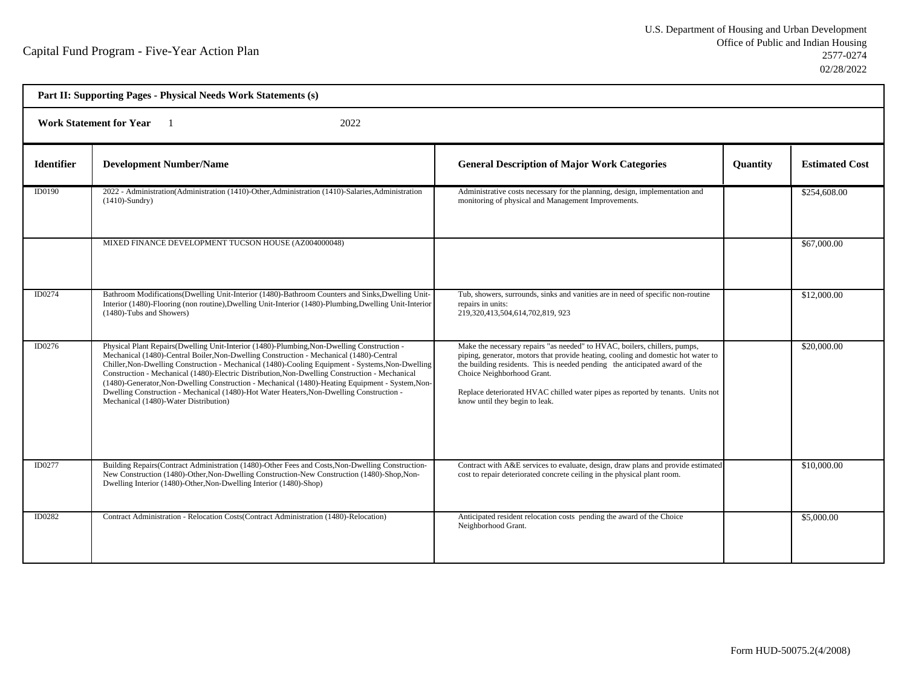Capital Fund Program - Five-Year Action Plan

U.S. Department of Housing and Urban Development
Office of Public and Indian Housing
2577-0274
02/28/2022

**Part II: Supporting Pages - Physical Needs Work Statements (s)**

**Work Statement for Year** 1 2022

| Identifier | Development Number/Name | General Description of Major Work Categories | Quantity | Estimated Cost |
|---|---|---|---|---|
| ID0190 | 2022 - Administration(Administration (1410)-Other,Administration (1410)-Salaries,Administration (1410)-Sundry) | Administrative costs necessary for the planning, design, implementation and monitoring of physical and Management Improvements. | | $254,608.00 |
| | MIXED FINANCE DEVELOPMENT TUCSON HOUSE (AZ004000048) | | | $67,000.00 |
| ID0274 | Bathroom Modifications(Dwelling Unit-Interior (1480)-Bathroom Counters and Sinks,Dwelling Unit-Interior (1480)-Flooring (non routine),Dwelling Unit-Interior (1480)-Plumbing,Dwelling Unit-Interior (1480)-Tubs and Showers) | Tub, showers, surrounds, sinks and vanities are in need of specific non-routine repairs in units: 219,320,413,504,614,702,819, 923 | | $12,000.00 |
| ID0276 | Physical Plant Repairs(Dwelling Unit-Interior (1480)-Plumbing,Non-Dwelling Construction - Mechanical (1480)-Central Boiler,Non-Dwelling Construction - Mechanical (1480)-Central Chiller,Non-Dwelling Construction - Mechanical (1480)-Cooling Equipment - Systems,Non-Dwelling Construction - Mechanical (1480)-Electric Distribution,Non-Dwelling Construction - Mechanical (1480)-Generator,Non-Dwelling Construction - Mechanical (1480)-Heating Equipment - System,Non-Dwelling Construction - Mechanical (1480)-Hot Water Heaters,Non-Dwelling Construction - Mechanical (1480)-Water Distribution) | Make the necessary repairs "as needed" to HVAC, boilers, chillers, pumps, piping, generator, motors that provide heating, cooling and domestic hot water to the building residents. This is needed pending the anticipated award of the Choice Neighborhood Grant.<br><br>Replace deteriorated HVAC chilled water pipes as reported by tenants. Units not know until they begin to leak. | | $20,000.00 |
| ID0277 | Building Repairs(Contract Administration (1480)-Other Fees and Costs,Non-Dwelling Construction-New Construction (1480)-Other,Non-Dwelling Construction-New Construction (1480)-Shop,Non-Dwelling Interior (1480)-Other,Non-Dwelling Interior (1480)-Shop) | Contract with A&E services to evaluate, design, draw plans and provide estimated cost to repair deteriorated concrete ceiling in the physical plant room. | | $10,000.00 |
| ID0282 | Contract Administration - Relocation Costs(Contract Administration (1480)-Relocation) | Anticipated resident relocation costs pending the award of the Choice Neighborhood Grant. | | $5,000.00 |

Form HUD-50075.2(4/2008)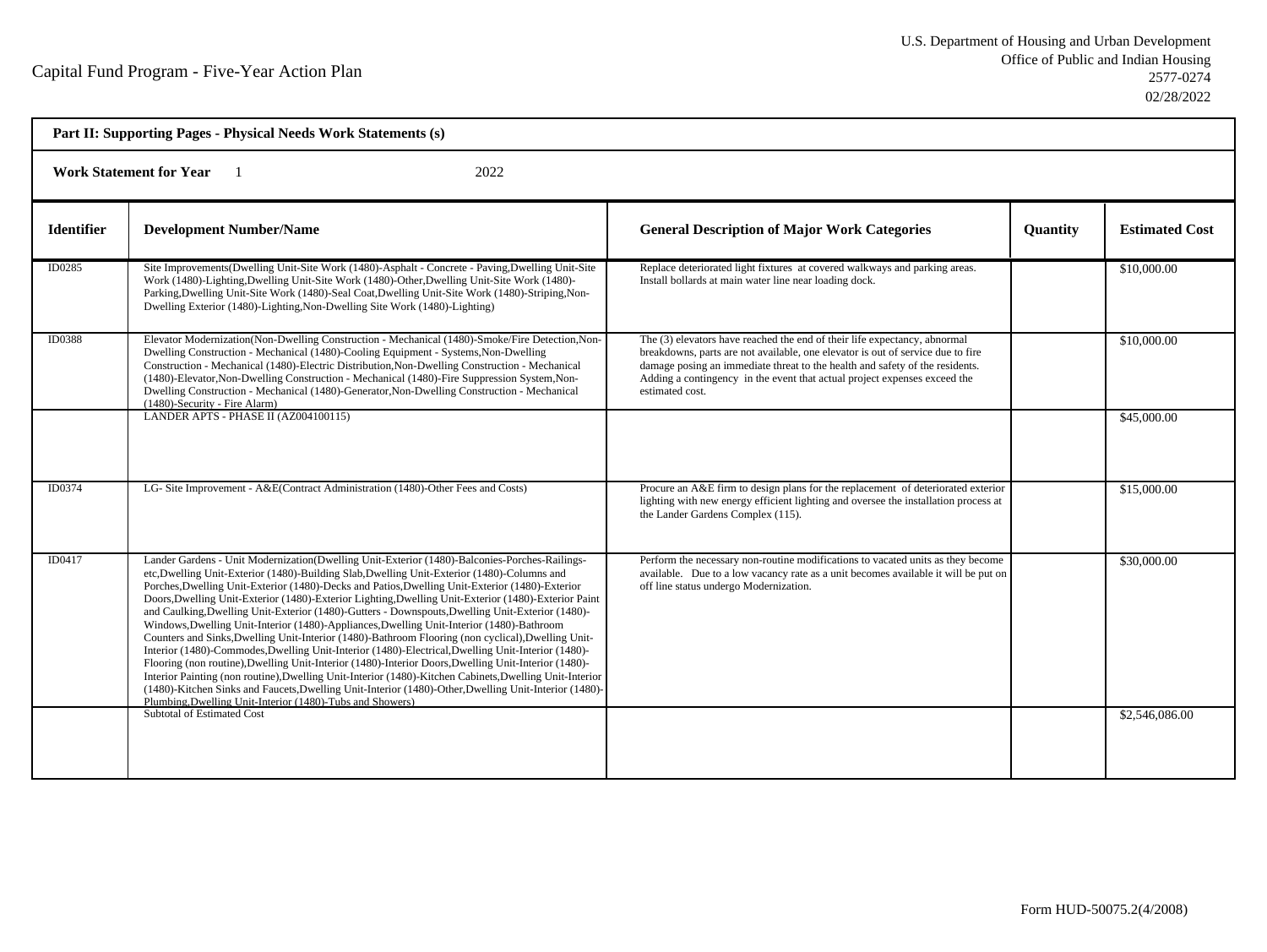Capital Fund Program - Five-Year Action Plan

U.S. Department of Housing and Urban Development
Office of Public and Indian Housing
2577-0274
02/28/2022

**Part II: Supporting Pages - Physical Needs Work Statements (s)**

**Work Statement for Year** 1 2022

| Identifier | Development Number/Name | General Description of Major Work Categories | Quantity | Estimated Cost |
|---|---|---|---|---|
| ID0285 | Site Improvements(Dwelling Unit-Site Work (1480)-Asphalt - Concrete - Paving,Dwelling Unit-Site Work (1480)-Lighting,Dwelling Unit-Site Work (1480)-Other,Dwelling Unit-Site Work (1480)-Parking,Dwelling Unit-Site Work (1480)-Seal Coat,Dwelling Unit-Site Work (1480)-Striping,Non-Dwelling Exterior (1480)-Lighting,Non-Dwelling Site Work (1480)-Lighting) | Replace deteriorated light fixtures at covered walkways and parking areas. Install bollards at main water line near loading dock. | | $10,000.00 |
| ID0388 | Elevator Modernization(Non-Dwelling Construction - Mechanical (1480)-Smoke/Fire Detection,Non-Dwelling Construction - Mechanical (1480)-Cooling Equipment - Systems,Non-Dwelling Construction - Mechanical (1480)-Electric Distribution,Non-Dwelling Construction - Mechanical (1480)-Elevator,Non-Dwelling Construction - Mechanical (1480)-Fire Suppression System,Non-Dwelling Construction - Mechanical (1480)-Generator,Non-Dwelling Construction - Mechanical (1480)-Security - Fire Alarm) | The (3) elevators have reached the end of their life expectancy, abnormal breakdowns, parts are not available, one elevator is out of service due to fire damage posing an immediate threat to the health and safety of the residents. Adding a contingency in the event that actual project expenses exceed the estimated cost. | | $10,000.00 |
| | LANDER APTS - PHASE II (AZ004100115) | | | $45,000.00 |
| ID0374 | LG- Site Improvement - A&E(Contract Administration (1480)-Other Fees and Costs) | Procure an A&E firm to design plans for the replacement of deteriorated exterior lighting with new energy efficient lighting and oversee the installation process at the Lander Gardens Complex (115). | | $15,000.00 |
| ID0417 | Lander Gardens - Unit Modernization(Dwelling Unit-Exterior (1480)-Balconies-Porches-Railings-etc,Dwelling Unit-Exterior (1480)-Building Slab,Dwelling Unit-Exterior (1480)-Columns and Porches,Dwelling Unit-Exterior (1480)-Decks and Patios,Dwelling Unit-Exterior (1480)-Exterior Doors,Dwelling Unit-Exterior (1480)-Exterior Lighting,Dwelling Unit-Exterior (1480)-Exterior Paint and Caulking,Dwelling Unit-Exterior (1480)-Gutters - Downspouts,Dwelling Unit-Exterior (1480)-Windows,Dwelling Unit-Interior (1480)-Appliances,Dwelling Unit-Interior (1480)-Bathroom Counters and Sinks,Dwelling Unit-Interior (1480)-Bathroom Flooring (non cyclical),Dwelling Unit-Interior (1480)-Commodes,Dwelling Unit-Interior (1480)-Electrical,Dwelling Unit-Interior (1480)-Flooring (non routine),Dwelling Unit-Interior (1480)-Interior Doors,Dwelling Unit-Interior (1480)-Interior Painting (non routine),Dwelling Unit-Interior (1480)-Kitchen Cabinets,Dwelling Unit-Interior (1480)-Kitchen Sinks and Faucets,Dwelling Unit-Interior (1480)-Other,Dwelling Unit-Interior (1480)-Plumbing,Dwelling Unit-Interior (1480)-Tubs and Showers) | Perform the necessary non-routine modifications to vacated units as they become available. Due to a low vacancy rate as a unit becomes available it will be put on off line status undergo Modernization. | | $30,000.00 |
| | Subtotal of Estimated Cost | | | $2,546,086.00 |

Form HUD-50075.2(4/2008)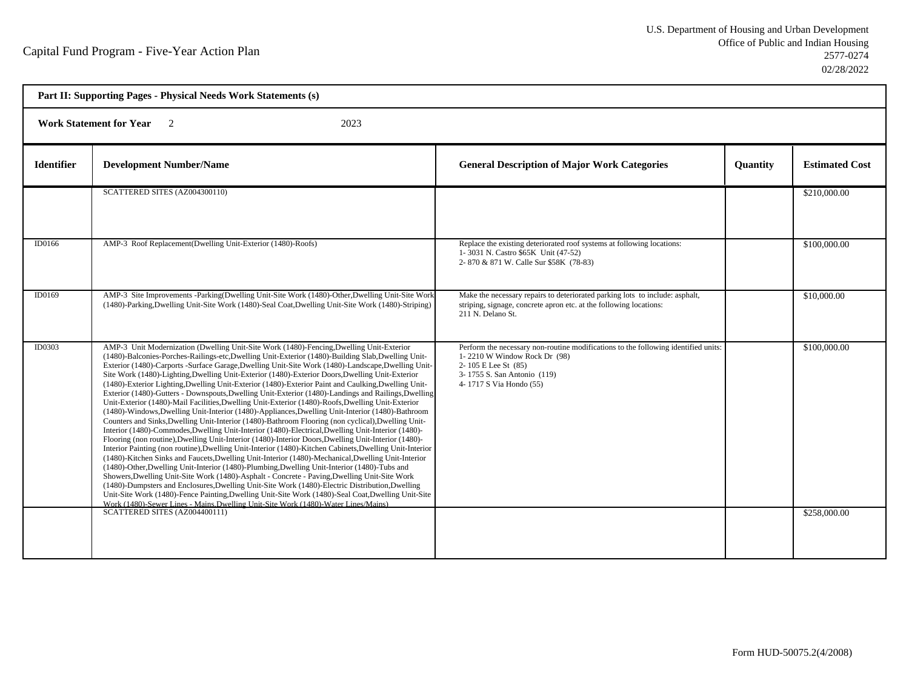# Capital Fund Program - Five-Year Action Plan

U.S. Department of Housing and Urban Development
Office of Public and Indian Housing
2577-0274
02/28/2022

**Part II: Supporting Pages - Physical Needs Work Statements (s)**

**Work Statement for Year** 2 2023

| Identifier | Development Number/Name | General Description of Major Work Categories | Quantity | Estimated Cost |
|---|---|---|---|---|
| | SCATTERED SITES (AZ004300110) | | | $210,000.00 |
| ID0166 | AMP-3 Roof Replacement(Dwelling Unit-Exterior (1480)-Roofs) | Replace the existing deteriorated roof systems at following locations:<br>1- 3031 N. Castro $65K Unit (47-52)<br>2- 870 & 871 W. Calle Sur $58K (78-83) | | $100,000.00 |
| ID0169 | AMP-3 Site Improvements -Parking(Dwelling Unit-Site Work (1480)-Other,Dwelling Unit-Site Work (1480)-Parking,Dwelling Unit-Site Work (1480)-Seal Coat,Dwelling Unit-Site Work (1480)-Striping) | Make the necessary repairs to deteriorated parking lots to include: asphalt, striping, signage, concrete apron etc. at the following locations:<br>211 N. Delano St. | | $10,000.00 |
| ID0303 | AMP-3 Unit Modernization (Dwelling Unit-Site Work (1480)-Fencing,Dwelling Unit-Exterior (1480)-Balconies-Porches-Railings-etc,Dwelling Unit-Exterior (1480)-Building Slab,Dwelling Unit-Exterior (1480)-Carports -Surface Garage,Dwelling Unit-Site Work (1480)-Landscape,Dwelling Unit-Site Work (1480)-Lighting,Dwelling Unit-Exterior (1480)-Exterior Doors,Dwelling Unit-Exterior (1480)-Exterior Lighting,Dwelling Unit-Exterior (1480)-Exterior Paint and Caulking,Dwelling Unit-Exterior (1480)-Gutters - Downspouts,Dwelling Unit-Exterior (1480)-Landings and Railings,Dwelling Unit-Exterior (1480)-Mail Facilities,Dwelling Unit-Exterior (1480)-Roofs,Dwelling Unit-Exterior (1480)-Windows,Dwelling Unit-Interior (1480)-Appliances,Dwelling Unit-Interior (1480)-Bathroom Counters and Sinks,Dwelling Unit-Interior (1480)-Bathroom Flooring (non cyclical),Dwelling Unit-Interior (1480)-Commodes,Dwelling Unit-Interior (1480)-Electrical,Dwelling Unit-Interior (1480)-Flooring (non routine),Dwelling Unit-Interior (1480)-Interior Doors,Dwelling Unit-Interior (1480)-Interior Painting (non routine),Dwelling Unit-Interior (1480)-Kitchen Cabinets,Dwelling Unit-Interior (1480)-Kitchen Sinks and Faucets,Dwelling Unit-Interior (1480)-Mechanical,Dwelling Unit-Interior (1480)-Other,Dwelling Unit-Interior (1480)-Plumbing,Dwelling Unit-Interior (1480)-Tubs and Showers,Dwelling Unit-Site Work (1480)-Asphalt - Concrete - Paving,Dwelling Unit-Site Work (1480)-Dumpsters and Enclosures,Dwelling Unit-Site Work (1480)-Electric Distribution,Dwelling Unit-Site Work (1480)-Fence Painting,Dwelling Unit-Site Work (1480)-Seal Coat,Dwelling Unit-Site Work (1480)-Sewer Lines - Mains,Dwelling Unit-Site Work (1480)-Water Lines/Mains) | Perform the necessary non-routine modifications to the following identified units:<br>1- 2210 W Window Rock Dr (98)<br>2- 105 E Lee St (85)<br>3- 1755 S. San Antonio (119)<br>4- 1717 S Via Hondo (55) | | $100,000.00 |
| | SCATTERED SITES (AZ004400111) | | | $258,000.00 |

Form HUD-50075.2(4/2008)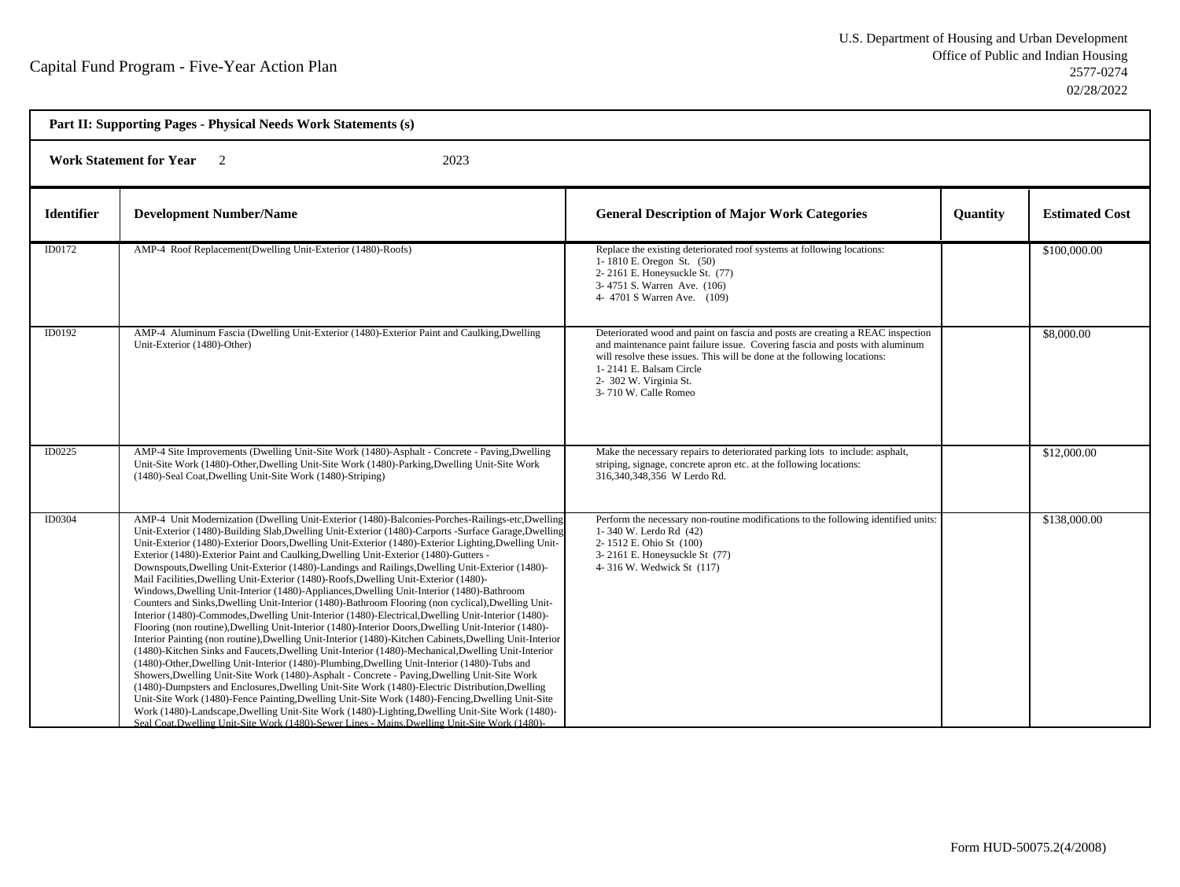Capital Fund Program - Five-Year Action Plan

U.S. Department of Housing and Urban Development
Office of Public and Indian Housing
2577-0274
02/28/2022

**Part II: Supporting Pages - Physical Needs Work Statements (s)**

**Work Statement for Year** 2 2023

| Identifier | Development Number/Name | General Description of Major Work Categories | Quantity | Estimated Cost |
|---|---|---|---|---|
| ID0172 | AMP-4 Roof Replacement(Dwelling Unit-Exterior (1480)-Roofs) | Replace the existing deteriorated roof systems at following locations:<br>1- 1810 E. Oregon St. (50)<br>2- 2161 E. Honeysuckle St. (77)<br>3- 4751 S. Warren Ave. (106)<br>4- 4701 S Warren Ave. (109) | | $100,000.00 |
| ID0192 | AMP-4 Aluminum Fascia (Dwelling Unit-Exterior (1480)-Exterior Paint and Caulking,Dwelling Unit-Exterior (1480)-Other) | Deteriorated wood and paint on fascia and posts are creating a REAC inspection and maintenance paint failure issue. Covering fascia and posts with aluminum will resolve these issues. This will be done at the following locations:<br>1- 2141 E. Balsam Circle<br>2- 302 W. Virginia St.<br>3- 710 W. Calle Romeo | | $8,000.00 |
| ID0225 | AMP-4 Site Improvements (Dwelling Unit-Site Work (1480)-Asphalt - Concrete - Paving,Dwelling Unit-Site Work (1480)-Other,Dwelling Unit-Site Work (1480)-Parking,Dwelling Unit-Site Work (1480)-Seal Coat,Dwelling Unit-Site Work (1480)-Striping) | Make the necessary repairs to deteriorated parking lots to include: asphalt, striping, signage, concrete apron etc. at the following locations:<br>316,340,348,356 W Lerdo Rd. | | $12,000.00 |
| ID0304 | AMP-4 Unit Modernization (Dwelling Unit-Exterior (1480)-Balconies-Porches-Railings-etc,Dwelling Unit-Exterior (1480)-Building Slab,Dwelling Unit-Exterior (1480)-Carports -Surface Garage,Dwelling Unit-Exterior (1480)-Exterior Doors,Dwelling Unit-Exterior (1480)-Exterior Lighting,Dwelling Unit-Exterior (1480)-Exterior Paint and Caulking,Dwelling Unit-Exterior (1480)-Gutters - Downspouts,Dwelling Unit-Exterior (1480)-Landings and Railings,Dwelling Unit-Exterior (1480)-Mail Facilities,Dwelling Unit-Exterior (1480)-Roofs,Dwelling Unit-Exterior (1480)-Windows,Dwelling Unit-Interior (1480)-Appliances,Dwelling Unit-Interior (1480)-Bathroom Counters and Sinks,Dwelling Unit-Interior (1480)-Bathroom Flooring (non cyclical),Dwelling Unit-Interior (1480)-Commodes,Dwelling Unit-Interior (1480)-Electrical,Dwelling Unit-Interior (1480)-Flooring (non routine),Dwelling Unit-Interior (1480)-Interior Doors,Dwelling Unit-Interior (1480)-Interior Painting (non routine),Dwelling Unit-Interior (1480)-Kitchen Cabinets,Dwelling Unit-Interior (1480)-Kitchen Sinks and Faucets,Dwelling Unit-Interior (1480)-Mechanical,Dwelling Unit-Interior (1480)-Other,Dwelling Unit-Interior (1480)-Plumbing,Dwelling Unit-Interior (1480)-Tubs and Showers,Dwelling Unit-Site Work (1480)-Asphalt - Concrete - Paving,Dwelling Unit-Site Work (1480)-Dumpsters and Enclosures,Dwelling Unit-Site Work (1480)-Electric Distribution,Dwelling Unit-Site Work (1480)-Fence Painting,Dwelling Unit-Site Work (1480)-Fencing,Dwelling Unit-Site Work (1480)-Landscape,Dwelling Unit-Site Work (1480)-Lighting,Dwelling Unit-Site Work (1480)-Seal Coat,Dwelling Unit-Site Work (1480)-Sewer Lines - Mains,Dwelling Unit-Site Work (1480)- | Perform the necessary non-routine modifications to the following identified units:<br>1- 340 W. Lerdo Rd (42)<br>2- 1512 E. Ohio St (100)<br>3- 2161 E. Honeysuckle St (77)<br>4- 316 W. Wedwick St (117) | | $138,000.00 |

Form HUD-50075.2(4/2008)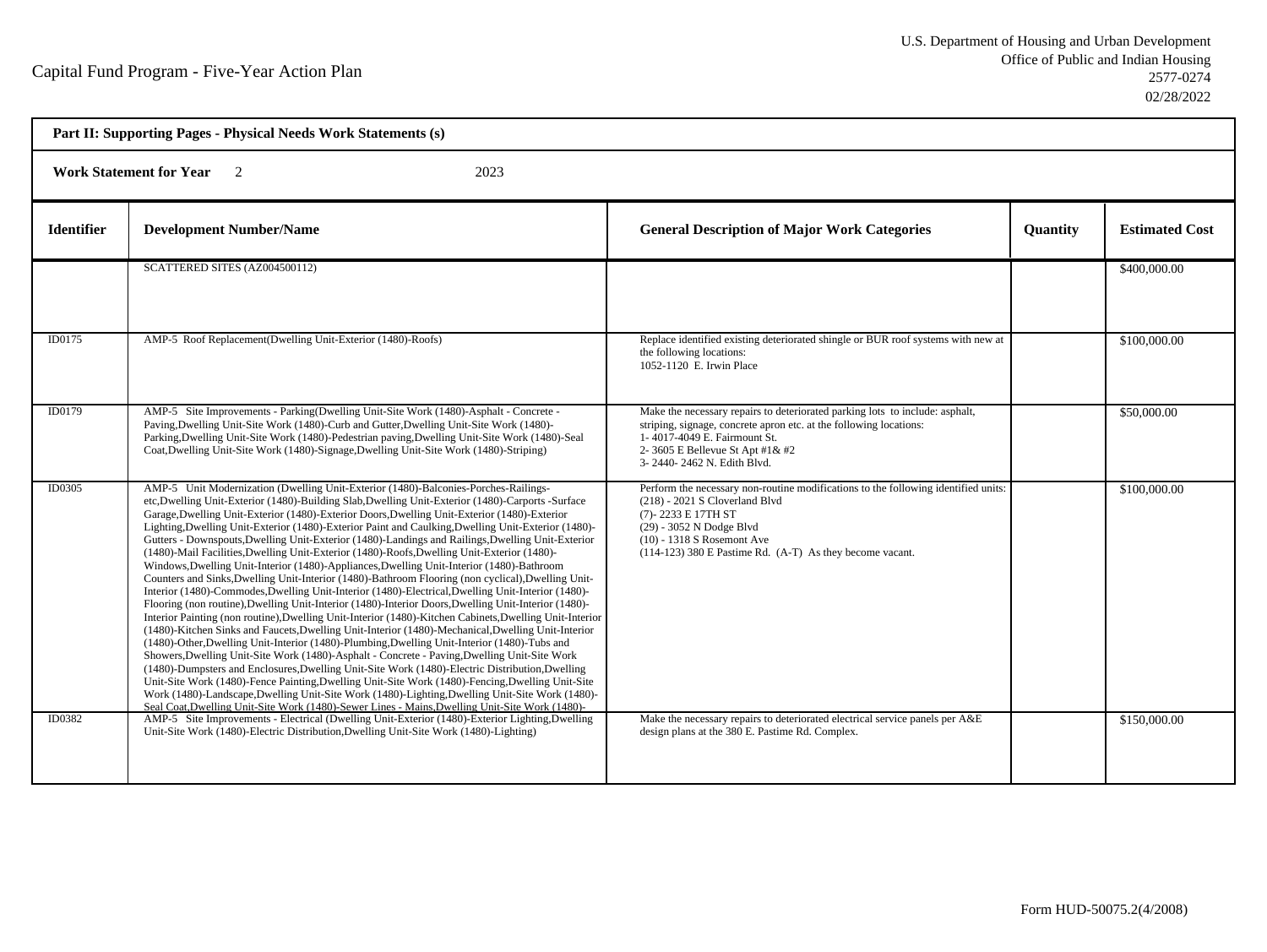Capital Fund Program - Five-Year Action Plan

U.S. Department of Housing and Urban Development
Office of Public and Indian Housing
2577-0274
02/28/2022

**Part II: Supporting Pages - Physical Needs Work Statements (s)**

**Work Statement for Year** 2 2023

| Identifier | Development Number/Name | General Description of Major Work Categories | Quantity | Estimated Cost |
|---|---|---|---|---|
| | SCATTERED SITES (AZ004500112) | | | $400,000.00 |
| ID0175 | AMP-5 Roof Replacement(Dwelling Unit-Exterior (1480)-Roofs) | Replace identified existing deteriorated shingle or BUR roof systems with new at the following locations:<br>1052-1120 E. Irwin Place | | $100,000.00 |
| ID0179 | AMP-5 Site Improvements - Parking(Dwelling Unit-Site Work (1480)-Asphalt - Concrete - Paving,Dwelling Unit-Site Work (1480)-Curb and Gutter,Dwelling Unit-Site Work (1480)-Parking,Dwelling Unit-Site Work (1480)-Pedestrian paving,Dwelling Unit-Site Work (1480)-Seal Coat,Dwelling Unit-Site Work (1480)-Signage,Dwelling Unit-Site Work (1480)-Striping) | Make the necessary repairs to deteriorated parking lots to include: asphalt, striping, signage, concrete apron etc. at the following locations:<br>1- 4017-4049 E. Fairmount St.<br>2- 3605 E Bellevue St Apt #1& #2<br>3- 2440- 2462 N. Edith Blvd. | | $50,000.00 |
| ID0305 | AMP-5 Unit Modernization (Dwelling Unit-Exterior (1480)-Balconies-Porches-Railings-etc,Dwelling Unit-Exterior (1480)-Building Slab,Dwelling Unit-Exterior (1480)-Carports -Surface Garage,Dwelling Unit-Exterior (1480)-Exterior Doors,Dwelling Unit-Exterior (1480)-Exterior Lighting,Dwelling Unit-Exterior (1480)-Exterior Paint and Caulking,Dwelling Unit-Exterior (1480)-Gutters - Downspouts,Dwelling Unit-Exterior (1480)-Landings and Railings,Dwelling Unit-Exterior (1480)-Mail Facilities,Dwelling Unit-Exterior (1480)-Roofs,Dwelling Unit-Exterior (1480)-Windows,Dwelling Unit-Interior (1480)-Appliances,Dwelling Unit-Interior (1480)-Bathroom Counters and Sinks,Dwelling Unit-Interior (1480)-Bathroom Flooring (non cyclical),Dwelling Unit-Interior (1480)-Commodes,Dwelling Unit-Interior (1480)-Electrical,Dwelling Unit-Interior (1480)-Flooring (non routine),Dwelling Unit-Interior (1480)-Interior Doors,Dwelling Unit-Interior (1480)-Interior Painting (non routine),Dwelling Unit-Interior (1480)-Kitchen Cabinets,Dwelling Unit-Interior (1480)-Kitchen Sinks and Faucets,Dwelling Unit-Interior (1480)-Mechanical,Dwelling Unit-Interior (1480)-Other,Dwelling Unit-Interior (1480)-Plumbing,Dwelling Unit-Interior (1480)-Tubs and Showers,Dwelling Unit-Site Work (1480)-Asphalt - Concrete - Paving,Dwelling Unit-Site Work (1480)-Dumpsters and Enclosures,Dwelling Unit-Site Work (1480)-Electric Distribution,Dwelling Unit-Site Work (1480)-Fence Painting,Dwelling Unit-Site Work (1480)-Fencing,Dwelling Unit-Site Work (1480)-Landscape,Dwelling Unit-Site Work (1480)-Lighting,Dwelling Unit-Site Work (1480)-Seal Coat,Dwelling Unit-Site Work (1480)-Sewer Lines - Mains,Dwelling Unit-Site Work (1480)- | Perform the necessary non-routine modifications to the following identified units:<br>(218) - 2021 S Cloverland Blvd<br>(7)- 2233 E 17TH ST<br>(29) - 3052 N Dodge Blvd<br>(10) - 1318 S Rosemont Ave<br>(114-123) 380 E Pastime Rd. (A-T) As they become vacant. | | $100,000.00 |
| ID0382 | AMP-5 Site Improvements - Electrical (Dwelling Unit-Exterior (1480)-Exterior Lighting,Dwelling Unit-Site Work (1480)-Electric Distribution,Dwelling Unit-Site Work (1480)-Lighting) | Make the necessary repairs to deteriorated electrical service panels per A&E design plans at the 380 E. Pastime Rd. Complex. | | $150,000.00 |

Form HUD-50075.2(4/2008)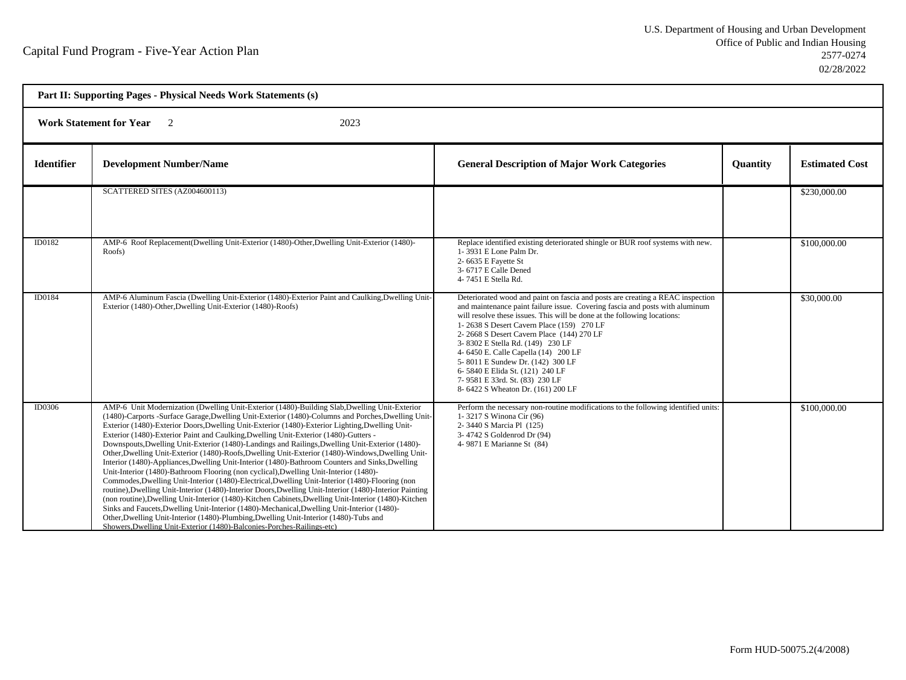Capital Fund Program - Five-Year Action Plan

U.S. Department of Housing and Urban Development
Office of Public and Indian Housing
2577-0274
02/28/2022

**Part II: Supporting Pages - Physical Needs Work Statements (s)**

**Work Statement for Year** 2 2023

| Identifier | Development Number/Name | General Description of Major Work Categories | Quantity | Estimated Cost |
|---|---|---|---|---|
| | SCATTERED SITES (AZ004600113) | | | $230,000.00 |
| ID0182 | AMP-6 Roof Replacement(Dwelling Unit-Exterior (1480)-Other,Dwelling Unit-Exterior (1480)-Roofs) | Replace identified existing deteriorated shingle or BUR roof systems with new.<br>1- 3931 E Lone Palm Dr.<br>2- 6635 E Fayette St<br>3- 6717 E Calle Dened<br>4- 7451 E Stella Rd. | | $100,000.00 |
| ID0184 | AMP-6 Aluminum Fascia (Dwelling Unit-Exterior (1480)-Exterior Paint and Caulking,Dwelling Unit-Exterior (1480)-Other,Dwelling Unit-Exterior (1480)-Roofs) | Deteriorated wood and paint on fascia and posts are creating a REAC inspection and maintenance paint failure issue. Covering fascia and posts with aluminum will resolve these issues. This will be done at the following locations:<br>1- 2638 S Desert Cavern Place (159) 270 LF<br>2- 2668 S Desert Cavern Place (144) 270 LF<br>3- 8302 E Stella Rd. (149) 230 LF<br>4- 6450 E. Calle Capella (14) 200 LF<br>5- 8011 E Sundew Dr. (142) 300 LF<br>6- 5840 E Elida St. (121) 240 LF<br>7- 9581 E 33rd. St. (83) 230 LF<br>8- 6422 S Wheaton Dr. (161) 200 LF | | $30,000.00 |
| ID0306 | AMP-6 Unit Modernization (Dwelling Unit-Exterior (1480)-Building Slab,Dwelling Unit-Exterior (1480)-Carports -Surface Garage,Dwelling Unit-Exterior (1480)-Columns and Porches,Dwelling Unit-Exterior (1480)-Exterior Doors,Dwelling Unit-Exterior (1480)-Exterior Lighting,Dwelling Unit-Exterior (1480)-Exterior Paint and Caulking,Dwelling Unit-Exterior (1480)-Gutters - Downspouts,Dwelling Unit-Exterior (1480)-Landings and Railings,Dwelling Unit-Exterior (1480)-Other,Dwelling Unit-Exterior (1480)-Roofs,Dwelling Unit-Exterior (1480)-Windows,Dwelling Unit-Interior (1480)-Appliances,Dwelling Unit-Interior (1480)-Bathroom Counters and Sinks,Dwelling Unit-Interior (1480)-Bathroom Flooring (non cyclical),Dwelling Unit-Interior (1480)-Commodes,Dwelling Unit-Interior (1480)-Electrical,Dwelling Unit-Interior (1480)-Flooring (non routine),Dwelling Unit-Interior (1480)-Interior Doors,Dwelling Unit-Interior (1480)-Interior Painting (non routine),Dwelling Unit-Interior (1480)-Kitchen Cabinets,Dwelling Unit-Interior (1480)-Kitchen Sinks and Faucets,Dwelling Unit-Interior (1480)-Mechanical,Dwelling Unit-Interior (1480)-Other,Dwelling Unit-Interior (1480)-Plumbing,Dwelling Unit-Interior (1480)-Tubs and Showers,Dwelling Unit-Exterior (1480)-Balconies-Porches-Railings-etc) | Perform the necessary non-routine modifications to the following identified units:<br>1- 3217 S Winona Cir (96)<br>2- 3440 S Marcia Pl (125)<br>3- 4742 S Goldenrod Dr (94)<br>4- 9871 E Marianne St (84) | | $100,000.00 |

Form HUD-50075.2(4/2008)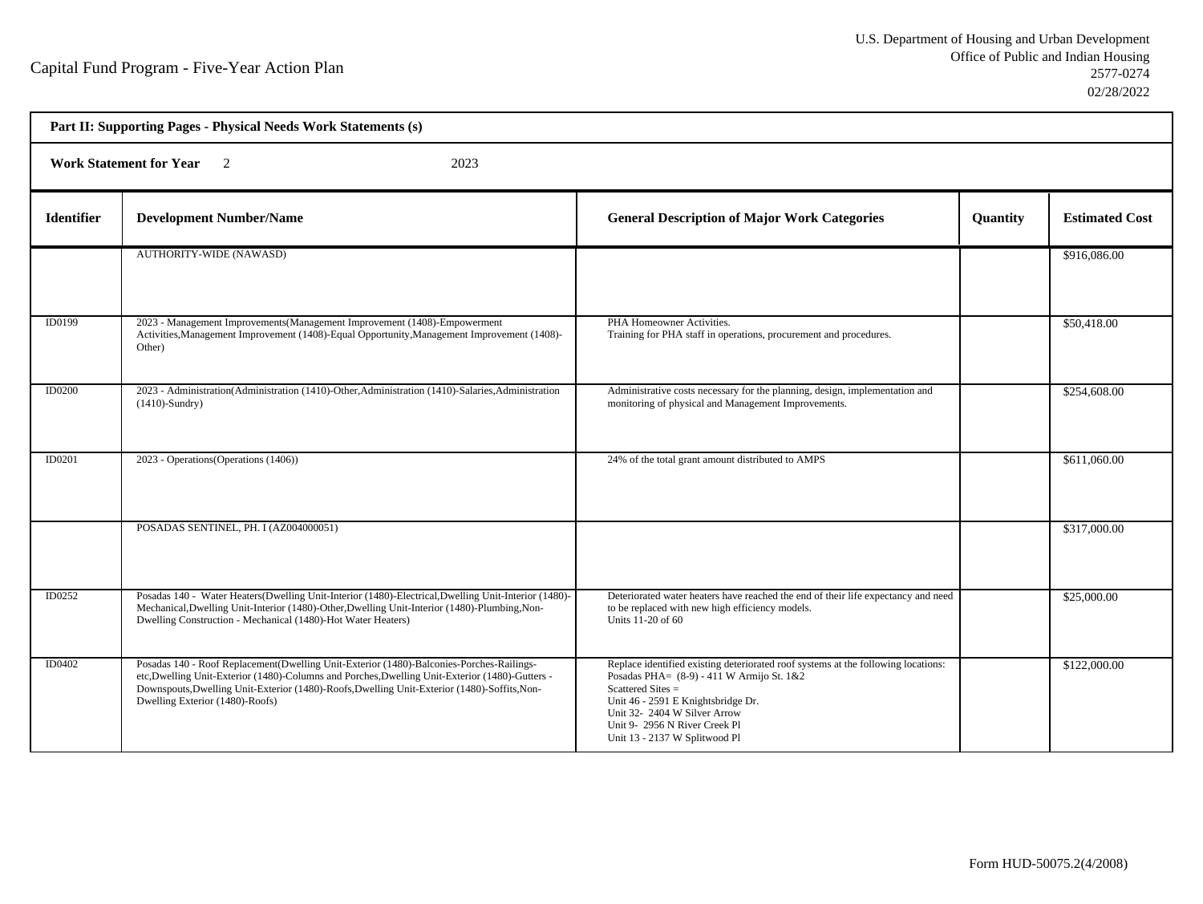Capital Fund Program - Five-Year Action Plan

U.S. Department of Housing and Urban Development
Office of Public and Indian Housing
2577-0274
02/28/2022

**Part II: Supporting Pages - Physical Needs Work Statements (s)**

**Work Statement for Year** 2 2023

| Identifier | Development Number/Name | General Description of Major Work Categories | Quantity | Estimated Cost |
|---|---|---|---|---|
| | AUTHORITY-WIDE (NAWASD) | | | $916,086.00 |
| ID0199 | 2023 - Management Improvements(Management Improvement (1408)-Empowerment Activities,Management Improvement (1408)-Equal Opportunity,Management Improvement (1408)-Other) | PHA Homeowner Activities.<br>Training for PHA staff in operations, procurement and procedures. | | $50,418.00 |
| ID0200 | 2023 - Administration(Administration (1410)-Other,Administration (1410)-Salaries,Administration (1410)-Sundry) | Administrative costs necessary for the planning, design, implementation and monitoring of physical and Management Improvements. | | $254,608.00 |
| ID0201 | 2023 - Operations(Operations (1406)) | 24% of the total grant amount distributed to AMPS | | $611,060.00 |
| | POSADAS SENTINEL, PH. I (AZ004000051) | | | $317,000.00 |
| ID0252 | Posadas 140 - Water Heaters(Dwelling Unit-Interior (1480)-Electrical,Dwelling Unit-Interior (1480)-Mechanical,Dwelling Unit-Interior (1480)-Other,Dwelling Unit-Interior (1480)-Plumbing,Non-Dwelling Construction - Mechanical (1480)-Hot Water Heaters) | Deteriorated water heaters have reached the end of their life expectancy and need to be replaced with new high efficiency models.<br>Units 11-20 of 60 | | $25,000.00 |
| ID0402 | Posadas 140 - Roof Replacement(Dwelling Unit-Exterior (1480)-Balconies-Porches-Railings-etc,Dwelling Unit-Exterior (1480)-Columns and Porches,Dwelling Unit-Exterior (1480)-Gutters - Downspouts,Dwelling Unit-Exterior (1480)-Roofs,Dwelling Unit-Exterior (1480)-Soffits,Non-Dwelling Exterior (1480)-Roofs) | Replace identified existing deteriorated roof systems at the following locations:<br>Posadas PHA= (8-9) - 411 W Armijo St. 1&2<br>Scattered Sites =<br>Unit 46 - 2591 E Knightsbridge Dr.<br>Unit 32- 2404 W Silver Arrow<br>Unit 9- 2956 N River Creek Pl<br>Unit 13 - 2137 W Splitwood Pl | | $122,000.00 |

Form HUD-50075.2(4/2008)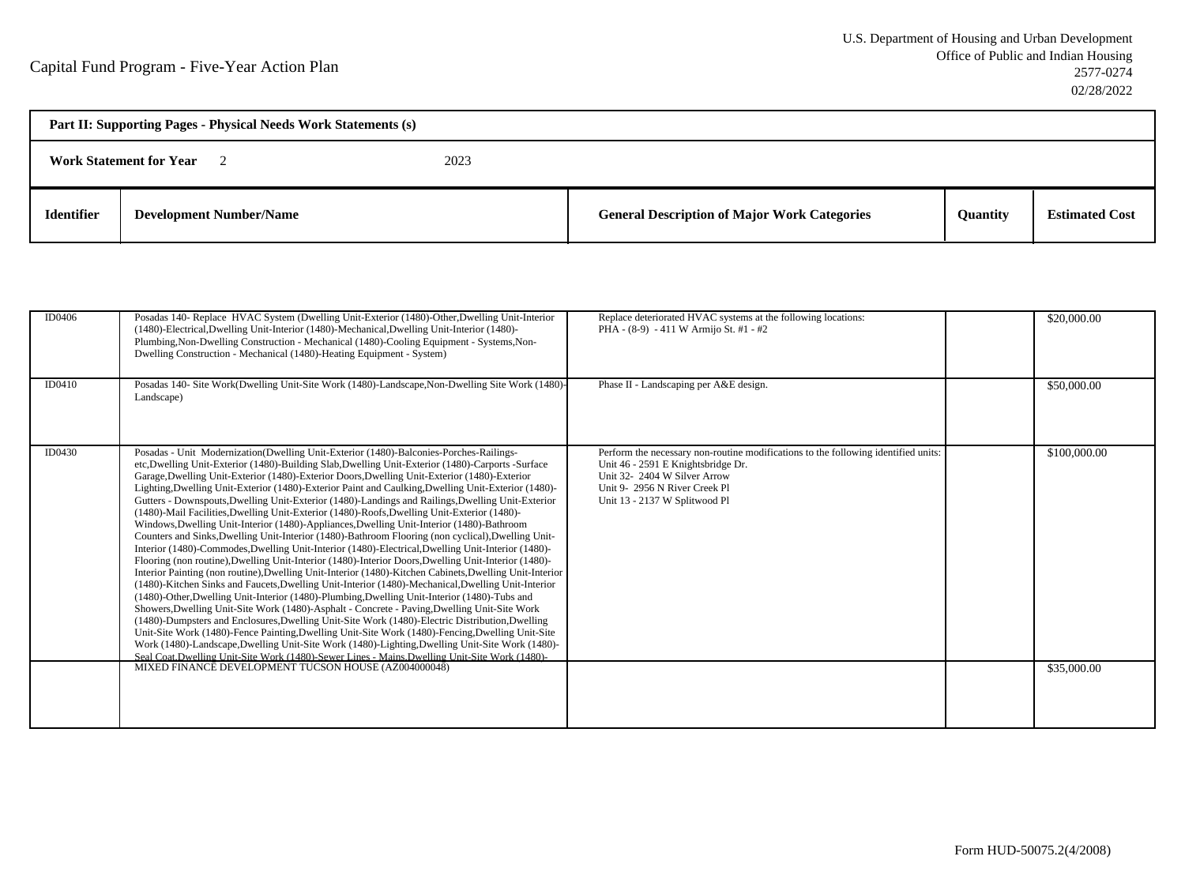Capital Fund Program - Five-Year Action Plan

U.S. Department of Housing and Urban Development
Office of Public and Indian Housing
2577-0274
02/28/2022

**Part II: Supporting Pages - Physical Needs Work Statements (s)**

**Work Statement for Year** 2 2023

| Identifier | Development Number/Name | General Description of Major Work Categories | Quantity | Estimated Cost |
|---|---|---|---|---|
| ID0406 | Posadas 140- Replace HVAC System (Dwelling Unit-Exterior (1480)-Other,Dwelling Unit-Interior (1480)-Electrical,Dwelling Unit-Interior (1480)-Mechanical,Dwelling Unit-Interior (1480)-Plumbing,Non-Dwelling Construction - Mechanical (1480)-Cooling Equipment - Systems,Non-Dwelling Construction - Mechanical (1480)-Heating Equipment - System) | Replace deteriorated HVAC systems at the following locations: PHA - (8-9) - 411 W Armijo St. #1 - #2 | | $20,000.00 |
| ID0410 | Posadas 140- Site Work(Dwelling Unit-Site Work (1480)-Landscape,Non-Dwelling Site Work (1480)-Landscape) | Phase II - Landscaping per A&E design. | | $50,000.00 |
| ID0430 | Posadas - Unit Modernization(Dwelling Unit-Exterior (1480)-Balconies-Porches-Railings-etc,Dwelling Unit-Exterior (1480)-Building Slab,Dwelling Unit-Exterior (1480)-Carports -Surface Garage,Dwelling Unit-Exterior (1480)-Exterior Doors,Dwelling Unit-Exterior (1480)-Exterior Lighting,Dwelling Unit-Exterior (1480)-Exterior Paint and Caulking,Dwelling Unit-Exterior (1480)-Gutters - Downspouts,Dwelling Unit-Exterior (1480)-Landings and Railings,Dwelling Unit-Exterior (1480)-Mail Facilities,Dwelling Unit-Exterior (1480)-Roofs,Dwelling Unit-Exterior (1480)-Windows,Dwelling Unit-Interior (1480)-Appliances,Dwelling Unit-Interior (1480)-Bathroom Counters and Sinks,Dwelling Unit-Interior (1480)-Bathroom Flooring (non cyclical),Dwelling Unit-Interior (1480)-Commodes,Dwelling Unit-Interior (1480)-Electrical,Dwelling Unit-Interior (1480)-Flooring (non routine),Dwelling Unit-Interior (1480)-Interior Doors,Dwelling Unit-Interior (1480)-Interior Painting (non routine),Dwelling Unit-Interior (1480)-Kitchen Cabinets,Dwelling Unit-Interior (1480)-Kitchen Sinks and Faucets,Dwelling Unit-Interior (1480)-Mechanical,Dwelling Unit-Interior (1480)-Other,Dwelling Unit-Interior (1480)-Plumbing,Dwelling Unit-Interior (1480)-Tubs and Showers,Dwelling Unit-Site Work (1480)-Asphalt - Concrete - Paving,Dwelling Unit-Site Work (1480)-Dumpsters and Enclosures,Dwelling Unit-Site Work (1480)-Electric Distribution,Dwelling Unit-Site Work (1480)-Fence Painting,Dwelling Unit-Site Work (1480)-Fencing,Dwelling Unit-Site Work (1480)-Landscape,Dwelling Unit-Site Work (1480)-Lighting,Dwelling Unit-Site Work (1480)-Seal Coat,Dwelling Unit-Site Work (1480)-Sewer Lines - Mains,Dwelling Unit-Site Work (1480)- | Perform the necessary non-routine modifications to the following identified units: Unit 46 - 2591 E Knightsbridge Dr. Unit 32- 2404 W Silver Arrow Unit 9- 2956 N River Creek Pl Unit 13 - 2137 W Splitwood Pl | | $100,000.00 |
| | MIXED FINANCE DEVELOPMENT TUCSON HOUSE (AZ004000048) | | | $35,000.00 |

Form HUD-50075.2(4/2008)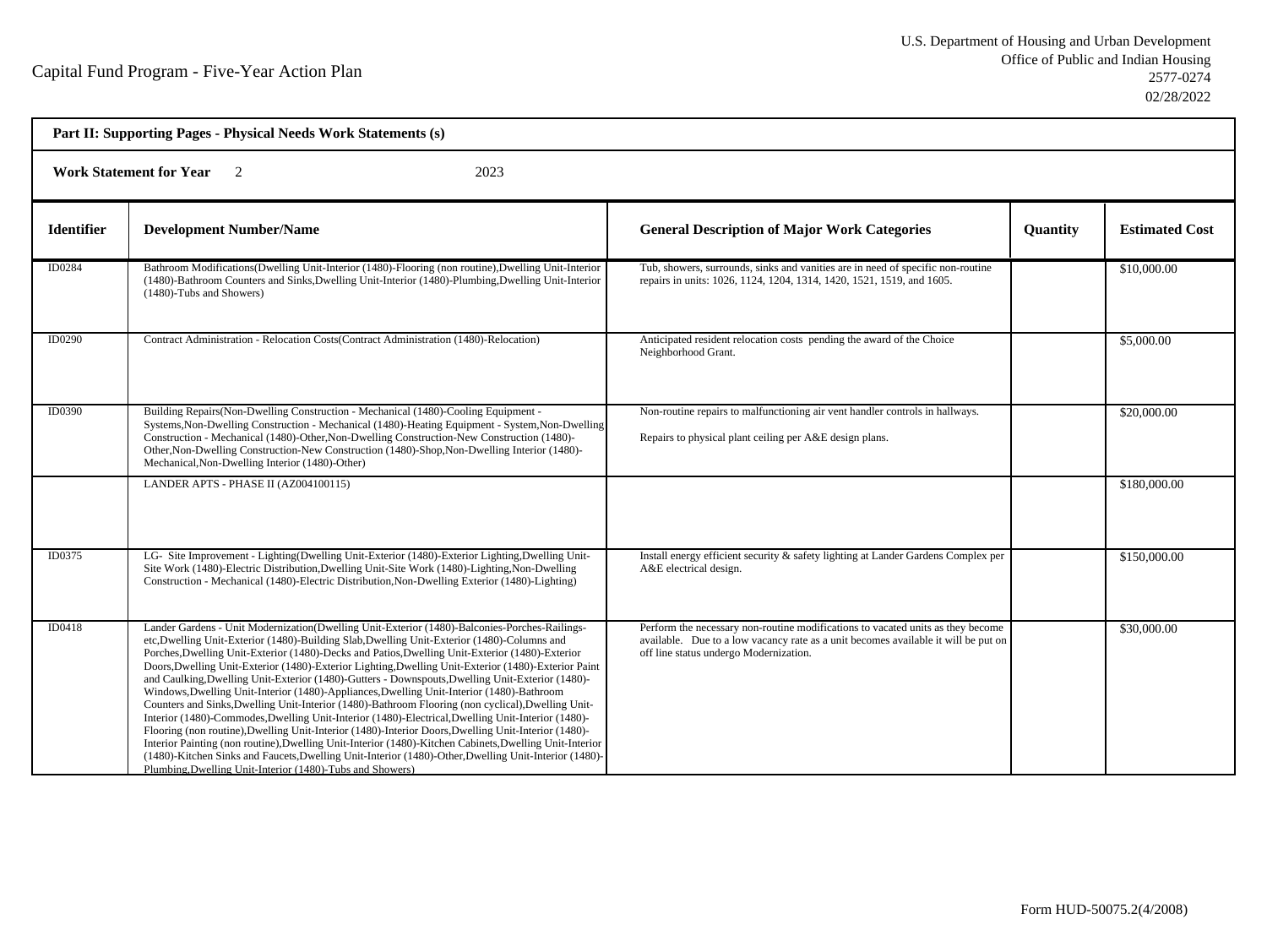Capital Fund Program - Five-Year Action Plan

U.S. Department of Housing and Urban Development
Office of Public and Indian Housing
2577-0274
02/28/2022

**Part II: Supporting Pages - Physical Needs Work Statements (s)**

**Work Statement for Year** 2 2023

| Identifier | Development Number/Name | General Description of Major Work Categories | Quantity | Estimated Cost |
|---|---|---|---|---|
| ID0284 | Bathroom Modifications(Dwelling Unit-Interior (1480)-Flooring (non routine),Dwelling Unit-Interior (1480)-Bathroom Counters and Sinks,Dwelling Unit-Interior (1480)-Plumbing,Dwelling Unit-Interior (1480)-Tubs and Showers) | Tub, showers, surrounds, sinks and vanities are in need of specific non-routine repairs in units: 1026, 1124, 1204, 1314, 1420, 1521, 1519, and 1605. | | $10,000.00 |
| ID0290 | Contract Administration - Relocation Costs(Contract Administration (1480)-Relocation) | Anticipated resident relocation costs pending the award of the Choice Neighborhood Grant. | | $5,000.00 |
| ID0390 | Building Repairs(Non-Dwelling Construction - Mechanical (1480)-Cooling Equipment - Systems,Non-Dwelling Construction - Mechanical (1480)-Heating Equipment - System,Non-Dwelling Construction - Mechanical (1480)-Other,Non-Dwelling Construction-New Construction (1480)-Other,Non-Dwelling Construction-New Construction (1480)-Shop,Non-Dwelling Interior (1480)-Mechanical,Non-Dwelling Interior (1480)-Other) | Non-routine repairs to malfunctioning air vent handler controls in hallways.<br><br>Repairs to physical plant ceiling per A&E design plans. | | $20,000.00 |
| | LANDER APTS - PHASE II (AZ004100115) | | | $180,000.00 |
| ID0375 | LG- Site Improvement - Lighting(Dwelling Unit-Exterior (1480)-Exterior Lighting,Dwelling Unit-Site Work (1480)-Electric Distribution,Dwelling Unit-Site Work (1480)-Lighting,Non-Dwelling Construction - Mechanical (1480)-Electric Distribution,Non-Dwelling Exterior (1480)-Lighting) | Install energy efficient security & safety lighting at Lander Gardens Complex per A&E electrical design. | | $150,000.00 |
| ID0418 | Lander Gardens - Unit Modernization(Dwelling Unit-Exterior (1480)-Balconies-Porches-Railings-etc,Dwelling Unit-Exterior (1480)-Building Slab,Dwelling Unit-Exterior (1480)-Columns and Porches,Dwelling Unit-Exterior (1480)-Decks and Patios,Dwelling Unit-Exterior (1480)-Exterior Doors,Dwelling Unit-Exterior (1480)-Exterior Lighting,Dwelling Unit-Exterior (1480)-Exterior Paint and Caulking,Dwelling Unit-Exterior (1480)-Gutters - Downspouts,Dwelling Unit-Exterior (1480)-Windows,Dwelling Unit-Interior (1480)-Appliances,Dwelling Unit-Interior (1480)-Bathroom Counters and Sinks,Dwelling Unit-Interior (1480)-Bathroom Flooring (non cyclical),Dwelling Unit-Interior (1480)-Commodes,Dwelling Unit-Interior (1480)-Electrical,Dwelling Unit-Interior (1480)-Flooring (non routine),Dwelling Unit-Interior (1480)-Interior Doors,Dwelling Unit-Interior (1480)-Interior Painting (non routine),Dwelling Unit-Interior (1480)-Kitchen Cabinets,Dwelling Unit-Interior (1480)-Kitchen Sinks and Faucets,Dwelling Unit-Interior (1480)-Other,Dwelling Unit-Interior (1480)-Plumbing,Dwelling Unit-Interior (1480)-Tubs and Showers) | Perform the necessary non-routine modifications to vacated units as they become available. Due to a low vacancy rate as a unit becomes available it will be put on off line status undergo Modernization. | | $30,000.00 |

Form HUD-50075.2(4/2008)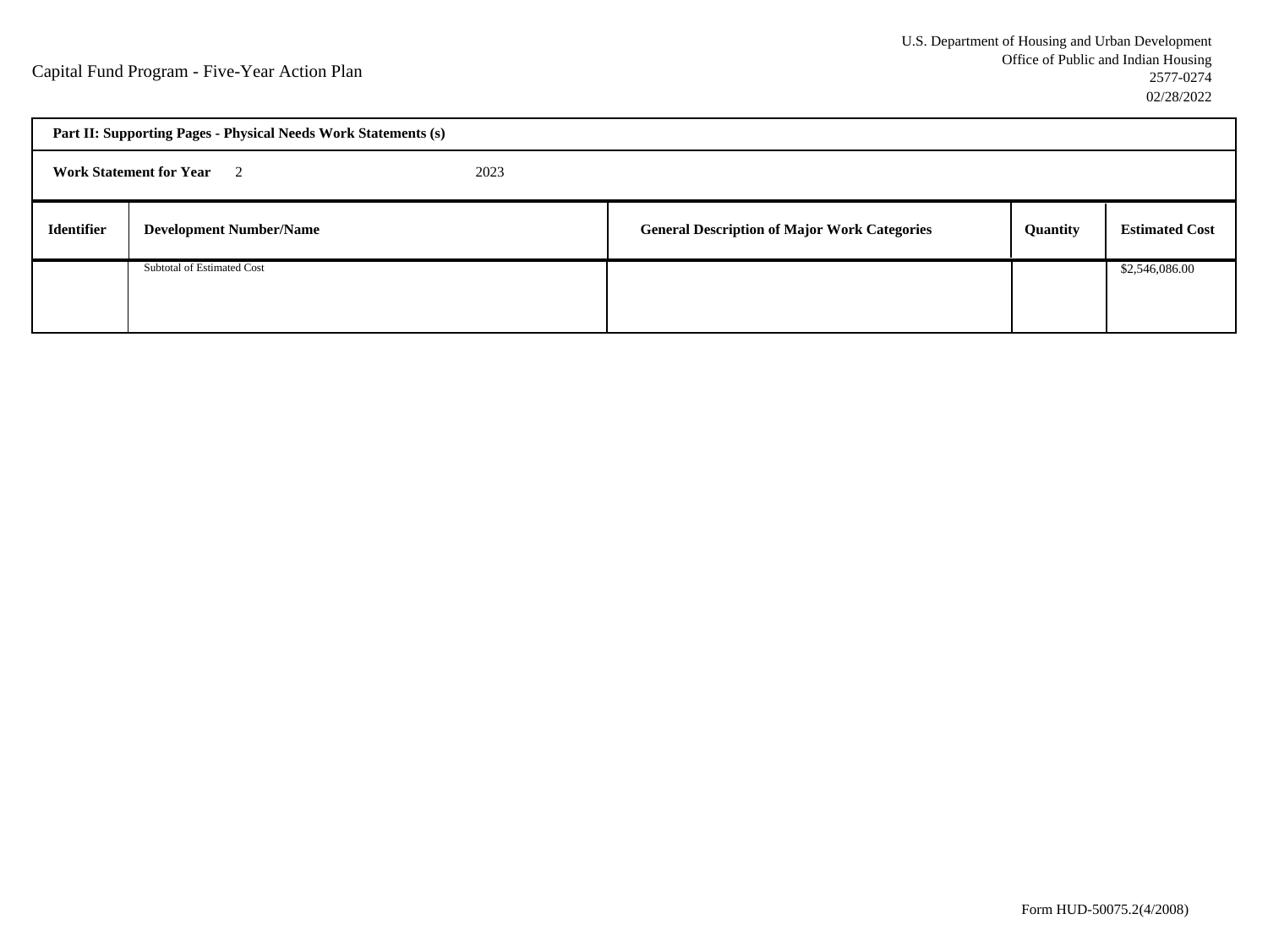Capital Fund Program - Five-Year Action Plan

U.S. Department of Housing and Urban Development
Office of Public and Indian Housing
2577-0274
02/28/2022

**Part II: Supporting Pages - Physical Needs Work Statements (s)**

**Work Statement for Year** 2 2023

| Identifier | Development Number/Name | General Description of Major Work Categories | Quantity | Estimated Cost |
|---|---|---|---|---|
| | Subtotal of Estimated Cost | | | $2,546,086.00 |

Form HUD-50075.2(4/2008)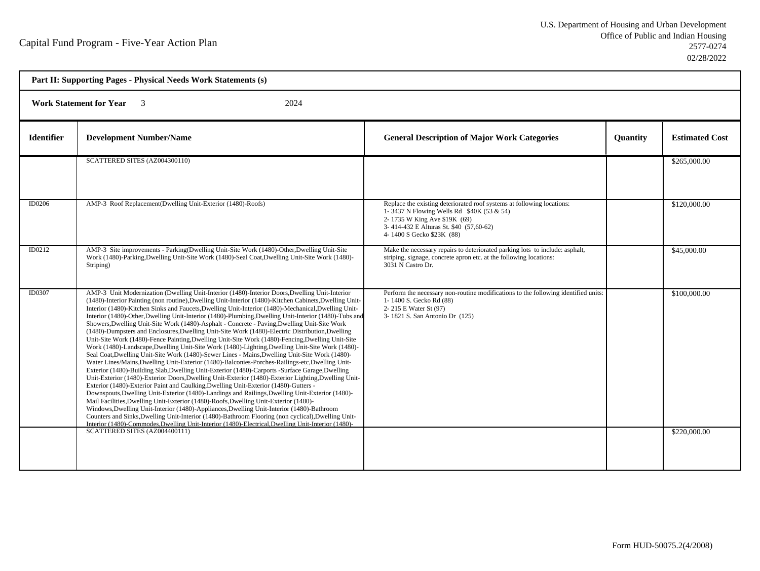Capital Fund Program - Five-Year Action Plan

U.S. Department of Housing and Urban Development
Office of Public and Indian Housing
2577-0274
02/28/2022

**Part II: Supporting Pages - Physical Needs Work Statements (s)**

**Work Statement for Year** 3 2024

| Identifier | Development Number/Name | General Description of Major Work Categories | Quantity | Estimated Cost |
|---|---|---|---|---|
| | SCATTERED SITES (AZ004300110) | | | $265,000.00 |
| ID0206 | AMP-3 Roof Replacement(Dwelling Unit-Exterior (1480)-Roofs) | Replace the existing deteriorated roof systems at following locations:<br>1- 3437 N Flowing Wells Rd $40K (53 & 54)<br>2- 1735 W King Ave $19K (69)<br>3- 414-432 E Alturas St. $40 (57,60-62)<br>4- 1400 S Gecko $23K (88) | | $120,000.00 |
| ID0212 | AMP-3 Site improvements - Parking(Dwelling Unit-Site Work (1480)-Other,Dwelling Unit-Site Work (1480)-Parking,Dwelling Unit-Site Work (1480)-Seal Coat,Dwelling Unit-Site Work (1480)-Striping) | Make the necessary repairs to deteriorated parking lots to include: asphalt, striping, signage, concrete apron etc. at the following locations:<br>3031 N Castro Dr. | | $45,000.00 |
| ID0307 | AMP-3 Unit Modernization (Dwelling Unit-Interior (1480)-Interior Doors,Dwelling Unit-Interior (1480)-Interior Painting (non routine),Dwelling Unit-Interior (1480)-Kitchen Cabinets,Dwelling Unit-Interior (1480)-Kitchen Sinks and Faucets,Dwelling Unit-Interior (1480)-Mechanical,Dwelling Unit-Interior (1480)-Other,Dwelling Unit-Interior (1480)-Plumbing,Dwelling Unit-Interior (1480)-Tubs and Showers,Dwelling Unit-Site Work (1480)-Asphalt - Concrete - Paving,Dwelling Unit-Site Work (1480)-Dumpsters and Enclosures,Dwelling Unit-Site Work (1480)-Electric Distribution,Dwelling Unit-Site Work (1480)-Fence Painting,Dwelling Unit-Site Work (1480)-Fencing,Dwelling Unit-Site Work (1480)-Landscape,Dwelling Unit-Site Work (1480)-Lighting,Dwelling Unit-Site Work (1480)-Seal Coat,Dwelling Unit-Site Work (1480)-Sewer Lines - Mains,Dwelling Unit-Site Work (1480)-Water Lines/Mains,Dwelling Unit-Exterior (1480)-Balconies-Porches-Railings-etc,Dwelling Unit-Exterior (1480)-Building Slab,Dwelling Unit-Exterior (1480)-Carports -Surface Garage,Dwelling Unit-Exterior (1480)-Exterior Doors,Dwelling Unit-Exterior (1480)-Exterior Lighting,Dwelling Unit-Exterior (1480)-Exterior Paint and Caulking,Dwelling Unit-Exterior (1480)-Gutters - Downspouts,Dwelling Unit-Exterior (1480)-Landings and Railings,Dwelling Unit-Exterior (1480)-Mail Facilities,Dwelling Unit-Exterior (1480)-Roofs,Dwelling Unit-Exterior (1480)-Windows,Dwelling Unit-Interior (1480)-Appliances,Dwelling Unit-Interior (1480)-Bathroom Counters and Sinks,Dwelling Unit-Interior (1480)-Bathroom Flooring (non cyclical),Dwelling Unit-Interior (1480)-Commodes,Dwelling Unit-Interior (1480)-Electrical,Dwelling Unit-Interior (1480)- | Perform the necessary non-routine modifications to the following identified units:<br>1- 1400 S. Gecko Rd (88)<br>2- 215 E Water St (97)<br>3- 1821 S. San Antonio Dr (125) | | $100,000.00 |
| | SCATTERED SITES (AZ004400111) | | | $220,000.00 |

Form HUD-50075.2(4/2008)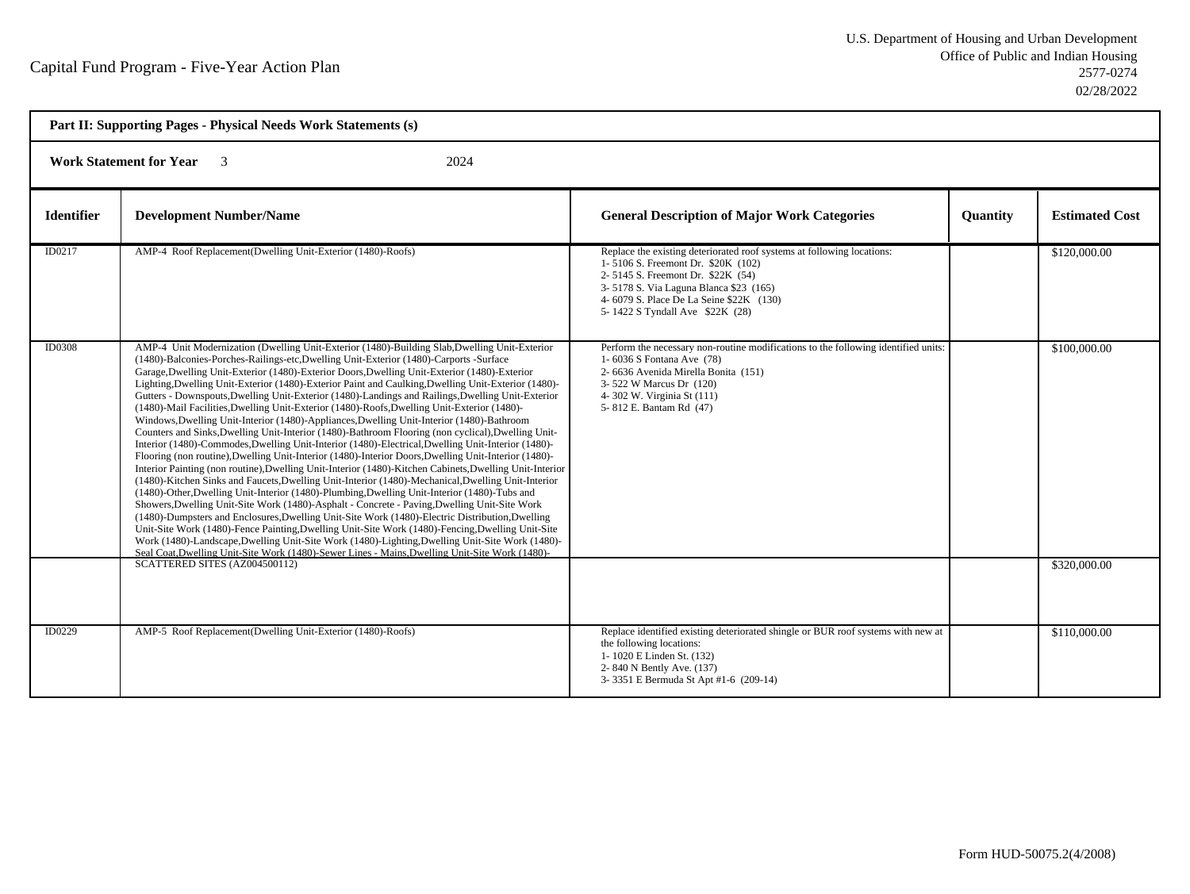Capital Fund Program - Five-Year Action Plan

U.S. Department of Housing and Urban Development
Office of Public and Indian Housing
2577-0274
02/28/2022

| **Part II: Supporting Pages - Physical Needs Work Statements (s)** | | | | |
|---|---|---|---|---|
| **Work Statement for Year** 3 2024 | | | | |
| **Identifier** | **Development Number/Name** | **General Description of Major Work Categories** | **Quantity** | **Estimated Cost** |
| ID0217 | AMP-4 Roof Replacement(Dwelling Unit-Exterior (1480)-Roofs) | Replace the existing deteriorated roof systems at following locations:<br>1- 5106 S. Freemont Dr. $20K (102)<br>2- 5145 S. Freemont Dr. $22K (54)<br>3- 5178 S. Via Laguna Blanca $23 (165)<br>4- 6079 S. Place De La Seine $22K (130)<br>5- 1422 S Tyndall Ave $22K (28) | | $120,000.00 |
| ID0308 | AMP-4 Unit Modernization (Dwelling Unit-Exterior (1480)-Building Slab,Dwelling Unit-Exterior (1480)-Balconies-Porches-Railings-etc,Dwelling Unit-Exterior (1480)-Carports -Surface Garage,Dwelling Unit-Exterior (1480)-Exterior Doors,Dwelling Unit-Exterior (1480)-Exterior Lighting,Dwelling Unit-Exterior (1480)-Exterior Paint and Caulking,Dwelling Unit-Exterior (1480)-Gutters - Downspouts,Dwelling Unit-Exterior (1480)-Landings and Railings,Dwelling Unit-Exterior (1480)-Mail Facilities,Dwelling Unit-Exterior (1480)-Roofs,Dwelling Unit-Exterior (1480)-Windows,Dwelling Unit-Interior (1480)-Appliances,Dwelling Unit-Interior (1480)-Bathroom Counters and Sinks,Dwelling Unit-Interior (1480)-Bathroom Flooring (non cyclical),Dwelling Unit-Interior (1480)-Commodes,Dwelling Unit-Interior (1480)-Electrical,Dwelling Unit-Interior (1480)-Flooring (non routine),Dwelling Unit-Interior (1480)-Interior Doors,Dwelling Unit-Interior (1480)-Interior Painting (non routine),Dwelling Unit-Interior (1480)-Kitchen Cabinets,Dwelling Unit-Interior (1480)-Kitchen Sinks and Faucets,Dwelling Unit-Interior (1480)-Mechanical,Dwelling Unit-Interior (1480)-Other,Dwelling Unit-Interior (1480)-Plumbing,Dwelling Unit-Interior (1480)-Tubs and Showers,Dwelling Unit-Site Work (1480)-Asphalt - Concrete - Paving,Dwelling Unit-Site Work (1480)-Dumpsters and Enclosures,Dwelling Unit-Site Work (1480)-Electric Distribution,Dwelling Unit-Site Work (1480)-Fence Painting,Dwelling Unit-Site Work (1480)-Fencing,Dwelling Unit-Site Work (1480)-Landscape,Dwelling Unit-Site Work (1480)-Lighting,Dwelling Unit-Site Work (1480)-Seal Coat,Dwelling Unit-Site Work (1480)-Sewer Lines - Mains,Dwelling Unit-Site Work (1480)- | Perform the necessary non-routine modifications to the following identified units:<br>1- 6036 S Fontana Ave (78)<br>2- 6636 Avenida Mirella Bonita (151)<br>3- 522 W Marcus Dr (120)<br>4- 302 W. Virginia St (111)<br>5- 812 E. Bantam Rd (47) | | $100,000.00 |
| | SCATTERED SITES (AZ004500112) | | | $320,000.00 |
| ID0229 | AMP-5 Roof Replacement(Dwelling Unit-Exterior (1480)-Roofs) | Replace identified existing deteriorated shingle or BUR roof systems with new at the following locations:<br>1- 1020 E Linden St. (132)<br>2- 840 N Bently Ave. (137)<br>3- 3351 E Bermuda St Apt #1-6 (209-14) | | $110,000.00 |

Form HUD-50075.2(4/2008)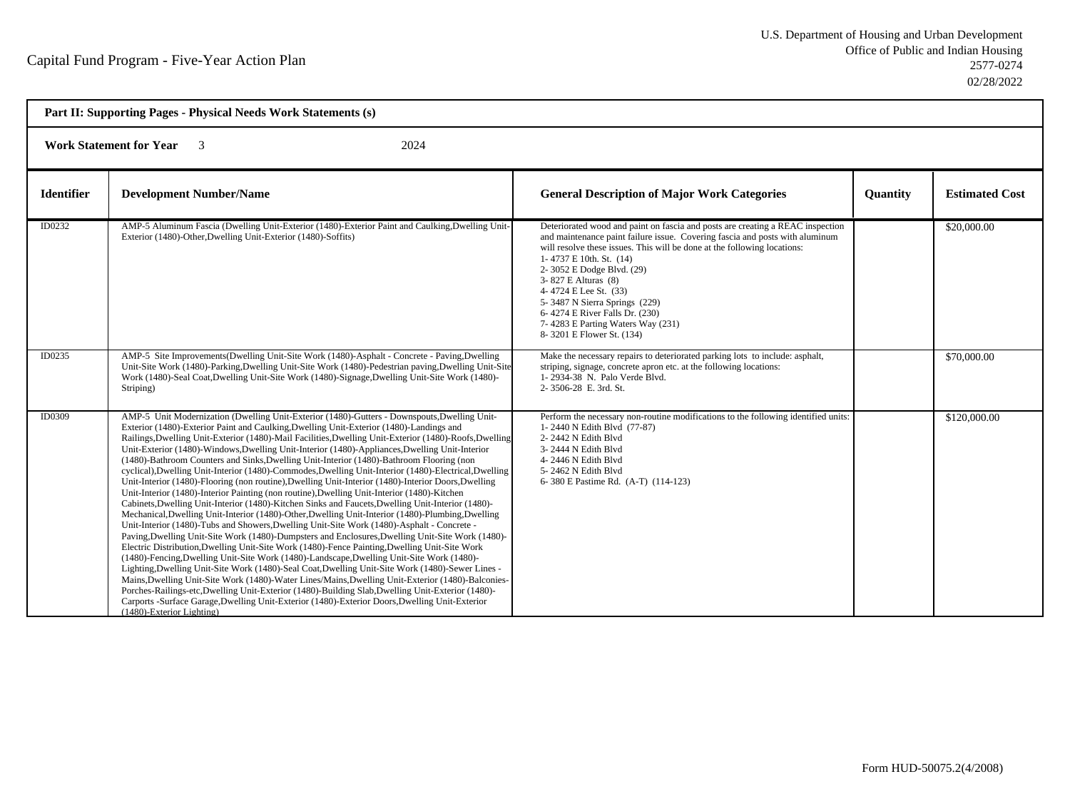Capital Fund Program - Five-Year Action Plan

U.S. Department of Housing and Urban Development
Office of Public and Indian Housing
2577-0274
02/28/2022

**Part II: Supporting Pages - Physical Needs Work Statements (s)**

**Work Statement for Year** 3 2024

| Identifier | Development Number/Name | General Description of Major Work Categories | Quantity | Estimated Cost |
|---|---|---|---|---|
| ID0232 | AMP-5 Aluminum Fascia (Dwelling Unit-Exterior (1480)-Exterior Paint and Caulking,Dwelling Unit-Exterior (1480)-Other,Dwelling Unit-Exterior (1480)-Soffits) | Deteriorated wood and paint on fascia and posts are creating a REAC inspection and maintenance paint failure issue. Covering fascia and posts with aluminum will resolve these issues. This will be done at the following locations:<br>1- 4737 E 10th. St. (14)<br>2- 3052 E Dodge Blvd. (29)<br>3- 827 E Alturas (8)<br>4- 4724 E Lee St. (33)<br>5- 3487 N Sierra Springs (229)<br>6- 4274 E River Falls Dr. (230)<br>7- 4283 E Parting Waters Way (231)<br>8- 3201 E Flower St. (134) | | \$20,000.00 |
| ID0235 | AMP-5 Site Improvements(Dwelling Unit-Site Work (1480)-Asphalt - Concrete - Paving,Dwelling Unit-Site Work (1480)-Parking,Dwelling Unit-Site Work (1480)-Pedestrian paving,Dwelling Unit-Site Work (1480)-Seal Coat,Dwelling Unit-Site Work (1480)-Signage,Dwelling Unit-Site Work (1480)-Striping) | Make the necessary repairs to deteriorated parking lots to include: asphalt, striping, signage, concrete apron etc. at the following locations:<br>1- 2934-38 N. Palo Verde Blvd.<br>2- 3506-28 E. 3rd. St. | | \$70,000.00 |
| ID0309 | AMP-5 Unit Modernization (Dwelling Unit-Exterior (1480)-Gutters - Downspouts,Dwelling Unit-Exterior (1480)-Exterior Paint and Caulking,Dwelling Unit-Exterior (1480)-Landings and Railings,Dwelling Unit-Exterior (1480)-Mail Facilities,Dwelling Unit-Exterior (1480)-Roofs,Dwelling Unit-Exterior (1480)-Windows,Dwelling Unit-Interior (1480)-Appliances,Dwelling Unit-Interior (1480)-Bathroom Counters and Sinks,Dwelling Unit-Interior (1480)-Bathroom Flooring (non cyclical),Dwelling Unit-Interior (1480)-Commodes,Dwelling Unit-Interior (1480)-Electrical,Dwelling Unit-Interior (1480)-Flooring (non routine),Dwelling Unit-Interior (1480)-Interior Doors,Dwelling Unit-Interior (1480)-Interior Painting (non routine),Dwelling Unit-Interior (1480)-Kitchen Cabinets,Dwelling Unit-Interior (1480)-Kitchen Sinks and Faucets,Dwelling Unit-Interior (1480)-Mechanical,Dwelling Unit-Interior (1480)-Other,Dwelling Unit-Interior (1480)-Plumbing,Dwelling Unit-Interior (1480)-Tubs and Showers,Dwelling Unit-Site Work (1480)-Asphalt - Concrete - Paving,Dwelling Unit-Site Work (1480)-Dumpsters and Enclosures,Dwelling Unit-Site Work (1480)-Electric Distribution,Dwelling Unit-Site Work (1480)-Fence Painting,Dwelling Unit-Site Work (1480)-Fencing,Dwelling Unit-Site Work (1480)-Landscape,Dwelling Unit-Site Work (1480)-Lighting,Dwelling Unit-Site Work (1480)-Seal Coat,Dwelling Unit-Site Work (1480)-Sewer Lines - Mains,Dwelling Unit-Site Work (1480)-Water Lines/Mains,Dwelling Unit-Exterior (1480)-Balconies-Porches-Railings-etc,Dwelling Unit-Exterior (1480)-Building Slab,Dwelling Unit-Exterior (1480)-Carports -Surface Garage,Dwelling Unit-Exterior (1480)-Exterior Doors,Dwelling Unit-Exterior (1480)-Exterior Lighting) | Perform the necessary non-routine modifications to the following identified units:<br>1- 2440 N Edith Blvd (77-87)<br>2- 2442 N Edith Blvd<br>3- 2444 N Edith Blvd<br>4- 2446 N Edith Blvd<br>5- 2462 N Edith Blvd<br>6- 380 E Pastime Rd. (A-T) (114-123) | | \$120,000.00 |

Form HUD-50075.2(4/2008)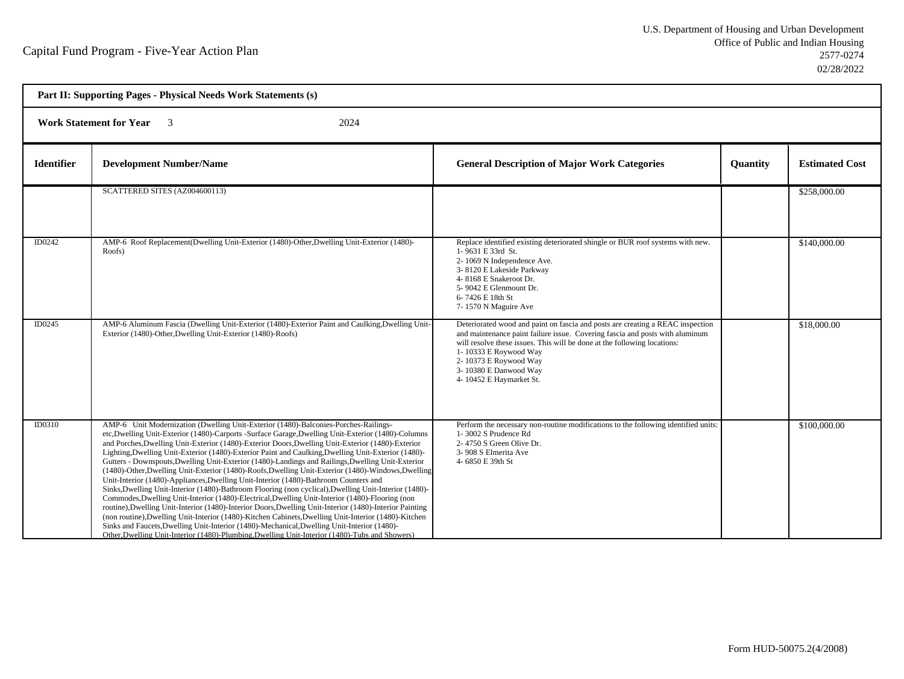Capital Fund Program - Five-Year Action Plan

U.S. Department of Housing and Urban Development
Office of Public and Indian Housing
2577-0274
02/28/2022

**Part II: Supporting Pages - Physical Needs Work Statements (s)**

**Work Statement for Year** 3 2024

| Identifier | Development Number/Name | General Description of Major Work Categories | Quantity | Estimated Cost |
|---|---|---|---|---|
| | SCATTERED SITES (AZ004600113) | | | $258,000.00 |
| ID0242 | AMP-6 Roof Replacement(Dwelling Unit-Exterior (1480)-Other,Dwelling Unit-Exterior (1480)-Roofs) | Replace identified existing deteriorated shingle or BUR roof systems with new.<br>1- 9631 E 33rd St.<br>2- 1069 N Independence Ave.<br>3- 8120 E Lakeside Parkway<br>4- 8168 E Snakeroot Dr.<br>5- 9042 E Glenmount Dr.<br>6- 7426 E 18th St<br>7- 1570 N Maguire Ave | | $140,000.00 |
| ID0245 | AMP-6 Aluminum Fascia (Dwelling Unit-Exterior (1480)-Exterior Paint and Caulking,Dwelling Unit-Exterior (1480)-Other,Dwelling Unit-Exterior (1480)-Roofs) | Deteriorated wood and paint on fascia and posts are creating a REAC inspection and maintenance paint failure issue. Covering fascia and posts with aluminum will resolve these issues. This will be done at the following locations:<br>1- 10333 E Roywood Way<br>2- 10373 E Roywood Way<br>3- 10380 E Danwood Way<br>4- 10452 E Haymarket St. | | $18,000.00 |
| ID0310 | AMP-6 Unit Modernization (Dwelling Unit-Exterior (1480)-Balconies-Porches-Railings-etc,Dwelling Unit-Exterior (1480)-Carports -Surface Garage,Dwelling Unit-Exterior (1480)-Columns and Porches,Dwelling Unit-Exterior (1480)-Exterior Doors,Dwelling Unit-Exterior (1480)-Exterior Lighting,Dwelling Unit-Exterior (1480)-Exterior Paint and Caulking,Dwelling Unit-Exterior (1480)-Gutters - Downspouts,Dwelling Unit-Exterior (1480)-Landings and Railings,Dwelling Unit-Exterior (1480)-Other,Dwelling Unit-Exterior (1480)-Roofs,Dwelling Unit-Exterior (1480)-Windows,Dwelling Unit-Interior (1480)-Appliances,Dwelling Unit-Interior (1480)-Bathroom Counters and Sinks,Dwelling Unit-Interior (1480)-Bathroom Flooring (non cyclical),Dwelling Unit-Interior (1480)-Commodes,Dwelling Unit-Interior (1480)-Electrical,Dwelling Unit-Interior (1480)-Flooring (non routine),Dwelling Unit-Interior (1480)-Interior Doors,Dwelling Unit-Interior (1480)-Interior Painting (non routine),Dwelling Unit-Interior (1480)-Kitchen Cabinets,Dwelling Unit-Interior (1480)-Kitchen Sinks and Faucets,Dwelling Unit-Interior (1480)-Mechanical,Dwelling Unit-Interior (1480)-Other,Dwelling Unit-Interior (1480)-Plumbing,Dwelling Unit-Interior (1480)-Tubs and Showers) | Perform the necessary non-routine modifications to the following identified units:<br>1- 3002 S Prudence Rd<br>2- 4750 S Green Olive Dr.<br>3- 908 S Elmerita Ave<br>4- 6850 E 39th St | | $100,000.00 |

Form HUD-50075.2(4/2008)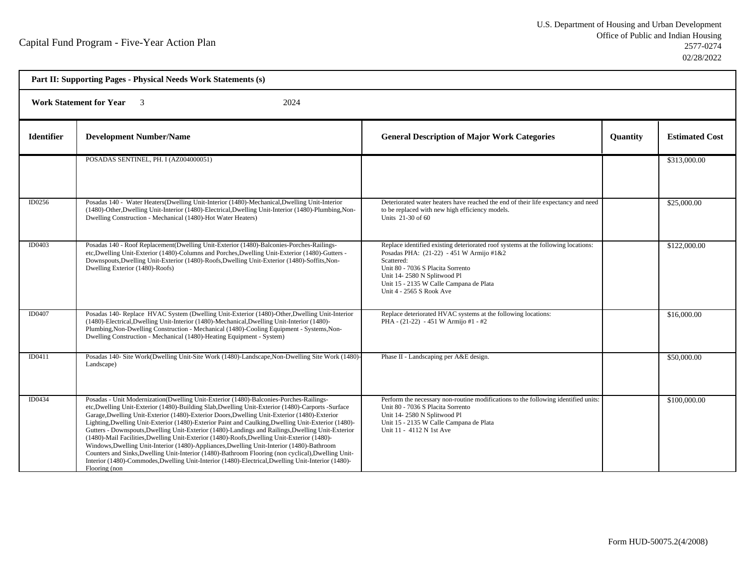Capital Fund Program - Five-Year Action Plan

U.S. Department of Housing and Urban Development
Office of Public and Indian Housing
2577-0274
02/28/2022

**Part II: Supporting Pages - Physical Needs Work Statements (s)**

**Work Statement for Year** 3 2024

| Identifier | Development Number/Name | General Description of Major Work Categories | Quantity | Estimated Cost |
|---|---|---|---|---|
| | POSADAS SENTINEL, PH. I (AZ004000051) | | | $313,000.00 |
| ID0256 | Posadas 140 - Water Heaters(Dwelling Unit-Interior (1480)-Mechanical,Dwelling Unit-Interior (1480)-Other,Dwelling Unit-Interior (1480)-Electrical,Dwelling Unit-Interior (1480)-Plumbing,Non-Dwelling Construction - Mechanical (1480)-Hot Water Heaters) | Deteriorated water heaters have reached the end of their life expectancy and need to be replaced with new high efficiency models.<br>Units 21-30 of 60 | | $25,000.00 |
| ID0403 | Posadas 140 - Roof Replacement(Dwelling Unit-Exterior (1480)-Balconies-Porches-Railings-etc,Dwelling Unit-Exterior (1480)-Columns and Porches,Dwelling Unit-Exterior (1480)-Gutters - Downspouts,Dwelling Unit-Exterior (1480)-Roofs,Dwelling Unit-Exterior (1480)-Soffits,Non-Dwelling Exterior (1480)-Roofs) | Replace identified existing deteriorated roof systems at the following locations:<br>Posadas PHA: (21-22) - 451 W Armijo #1&2<br>Scattered:<br>Unit 80 - 7036 S Placita Sorrento<br>Unit 14- 2580 N Splitwood Pl<br>Unit 15 - 2135 W Calle Campana de Plata<br>Unit 4 - 2565 S Rook Ave | | $122,000.00 |
| ID0407 | Posadas 140- Replace HVAC System (Dwelling Unit-Exterior (1480)-Other,Dwelling Unit-Interior (1480)-Electrical,Dwelling Unit-Interior (1480)-Mechanical,Dwelling Unit-Interior (1480)-Plumbing,Non-Dwelling Construction - Mechanical (1480)-Cooling Equipment - Systems,Non-Dwelling Construction - Mechanical (1480)-Heating Equipment - System) | Replace deteriorated HVAC systems at the following locations:<br>PHA - (21-22) - 451 W Armijo #1 - #2 | | $16,000.00 |
| ID0411 | Posadas 140- Site Work(Dwelling Unit-Site Work (1480)-Landscape,Non-Dwelling Site Work (1480)-Landscape) | Phase II - Landscaping per A&E design. | | $50,000.00 |
| ID0434 | Posadas - Unit Modernization(Dwelling Unit-Exterior (1480)-Balconies-Porches-Railings-etc,Dwelling Unit-Exterior (1480)-Building Slab,Dwelling Unit-Exterior (1480)-Carports -Surface Garage,Dwelling Unit-Exterior (1480)-Exterior Doors,Dwelling Unit-Exterior (1480)-Exterior Lighting,Dwelling Unit-Exterior (1480)-Exterior Paint and Caulking,Dwelling Unit-Exterior (1480)-Gutters - Downspouts,Dwelling Unit-Exterior (1480)-Landings and Railings,Dwelling Unit-Exterior (1480)-Mail Facilities,Dwelling Unit-Exterior (1480)-Roofs,Dwelling Unit-Exterior (1480)-Windows,Dwelling Unit-Interior (1480)-Appliances,Dwelling Unit-Interior (1480)-Bathroom Counters and Sinks,Dwelling Unit-Interior (1480)-Bathroom Flooring (non cyclical),Dwelling Unit-Interior (1480)-Commodes,Dwelling Unit-Interior (1480)-Electrical,Dwelling Unit-Interior (1480)-Flooring (non | Perform the necessary non-routine modifications to the following identified units:<br>Unit 80 - 7036 S Placita Sorrento<br>Unit 14- 2580 N Splitwood Pl<br>Unit 15 - 2135 W Calle Campana de Plata<br>Unit 11 - 4112 N 1st Ave | | $100,000.00 |

Form HUD-50075.2(4/2008)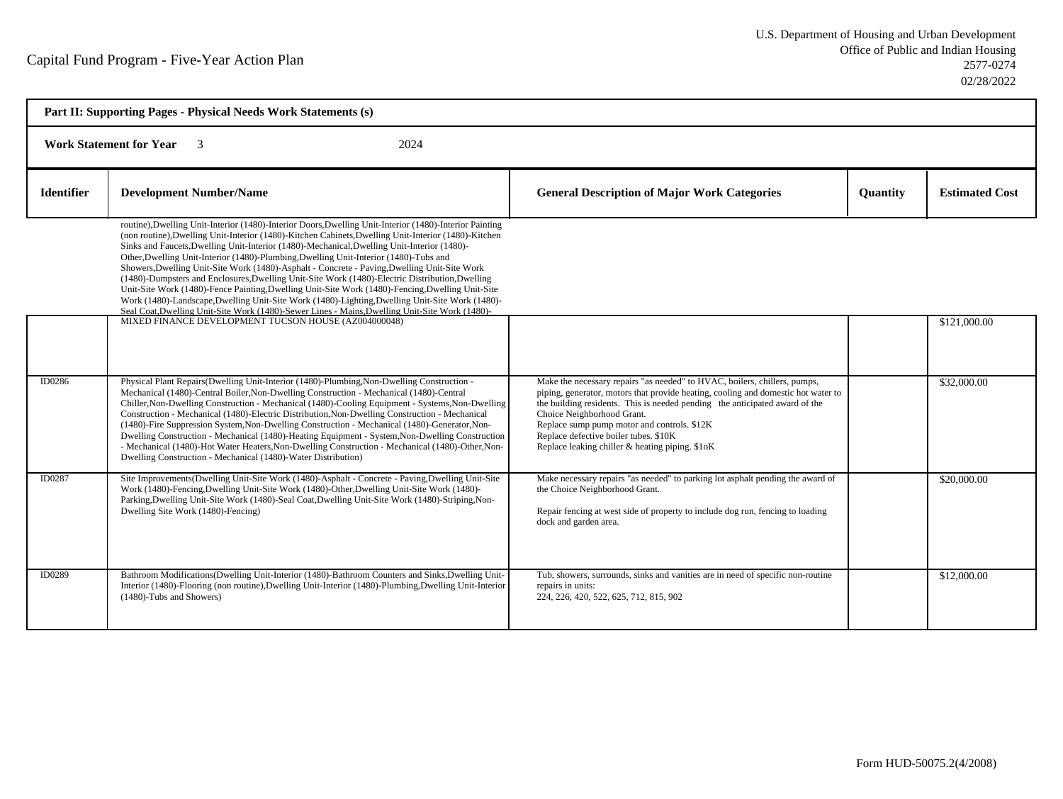Capital Fund Program - Five-Year Action Plan

U.S. Department of Housing and Urban Development
Office of Public and Indian Housing
2577-0274
02/28/2022

**Part II: Supporting Pages - Physical Needs Work Statements (s)**

**Work Statement for Year** 3 2024

| Identifier | Development Number/Name | General Description of Major Work Categories | Quantity | Estimated Cost |
|---|---|---|---|---|
| | routine),Dwelling Unit-Interior (1480)-Interior Doors,Dwelling Unit-Interior (1480)-Interior Painting (non routine),Dwelling Unit-Interior (1480)-Kitchen Cabinets,Dwelling Unit-Interior (1480)-Kitchen Sinks and Faucets,Dwelling Unit-Interior (1480)-Mechanical,Dwelling Unit-Interior (1480)-Other,Dwelling Unit-Interior (1480)-Plumbing,Dwelling Unit-Interior (1480)-Tubs and Showers,Dwelling Unit-Site Work (1480)-Asphalt - Concrete - Paving,Dwelling Unit-Site Work (1480)-Dumpsters and Enclosures,Dwelling Unit-Site Work (1480)-Electric Distribution,Dwelling Unit-Site Work (1480)-Fence Painting,Dwelling Unit-Site Work (1480)-Fencing,Dwelling Unit-Site Work (1480)-Landscape,Dwelling Unit-Site Work (1480)-Lighting,Dwelling Unit-Site Work (1480)-Seal Coat,Dwelling Unit-Site Work (1480)-Sewer Lines - Mains,Dwelling Unit-Site Work (1480)- | | | |
| | MIXED FINANCE DEVELOPMENT TUCSON HOUSE (AZ004000048) | | | $121,000.00 |
| ID0286 | Physical Plant Repairs(Dwelling Unit-Interior (1480)-Plumbing,Non-Dwelling Construction - Mechanical (1480)-Central Boiler,Non-Dwelling Construction - Mechanical (1480)-Central Chiller,Non-Dwelling Construction - Mechanical (1480)-Cooling Equipment - Systems,Non-Dwelling Construction - Mechanical (1480)-Electric Distribution,Non-Dwelling Construction - Mechanical (1480)-Fire Suppression System,Non-Dwelling Construction - Mechanical (1480)-Generator,Non-Dwelling Construction - Mechanical (1480)-Heating Equipment - System,Non-Dwelling Construction - Mechanical (1480)-Hot Water Heaters,Non-Dwelling Construction - Mechanical (1480)-Other,Non-Dwelling Construction - Mechanical (1480)-Water Distribution) | Make the necessary repairs "as needed" to HVAC, boilers, chillers, pumps, piping, generator, motors that provide heating, cooling and domestic hot water to the building residents. This is needed pending the anticipated award of the Choice Neighborhood Grant.<br>Replace sump pump motor and controls. $12K<br>Replace defective boiler tubes. $10K<br>Replace leaking chiller & heating piping. $1oK | | $32,000.00 |
| ID0287 | Site Improvements(Dwelling Unit-Site Work (1480)-Asphalt - Concrete - Paving,Dwelling Unit-Site Work (1480)-Fencing,Dwelling Unit-Site Work (1480)-Other,Dwelling Unit-Site Work (1480)-Parking,Dwelling Unit-Site Work (1480)-Seal Coat,Dwelling Unit-Site Work (1480)-Striping,Non-Dwelling Site Work (1480)-Fencing) | Make necessary repairs "as needed" to parking lot asphalt pending the award of the Choice Neighborhood Grant.<br><br>Repair fencing at west side of property to include dog run, fencing to loading dock and garden area. | | $20,000.00 |
| ID0289 | Bathroom Modifications(Dwelling Unit-Interior (1480)-Bathroom Counters and Sinks,Dwelling Unit-Interior (1480)-Flooring (non routine),Dwelling Unit-Interior (1480)-Plumbing,Dwelling Unit-Interior (1480)-Tubs and Showers) | Tub, showers, surrounds, sinks and vanities are in need of specific non-routine repairs in units:<br>224, 226, 420, 522, 625, 712, 815, 902 | | $12,000.00 |

Form HUD-50075.2(4/2008)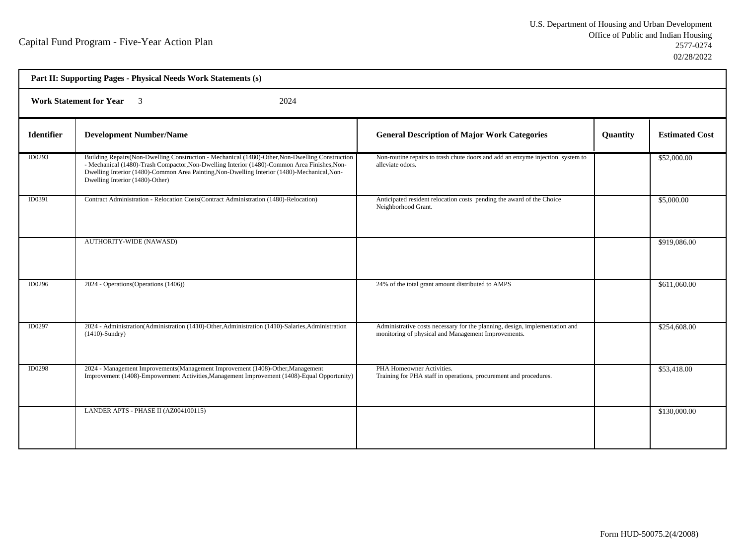Capital Fund Program - Five-Year Action Plan

U.S. Department of Housing and Urban Development
Office of Public and Indian Housing
2577-0274
02/28/2022

**Part II: Supporting Pages - Physical Needs Work Statements (s)**

**Work Statement for Year** 3 2024

| Identifier | Development Number/Name | General Description of Major Work Categories | Quantity | Estimated Cost |
|---|---|---|---|---|
| ID0293 | Building Repairs(Non-Dwelling Construction - Mechanical (1480)-Other,Non-Dwelling Construction - Mechanical (1480)-Trash Compactor,Non-Dwelling Interior (1480)-Common Area Finishes,Non-Dwelling Interior (1480)-Common Area Painting,Non-Dwelling Interior (1480)-Mechanical,Non-Dwelling Interior (1480)-Other) | Non-routine repairs to trash chute doors and add an enzyme injection system to alleviate odors. | | $52,000.00 |
| ID0391 | Contract Administration - Relocation Costs(Contract Administration (1480)-Relocation) | Anticipated resident relocation costs pending the award of the Choice Neighborhood Grant. | | $5,000.00 |
| | AUTHORITY-WIDE (NAWASD) | | | $919,086.00 |
| ID0296 | 2024 - Operations(Operations (1406)) | 24% of the total grant amount distributed to AMPS | | $611,060.00 |
| ID0297 | 2024 - Administration(Administration (1410)-Other,Administration (1410)-Salaries,Administration (1410)-Sundry) | Administrative costs necessary for the planning, design, implementation and monitoring of physical and Management Improvements. | | $254,608.00 |
| ID0298 | 2024 - Management Improvements(Management Improvement (1408)-Other,Management Improvement (1408)-Empowerment Activities,Management Improvement (1408)-Equal Opportunity) | PHA Homeowner Activities.<br>Training for PHA staff in operations, procurement and procedures. | | $53,418.00 |
| | LANDER APTS - PHASE II (AZ004100115) | | | $130,000.00 |

Form HUD-50075.2(4/2008)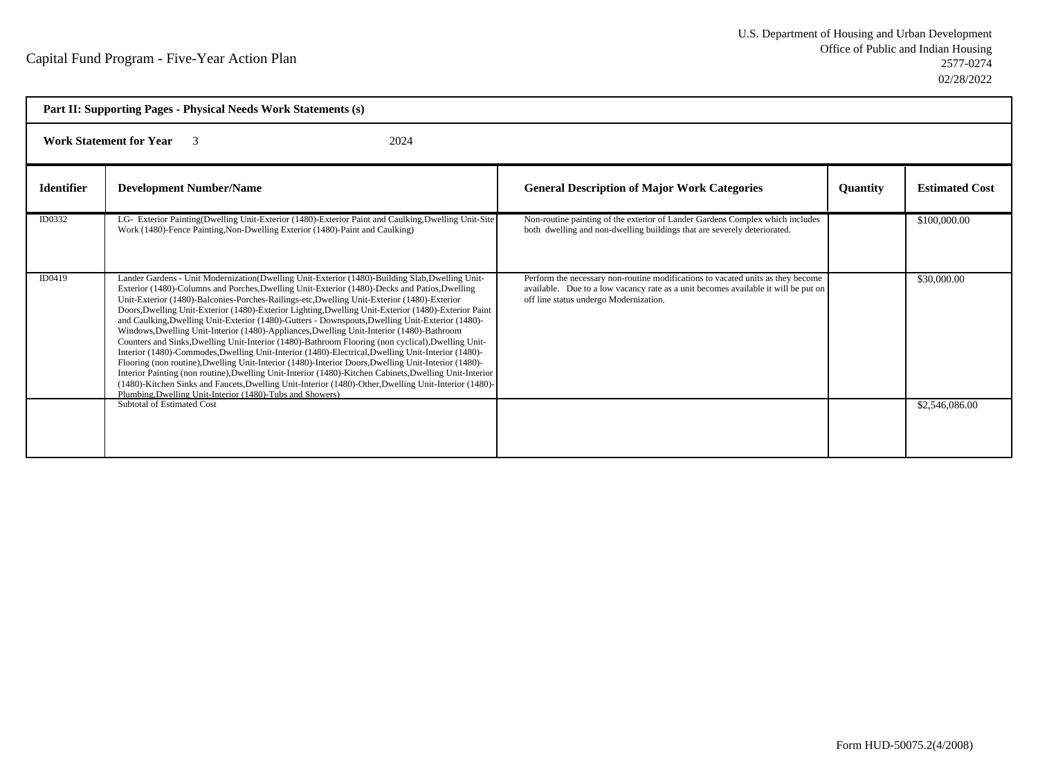Capital Fund Program - Five-Year Action Plan

U.S. Department of Housing and Urban Development
Office of Public and Indian Housing
2577-0274
02/28/2022

**Part II: Supporting Pages - Physical Needs Work Statements (s)**

**Work Statement for Year** 3 2024

| Identifier | Development Number/Name | General Description of Major Work Categories | Quantity | Estimated Cost |
|---|---|---|---|---|
| ID0332 | LG- Exterior Painting(Dwelling Unit-Exterior (1480)-Exterior Paint and Caulking,Dwelling Unit-Site Work (1480)-Fence Painting,Non-Dwelling Exterior (1480)-Paint and Caulking) | Non-routine painting of the exterior of Lander Gardens Complex which includes both dwelling and non-dwelling buildings that are severely deteriorated. | | $100,000.00 |
| ID0419 | Lander Gardens - Unit Modernization(Dwelling Unit-Exterior (1480)-Building Slab,Dwelling Unit-Exterior (1480)-Columns and Porches,Dwelling Unit-Exterior (1480)-Decks and Patios,Dwelling Unit-Exterior (1480)-Balconies-Porches-Railings-etc,Dwelling Unit-Exterior (1480)-Exterior Doors,Dwelling Unit-Exterior (1480)-Exterior Lighting,Dwelling Unit-Exterior (1480)-Exterior Paint and Caulking,Dwelling Unit-Exterior (1480)-Gutters - Downspouts,Dwelling Unit-Exterior (1480)-Windows,Dwelling Unit-Interior (1480)-Appliances,Dwelling Unit-Interior (1480)-Bathroom Counters and Sinks,Dwelling Unit-Interior (1480)-Bathroom Flooring (non cyclical),Dwelling Unit-Interior (1480)-Commodes,Dwelling Unit-Interior (1480)-Electrical,Dwelling Unit-Interior (1480)-Flooring (non routine),Dwelling Unit-Interior (1480)-Interior Doors,Dwelling Unit-Interior (1480)-Interior Painting (non routine),Dwelling Unit-Interior (1480)-Kitchen Cabinets,Dwelling Unit-Interior (1480)-Kitchen Sinks and Faucets,Dwelling Unit-Interior (1480)-Other,Dwelling Unit-Interior (1480)-Plumbing,Dwelling Unit-Interior (1480)-Tubs and Showers) | Perform the necessary non-routine modifications to vacated units as they become available. Due to a low vacancy rate as a unit becomes available it will be put on off line status undergo Modernization. | | $30,000.00 |
| | Subtotal of Estimated Cost | | | $2,546,086.00 |

Form HUD-50075.2(4/2008)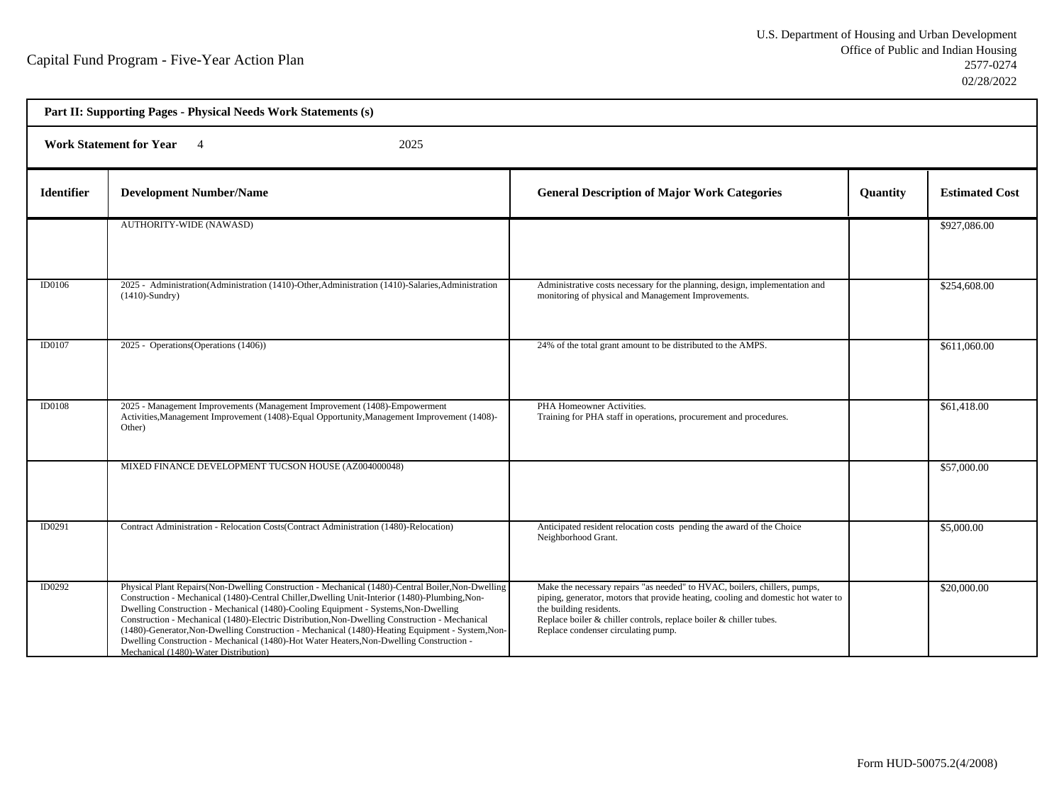Capital Fund Program - Five-Year Action Plan

U.S. Department of Housing and Urban Development
Office of Public and Indian Housing
2577-0274
02/28/2022

| Part II: Supporting Pages - Physical Needs Work Statements (s) | | | | |
|---|---|---|---|---|
| **Work Statement for Year** 4 2025 | | | | |
| **Identifier** | **Development Number/Name** | **General Description of Major Work Categories** | **Quantity** | **Estimated Cost** |
| | AUTHORITY-WIDE (NAWASD) | | | $927,086.00 |
| ID0106 | 2025 - Administration(Administration (1410)-Other,Administration (1410)-Salaries,Administration (1410)-Sundry) | Administrative costs necessary for the planning, design, implementation and monitoring of physical and Management Improvements. | | $254,608.00 |
| ID0107 | 2025 - Operations(Operations (1406)) | 24% of the total grant amount to be distributed to the AMPS. | | $611,060.00 |
| ID0108 | 2025 - Management Improvements (Management Improvement (1408)-Empowerment Activities,Management Improvement (1408)-Equal Opportunity,Management Improvement (1408)-Other) | PHA Homeowner Activities.<br>Training for PHA staff in operations, procurement and procedures. | | $61,418.00 |
| | MIXED FINANCE DEVELOPMENT TUCSON HOUSE (AZ004000048) | | | $57,000.00 |
| ID0291 | Contract Administration - Relocation Costs(Contract Administration (1480)-Relocation) | Anticipated resident relocation costs pending the award of the Choice Neighborhood Grant. | | $5,000.00 |
| ID0292 | Physical Plant Repairs(Non-Dwelling Construction - Mechanical (1480)-Central Boiler,Non-Dwelling Construction - Mechanical (1480)-Central Chiller,Dwelling Unit-Interior (1480)-Plumbing,Non-Dwelling Construction - Mechanical (1480)-Cooling Equipment - Systems,Non-Dwelling Construction - Mechanical (1480)-Electric Distribution,Non-Dwelling Construction - Mechanical (1480)-Generator,Non-Dwelling Construction - Mechanical (1480)-Heating Equipment - System,Non-Dwelling Construction - Mechanical (1480)-Hot Water Heaters,Non-Dwelling Construction - Mechanical (1480)-Water Distribution) | Make the necessary repairs "as needed" to HVAC, boilers, chillers, pumps, piping, generator, motors that provide heating, cooling and domestic hot water to the building residents.<br>Replace boiler & chiller controls, replace boiler & chiller tubes.<br>Replace condenser circulating pump. | | $20,000.00 |

Form HUD-50075.2(4/2008)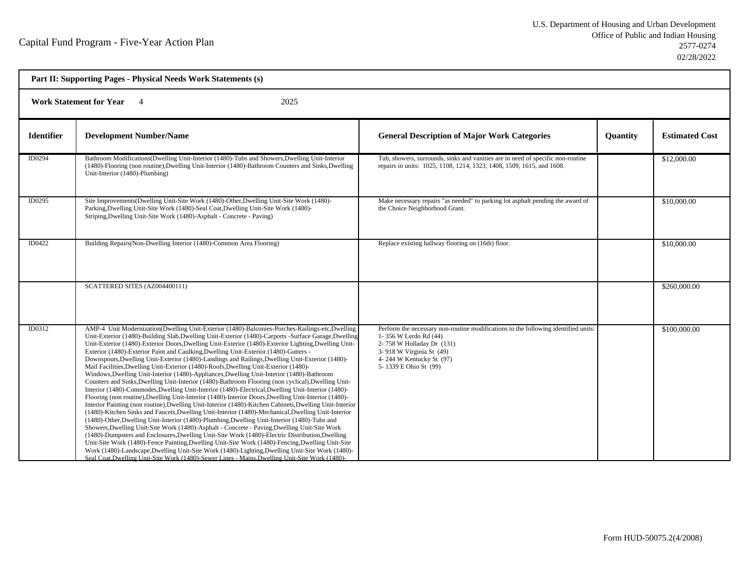Capital Fund Program - Five-Year Action Plan

U.S. Department of Housing and Urban Development
Office of Public and Indian Housing
2577-0274
02/28/2022

**Part II: Supporting Pages - Physical Needs Work Statements (s)**

**Work Statement for Year** 4 2025

| Identifier | Development Number/Name | General Description of Major Work Categories | Quantity | Estimated Cost |
|---|---|---|---|---|
| ID0294 | Bathroom Modifications(Dwelling Unit-Interior (1480)-Tubs and Showers,Dwelling Unit-Interior (1480)-Flooring (non routine),Dwelling Unit-Interior (1480)-Bathroom Counters and Sinks,Dwelling Unit-Interior (1480)-Plumbing) | Tub, showers, surrounds, sinks and vanities are in need of specific non-routine repairs in units: 1025, 1108, 1214, 1323, 1408, 1509, 1615, and 1608. | | $12,000.00 |
| ID0295 | Site Improvements(Dwelling Unit-Site Work (1480)-Other,Dwelling Unit-Site Work (1480)-Parking,Dwelling Unit-Site Work (1480)-Seal Coat,Dwelling Unit-Site Work (1480)-Striping,Dwelling Unit-Site Work (1480)-Asphalt - Concrete - Paving) | Make necessary repairs "as needed" to parking lot asphalt pending the award of the Choice Neighborhood Grant. | | $10,000.00 |
| ID0422 | Building Repairs(Non-Dwelling Interior (1480)-Common Area Flooring) | Replace existing hallway flooring on (16th) floor. | | $10,000.00 |
| | SCATTERED SITES (AZ004400111) | | | $260,000.00 |
| ID0312 | AMP-4 Unit Modernization(Dwelling Unit-Exterior (1480)-Balconies-Porches-Railings-etc,Dwelling Unit-Exterior (1480)-Building Slab,Dwelling Unit-Exterior (1480)-Carports -Surface Garage,Dwelling Unit-Exterior (1480)-Exterior Doors,Dwelling Unit-Exterior (1480)-Exterior Lighting,Dwelling Unit-Exterior (1480)-Exterior Paint and Caulking,Dwelling Unit-Exterior (1480)-Gutters - Downspouts,Dwelling Unit-Exterior (1480)-Landings and Railings,Dwelling Unit-Exterior (1480)-Mail Facilities,Dwelling Unit-Exterior (1480)-Roofs,Dwelling Unit-Exterior (1480)-Windows,Dwelling Unit-Interior (1480)-Appliances,Dwelling Unit-Interior (1480)-Bathroom Counters and Sinks,Dwelling Unit-Interior (1480)-Bathroom Flooring (non cyclical),Dwelling Unit-Interior (1480)-Commodes,Dwelling Unit-Interior (1480)-Electrical,Dwelling Unit-Interior (1480)-Flooring (non routine),Dwelling Unit-Interior (1480)-Interior Doors,Dwelling Unit-Interior (1480)-Interior Painting (non routine),Dwelling Unit-Interior (1480)-Kitchen Cabinets,Dwelling Unit-Interior (1480)-Kitchen Sinks and Faucets,Dwelling Unit-Interior (1480)-Mechanical,Dwelling Unit-Interior (1480)-Other,Dwelling Unit-Interior (1480)-Plumbing,Dwelling Unit-Interior (1480)-Tubs and Showers,Dwelling Unit-Site Work (1480)-Asphalt - Concrete - Paving,Dwelling Unit-Site Work (1480)-Dumpsters and Enclosures,Dwelling Unit-Site Work (1480)-Electric Distribution,Dwelling Unit-Site Work (1480)-Fence Painting,Dwelling Unit-Site Work (1480)-Fencing,Dwelling Unit-Site Work (1480)-Landscape,Dwelling Unit-Site Work (1480)-Lighting,Dwelling Unit-Site Work (1480)-Seal Coat,Dwelling Unit-Site Work (1480)-Sewer Lines - Mains,Dwelling Unit-Site Work (1480)- | Perform the necessary non-routine modifications to the following identified units: 1- 356 W Lerdo Rd (44) 2- 758 W Holladay Dr (131) 3- 918 W Virginia St (49) 4- 244 W Kentucky St (97) 5- 1339 E Ohio St (99) | | $100,000.00 |

Form HUD-50075.2(4/2008)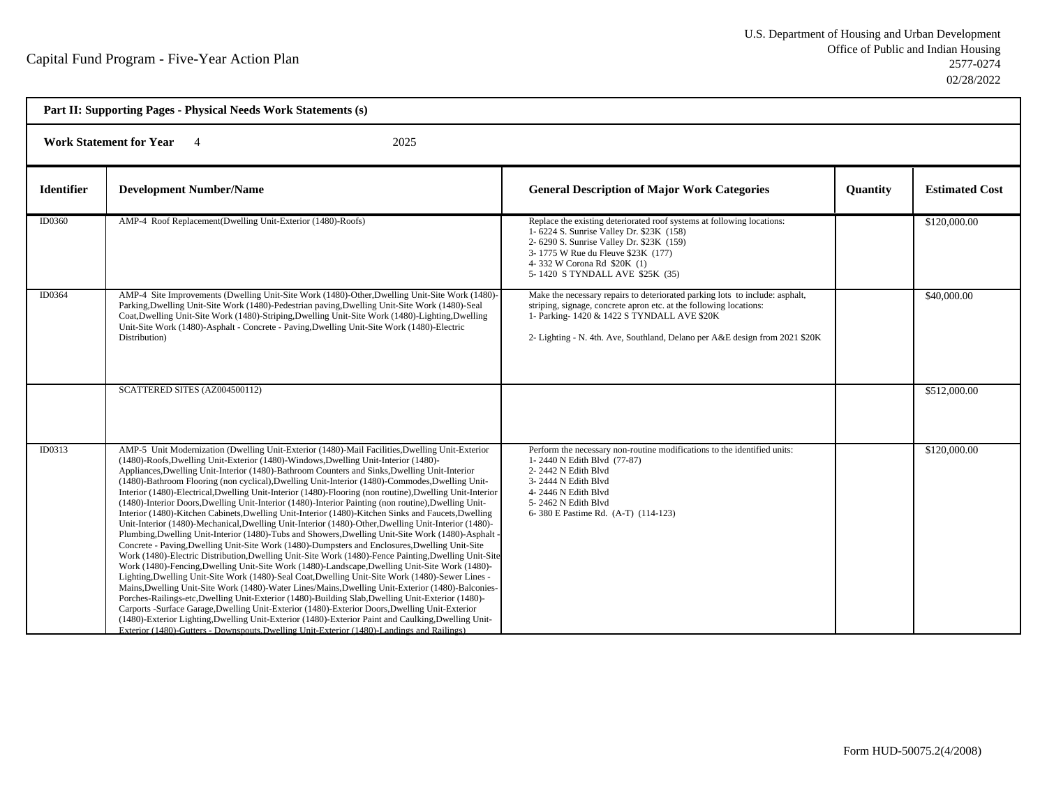Capital Fund Program - Five-Year Action Plan

U.S. Department of Housing and Urban Development
Office of Public and Indian Housing
2577-0274
02/28/2022

| Part II: Supporting Pages - Physical Needs Work Statements (s) | | | | |
|---|---|---|---|---|
| **Work Statement for Year** 4 2025 | | | | |
| **Identifier** | **Development Number/Name** | **General Description of Major Work Categories** | **Quantity** | **Estimated Cost** |
| ID0360 | AMP-4 Roof Replacement(Dwelling Unit-Exterior (1480)-Roofs) | Replace the existing deteriorated roof systems at following locations:<br>1- 6224 S. Sunrise Valley Dr. $23K (158)<br>2- 6290 S. Sunrise Valley Dr. $23K (159)<br>3- 1775 W Rue du Fleuve $23K (177)<br>4- 332 W Corona Rd $20K (1)<br>5- 1420 S TYNDALL AVE $25K (35) | | $120,000.00 |
| ID0364 | AMP-4 Site Improvements (Dwelling Unit-Site Work (1480)-Other,Dwelling Unit-Site Work (1480)-Parking,Dwelling Unit-Site Work (1480)-Pedestrian paving,Dwelling Unit-Site Work (1480)-Seal Coat,Dwelling Unit-Site Work (1480)-Striping,Dwelling Unit-Site Work (1480)-Lighting,Dwelling Unit-Site Work (1480)-Asphalt - Concrete - Paving,Dwelling Unit-Site Work (1480)-Electric Distribution) | Make the necessary repairs to deteriorated parking lots to include: asphalt, striping, signage, concrete apron etc. at the following locations:<br>1- Parking- 1420 & 1422 S TYNDALL AVE $20K<br><br>2- Lighting - N. 4th. Ave, Southland, Delano per A&E design from 2021 $20K | | $40,000.00 |
| | SCATTERED SITES (AZ004500112) | | | $512,000.00 |
| ID0313 | AMP-5 Unit Modernization (Dwelling Unit-Exterior (1480)-Mail Facilities,Dwelling Unit-Exterior (1480)-Roofs,Dwelling Unit-Exterior (1480)-Windows,Dwelling Unit-Interior (1480)-Appliances,Dwelling Unit-Interior (1480)-Bathroom Counters and Sinks,Dwelling Unit-Interior (1480)-Bathroom Flooring (non cyclical),Dwelling Unit-Interior (1480)-Commodes,Dwelling Unit-Interior (1480)-Electrical,Dwelling Unit-Interior (1480)-Flooring (non routine),Dwelling Unit-Interior (1480)-Interior Doors,Dwelling Unit-Interior (1480)-Interior Painting (non routine),Dwelling Unit-Interior (1480)-Kitchen Cabinets,Dwelling Unit-Interior (1480)-Kitchen Sinks and Faucets,Dwelling Unit-Interior (1480)-Mechanical,Dwelling Unit-Interior (1480)-Other,Dwelling Unit-Interior (1480)-Plumbing,Dwelling Unit-Interior (1480)-Tubs and Showers,Dwelling Unit-Site Work (1480)-Asphalt - Concrete - Paving,Dwelling Unit-Site Work (1480)-Dumpsters and Enclosures,Dwelling Unit-Site Work (1480)-Electric Distribution,Dwelling Unit-Site Work (1480)-Fence Painting,Dwelling Unit-Site Work (1480)-Fencing,Dwelling Unit-Site Work (1480)-Landscape,Dwelling Unit-Site Work (1480)-Lighting,Dwelling Unit-Site Work (1480)-Seal Coat,Dwelling Unit-Site Work (1480)-Sewer Lines - Mains,Dwelling Unit-Site Work (1480)-Water Lines/Mains,Dwelling Unit-Exterior (1480)-Balconies-Porches-Railings-etc,Dwelling Unit-Exterior (1480)-Building Slab,Dwelling Unit-Exterior (1480)-Carports -Surface Garage,Dwelling Unit-Exterior (1480)-Exterior Doors,Dwelling Unit-Exterior (1480)-Exterior Lighting,Dwelling Unit-Exterior (1480)-Exterior Paint and Caulking,Dwelling Unit-Exterior (1480)-Gutters - Downspouts,Dwelling Unit-Exterior (1480)-Landings and Railings) | Perform the necessary non-routine modifications to the identified units:<br>1- 2440 N Edith Blvd (77-87)<br>2- 2442 N Edith Blvd<br>3- 2444 N Edith Blvd<br>4- 2446 N Edith Blvd<br>5- 2462 N Edith Blvd<br>6- 380 E Pastime Rd. (A-T) (114-123) | | $120,000.00 |

Form HUD-50075.2(4/2008)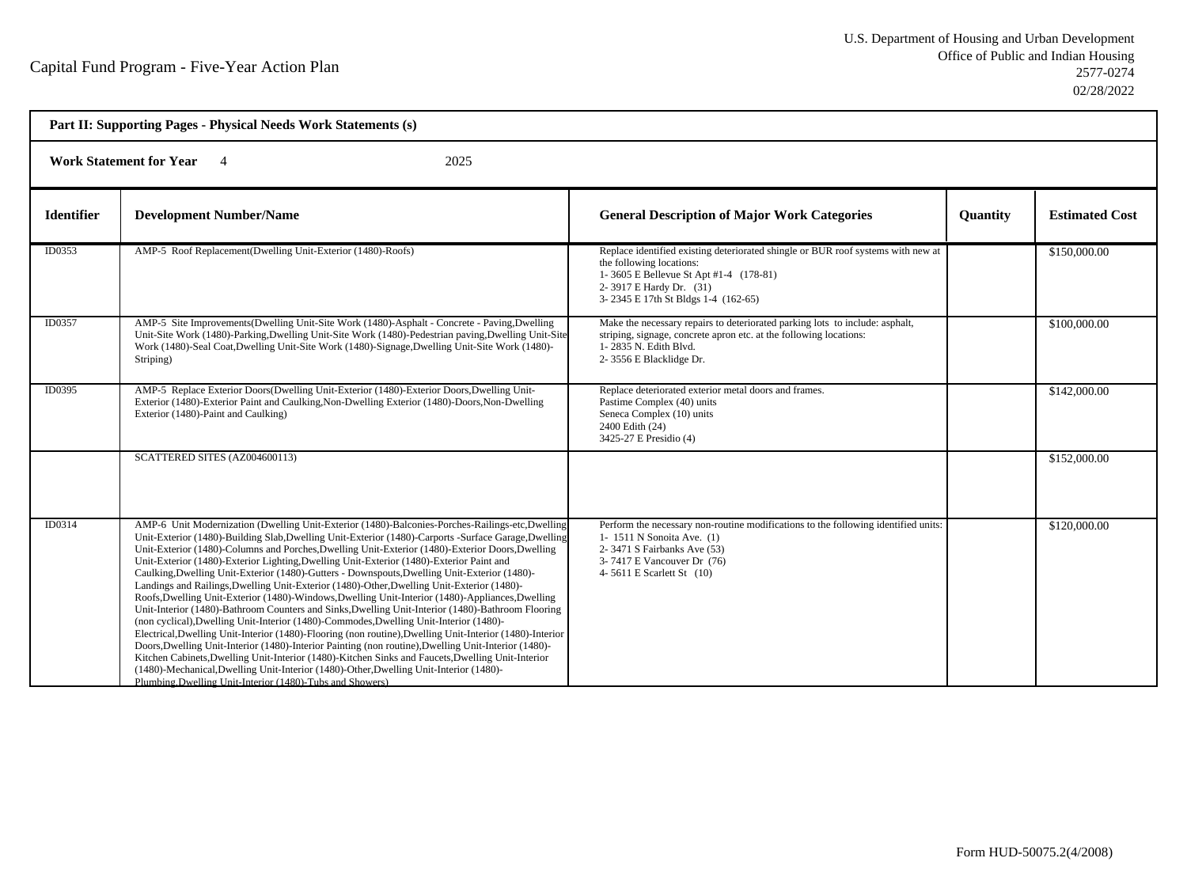Capital Fund Program - Five-Year Action Plan

U.S. Department of Housing and Urban Development
Office of Public and Indian Housing
2577-0274
02/28/2022

**Part II: Supporting Pages - Physical Needs Work Statements (s)**

**Work Statement for Year** 4 2025

| Identifier | Development Number/Name | General Description of Major Work Categories | Quantity | Estimated Cost |
|---|---|---|---|---|
| ID0353 | AMP-5 Roof Replacement(Dwelling Unit-Exterior (1480)-Roofs) | Replace identified existing deteriorated shingle or BUR roof systems with new at the following locations:<br>1- 3605 E Bellevue St Apt #1-4 (178-81)<br>2- 3917 E Hardy Dr. (31)<br>3- 2345 E 17th St Bldgs 1-4 (162-65) | | $150,000.00 |
| ID0357 | AMP-5 Site Improvements(Dwelling Unit-Site Work (1480)-Asphalt - Concrete - Paving,Dwelling Unit-Site Work (1480)-Parking,Dwelling Unit-Site Work (1480)-Pedestrian paving,Dwelling Unit-Site Work (1480)-Seal Coat,Dwelling Unit-Site Work (1480)-Signage,Dwelling Unit-Site Work (1480)-Striping) | Make the necessary repairs to deteriorated parking lots to include: asphalt, striping, signage, concrete apron etc. at the following locations:<br>1- 2835 N. Edith Blvd.<br>2- 3556 E Blacklidge Dr. | | $100,000.00 |
| ID0395 | AMP-5 Replace Exterior Doors(Dwelling Unit-Exterior (1480)-Exterior Doors,Dwelling Unit-Exterior (1480)-Exterior Paint and Caulking,Non-Dwelling Exterior (1480)-Doors,Non-Dwelling Exterior (1480)-Paint and Caulking) | Replace deteriorated exterior metal doors and frames.<br>Pastime Complex (40) units<br>Seneca Complex (10) units<br>2400 Edith (24)<br>3425-27 E Presidio (4) | | $142,000.00 |
| | SCATTERED SITES (AZ004600113) | | | $152,000.00 |
| ID0314 | AMP-6 Unit Modernization (Dwelling Unit-Exterior (1480)-Balconies-Porches-Railings-etc,Dwelling Unit-Exterior (1480)-Building Slab,Dwelling Unit-Exterior (1480)-Carports -Surface Garage,Dwelling Unit-Exterior (1480)-Columns and Porches,Dwelling Unit-Exterior (1480)-Exterior Doors,Dwelling Unit-Exterior (1480)-Exterior Lighting,Dwelling Unit-Exterior (1480)-Exterior Paint and Caulking,Dwelling Unit-Exterior (1480)-Gutters - Downspouts,Dwelling Unit-Exterior (1480)-Landings and Railings,Dwelling Unit-Exterior (1480)-Other,Dwelling Unit-Exterior (1480)-Roofs,Dwelling Unit-Exterior (1480)-Windows,Dwelling Unit-Interior (1480)-Appliances,Dwelling Unit-Interior (1480)-Bathroom Counters and Sinks,Dwelling Unit-Interior (1480)-Bathroom Flooring (non cyclical),Dwelling Unit-Interior (1480)-Commodes,Dwelling Unit-Interior (1480)-Electrical,Dwelling Unit-Interior (1480)-Flooring (non routine),Dwelling Unit-Interior (1480)-Interior Doors,Dwelling Unit-Interior (1480)-Interior Painting (non routine),Dwelling Unit-Interior (1480)-Kitchen Cabinets,Dwelling Unit-Interior (1480)-Kitchen Sinks and Faucets,Dwelling Unit-Interior (1480)-Mechanical,Dwelling Unit-Interior (1480)-Other,Dwelling Unit-Interior (1480)-Plumbing,Dwelling Unit-Interior (1480)-Tubs and Showers) | Perform the necessary non-routine modifications to the following identified units:<br>1- 1511 N Sonoita Ave. (1)<br>2- 3471 S Fairbanks Ave (53)<br>3- 7417 E Vancouver Dr (76)<br>4- 5611 E Scarlett St (10) | | $120,000.00 |

Form HUD-50075.2(4/2008)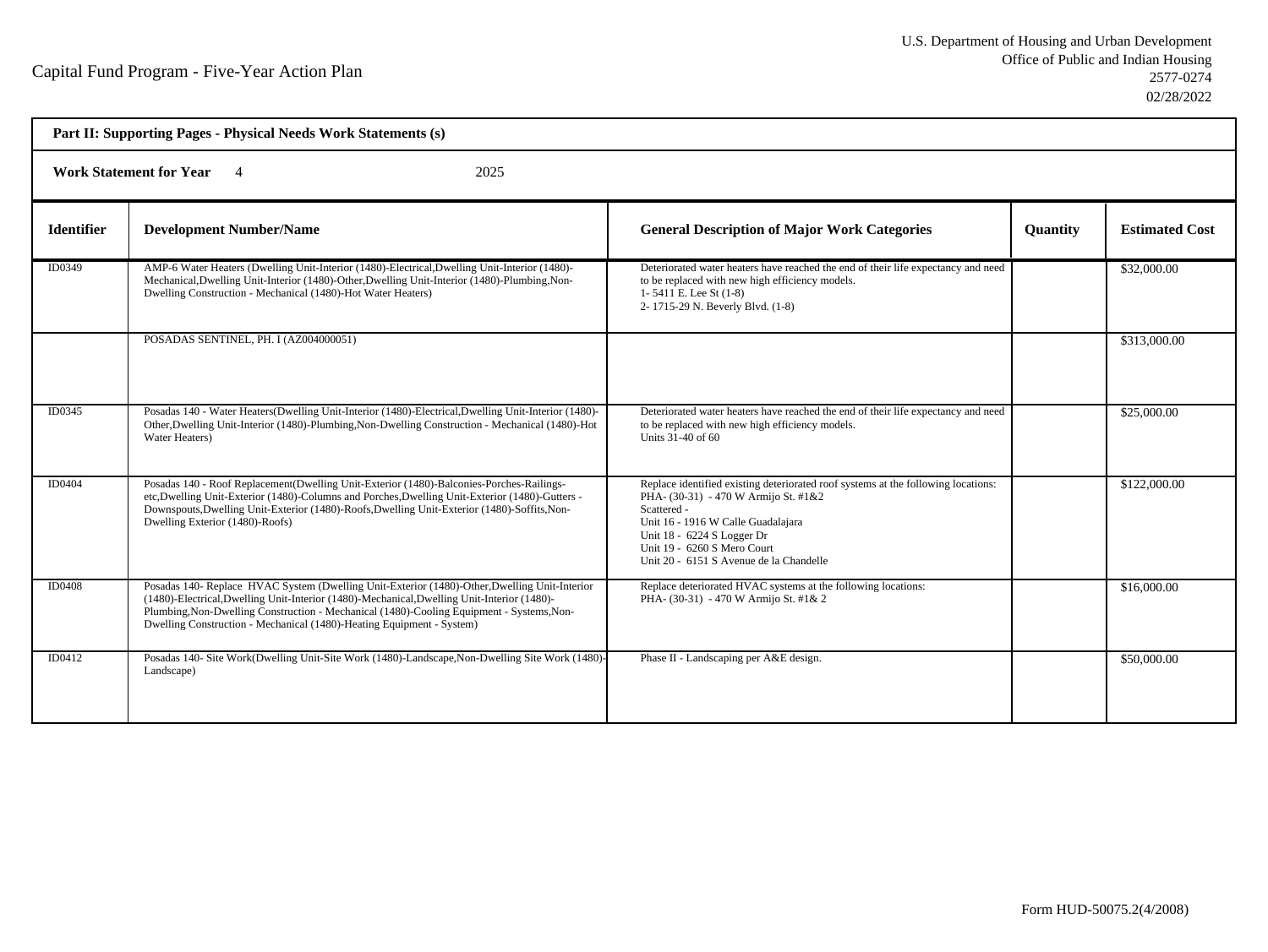Capital Fund Program - Five-Year Action Plan

U.S. Department of Housing and Urban Development
Office of Public and Indian Housing
2577-0274
02/28/2022

**Part II: Supporting Pages - Physical Needs Work Statements (s)**

**Work Statement for Year** 4 2025

| Identifier | Development Number/Name | General Description of Major Work Categories | Quantity | Estimated Cost |
|---|---|---|---|---|
| ID0349 | AMP-6 Water Heaters (Dwelling Unit-Interior (1480)-Electrical,Dwelling Unit-Interior (1480)-Mechanical,Dwelling Unit-Interior (1480)-Other,Dwelling Unit-Interior (1480)-Plumbing,Non-Dwelling Construction - Mechanical (1480)-Hot Water Heaters) | Deteriorated water heaters have reached the end of their life expectancy and need to be replaced with new high efficiency models.<br>1- 5411 E. Lee St (1-8)<br>2- 1715-29 N. Beverly Blvd. (1-8) | | $32,000.00 |
| | POSADAS SENTINEL, PH. I (AZ004000051) | | | $313,000.00 |
| ID0345 | Posadas 140 - Water Heaters(Dwelling Unit-Interior (1480)-Electrical,Dwelling Unit-Interior (1480)-Other,Dwelling Unit-Interior (1480)-Plumbing,Non-Dwelling Construction - Mechanical (1480)-Hot Water Heaters) | Deteriorated water heaters have reached the end of their life expectancy and need to be replaced with new high efficiency models.<br>Units 31-40 of 60 | | $25,000.00 |
| ID0404 | Posadas 140 - Roof Replacement(Dwelling Unit-Exterior (1480)-Balconies-Porches-Railings-etc,Dwelling Unit-Exterior (1480)-Columns and Porches,Dwelling Unit-Exterior (1480)-Gutters - Downspouts,Dwelling Unit-Exterior (1480)-Roofs,Dwelling Unit-Exterior (1480)-Soffits,Non-Dwelling Exterior (1480)-Roofs) | Replace identified existing deteriorated roof systems at the following locations:<br>PHA- (30-31) - 470 W Armijo St. #1&2<br>Scattered -<br>Unit 16 - 1916 W Calle Guadalajara<br>Unit 18 - 6224 S Logger Dr<br>Unit 19 - 6260 S Mero Court<br>Unit 20 - 6151 S Avenue de la Chandelle | | $122,000.00 |
| ID0408 | Posadas 140- Replace HVAC System (Dwelling Unit-Exterior (1480)-Other,Dwelling Unit-Interior (1480)-Electrical,Dwelling Unit-Interior (1480)-Mechanical,Dwelling Unit-Interior (1480)-Plumbing,Non-Dwelling Construction - Mechanical (1480)-Cooling Equipment - Systems,Non-Dwelling Construction - Mechanical (1480)-Heating Equipment - System) | Replace deteriorated HVAC systems at the following locations:<br>PHA- (30-31) - 470 W Armijo St. #1& 2 | | $16,000.00 |
| ID0412 | Posadas 140- Site Work(Dwelling Unit-Site Work (1480)-Landscape,Non-Dwelling Site Work (1480)-Landscape) | Phase II - Landscaping per A&E design. | | $50,000.00 |

Form HUD-50075.2(4/2008)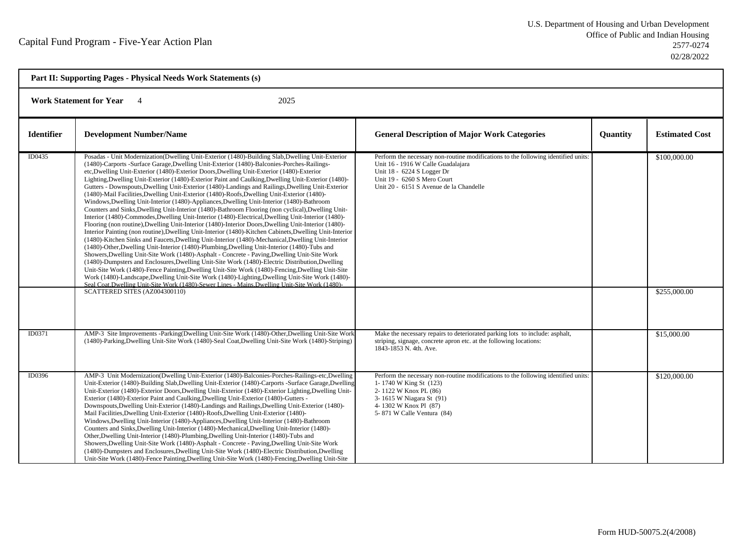Capital Fund Program - Five-Year Action Plan

U.S. Department of Housing and Urban Development
Office of Public and Indian Housing
2577-0274
02/28/2022

**Part II: Supporting Pages - Physical Needs Work Statements (s)**

**Work Statement for Year** 4 2025

| Identifier | Development Number/Name | General Description of Major Work Categories | Quantity | Estimated Cost |
|---|---|---|---|---|
| ID0435 | Posadas - Unit Modernization(Dwelling Unit-Exterior (1480)-Building Slab,Dwelling Unit-Exterior (1480)-Carports -Surface Garage,Dwelling Unit-Exterior (1480)-Balconies-Porches-Railings-etc,Dwelling Unit-Exterior (1480)-Exterior Doors,Dwelling Unit-Exterior (1480)-Exterior Lighting,Dwelling Unit-Exterior (1480)-Exterior Paint and Caulking,Dwelling Unit-Exterior (1480)-Gutters - Downspouts,Dwelling Unit-Exterior (1480)-Landings and Railings,Dwelling Unit-Exterior (1480)-Mail Facilities,Dwelling Unit-Exterior (1480)-Roofs,Dwelling Unit-Exterior (1480)-Windows,Dwelling Unit-Interior (1480)-Appliances,Dwelling Unit-Interior (1480)-Bathroom Counters and Sinks,Dwelling Unit-Interior (1480)-Bathroom Flooring (non cyclical),Dwelling Unit-Interior (1480)-Commodes,Dwelling Unit-Interior (1480)-Electrical,Dwelling Unit-Interior (1480)-Flooring (non routine),Dwelling Unit-Interior (1480)-Interior Doors,Dwelling Unit-Interior (1480)-Interior Painting (non routine),Dwelling Unit-Interior (1480)-Kitchen Cabinets,Dwelling Unit-Interior (1480)-Kitchen Sinks and Faucets,Dwelling Unit-Interior (1480)-Mechanical,Dwelling Unit-Interior (1480)-Other,Dwelling Unit-Interior (1480)-Plumbing,Dwelling Unit-Interior (1480)-Tubs and Showers,Dwelling Unit-Site Work (1480)-Asphalt - Concrete - Paving,Dwelling Unit-Site Work (1480)-Dumpsters and Enclosures,Dwelling Unit-Site Work (1480)-Electric Distribution,Dwelling Unit-Site Work (1480)-Fence Painting,Dwelling Unit-Site Work (1480)-Fencing,Dwelling Unit-Site Work (1480)-Landscape,Dwelling Unit-Site Work (1480)-Lighting,Dwelling Unit-Site Work (1480)-Seal Coat,Dwelling Unit-Site Work (1480)-Sewer Lines - Mains,Dwelling Unit-Site Work (1480)- | Perform the necessary non-routine modifications to the following identified units:<br>Unit 16 - 1916 W Calle Guadalajara<br>Unit 18 - 6224 S Logger Dr<br>Unit 19 - 6260 S Mero Court<br>Unit 20 - 6151 S Avenue de la Chandelle | | $100,000.00 |
| | SCATTERED SITES (AZ004300110) | | | $255,000.00 |
| ID0371 | AMP-3 Site Improvements -Parking(Dwelling Unit-Site Work (1480)-Other,Dwelling Unit-Site Work (1480)-Parking,Dwelling Unit-Site Work (1480)-Seal Coat,Dwelling Unit-Site Work (1480)-Striping) | Make the necessary repairs to deteriorated parking lots to include: asphalt, striping, signage, concrete apron etc. at the following locations:<br>1843-1853 N. 4th. Ave. | | $15,000.00 |
| ID0396 | AMP-3 Unit Modernization(Dwelling Unit-Exterior (1480)-Balconies-Porches-Railings-etc,Dwelling Unit-Exterior (1480)-Building Slab,Dwelling Unit-Exterior (1480)-Carports -Surface Garage,Dwelling Unit-Exterior (1480)-Exterior Doors,Dwelling Unit-Exterior (1480)-Exterior Lighting,Dwelling Unit-Exterior (1480)-Exterior Paint and Caulking,Dwelling Unit-Exterior (1480)-Gutters - Downspouts,Dwelling Unit-Exterior (1480)-Landings and Railings,Dwelling Unit-Exterior (1480)-Mail Facilities,Dwelling Unit-Exterior (1480)-Roofs,Dwelling Unit-Exterior (1480)-Windows,Dwelling Unit-Interior (1480)-Appliances,Dwelling Unit-Interior (1480)-Bathroom Counters and Sinks,Dwelling Unit-Interior (1480)-Mechanical,Dwelling Unit-Interior (1480)-Other,Dwelling Unit-Interior (1480)-Plumbing,Dwelling Unit-Interior (1480)-Tubs and Showers,Dwelling Unit-Site Work (1480)-Asphalt - Concrete - Paving,Dwelling Unit-Site Work (1480)-Dumpsters and Enclosures,Dwelling Unit-Site Work (1480)-Electric Distribution,Dwelling Unit-Site Work (1480)-Fence Painting,Dwelling Unit-Site Work (1480)-Fencing,Dwelling Unit-Site | Perform the necessary non-routine modifications to the following identified units:<br>1- 1740 W King St (123)<br>2- 1122 W Knox PL (86)<br>3- 1615 W Niagara St (91)<br>4- 1302 W Knox Pl (87)<br>5- 871 W Calle Ventura (84) | | $120,000.00 |

Form HUD-50075.2(4/2008)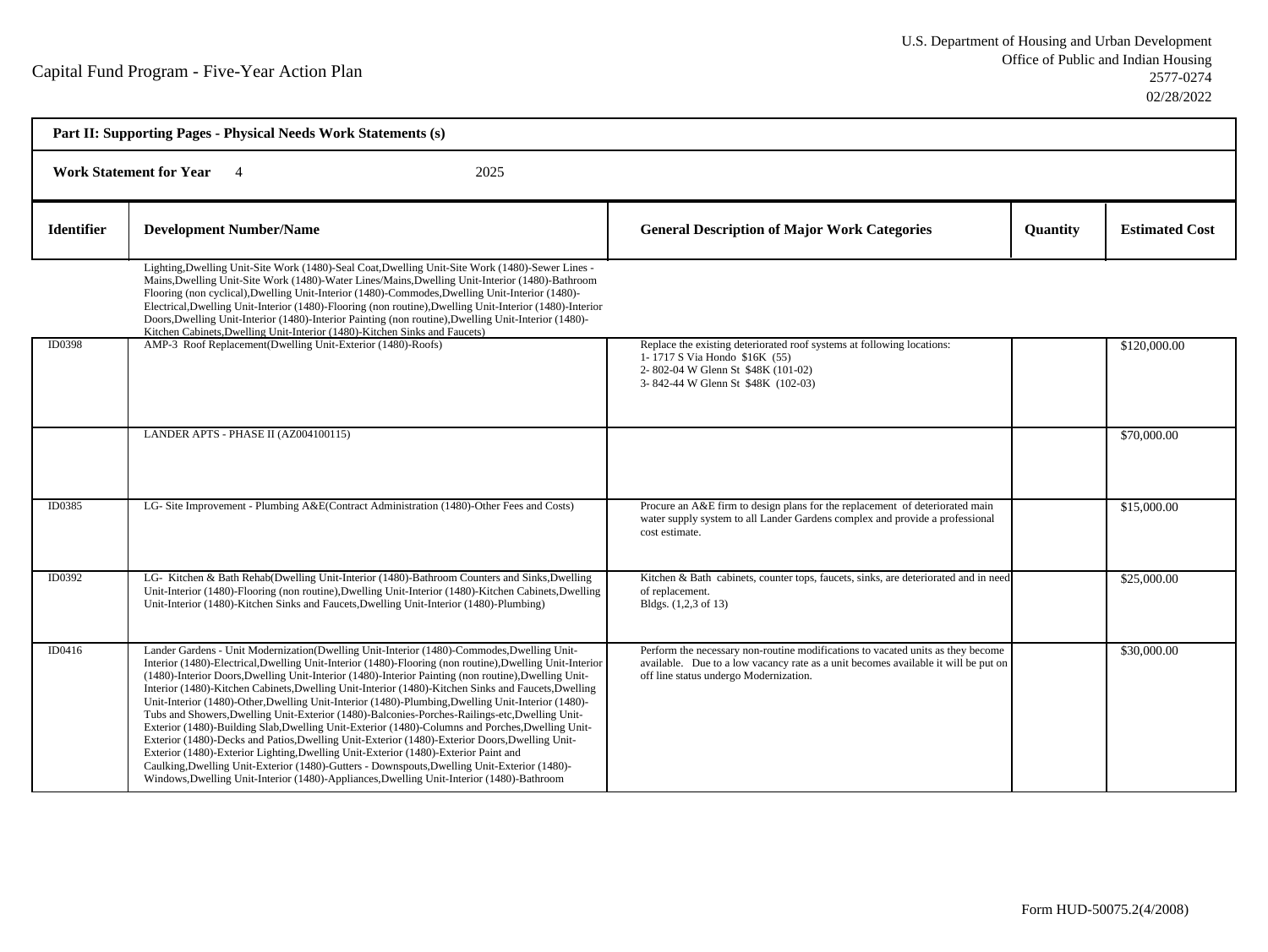## Part II: Supporting Pages - Physical Needs Work Statements (s)

**Work Statement for Year** 4 2025

| Identifier | Development Number/Name | General Description of Major Work Categories | Quantity | Estimated Cost |
|---|---|---|---|---|
| | Lighting,Dwelling Unit-Site Work (1480)-Seal Coat,Dwelling Unit-Site Work (1480)-Sewer Lines - Mains,Dwelling Unit-Site Work (1480)-Water Lines/Mains,Dwelling Unit-Interior (1480)-Bathroom Flooring (non cyclical),Dwelling Unit-Interior (1480)-Commodes,Dwelling Unit-Interior (1480)-Electrical,Dwelling Unit-Interior (1480)-Flooring (non routine),Dwelling Unit-Interior (1480)-Interior Doors,Dwelling Unit-Interior (1480)-Interior Painting (non routine),Dwelling Unit-Interior (1480)-Kitchen Cabinets,Dwelling Unit-Interior (1480)-Kitchen Sinks and Faucets) | | | |
| ID0398 | AMP-3 Roof Replacement(Dwelling Unit-Exterior (1480)-Roofs) | Replace the existing deteriorated roof systems at following locations:<br>1- 1717 S Via Hondo $16K (55)<br>2- 802-04 W Glenn St $48K (101-02)<br>3- 842-44 W Glenn St $48K (102-03) | | $120,000.00 |
| | LANDER APTS - PHASE II (AZ004100115) | | | $70,000.00 |
| ID0385 | LG- Site Improvement - Plumbing A&E(Contract Administration (1480)-Other Fees and Costs) | Procure an A&E firm to design plans for the replacement of deteriorated main water supply system to all Lander Gardens complex and provide a professional cost estimate. | | $15,000.00 |
| ID0392 | LG- Kitchen & Bath Rehab(Dwelling Unit-Interior (1480)-Bathroom Counters and Sinks,Dwelling Unit-Interior (1480)-Flooring (non routine),Dwelling Unit-Interior (1480)-Kitchen Cabinets,Dwelling Unit-Interior (1480)-Kitchen Sinks and Faucets,Dwelling Unit-Interior (1480)-Plumbing) | Kitchen & Bath cabinets, counter tops, faucets, sinks, are deteriorated and in need of replacement.<br>Bldgs. (1,2,3 of 13) | | $25,000.00 |
| ID0416 | Lander Gardens - Unit Modernization(Dwelling Unit-Interior (1480)-Commodes,Dwelling Unit-Interior (1480)-Electrical,Dwelling Unit-Interior (1480)-Flooring (non routine),Dwelling Unit-Interior (1480)-Interior Doors,Dwelling Unit-Interior (1480)-Interior Painting (non routine),Dwelling Unit-Interior (1480)-Kitchen Cabinets,Dwelling Unit-Interior (1480)-Kitchen Sinks and Faucets,Dwelling Unit-Interior (1480)-Other,Dwelling Unit-Interior (1480)-Plumbing,Dwelling Unit-Interior (1480)-Tubs and Showers,Dwelling Unit-Exterior (1480)-Balconies-Porches-Railings-etc,Dwelling Unit-Exterior (1480)-Building Slab,Dwelling Unit-Exterior (1480)-Columns and Porches,Dwelling Unit-Exterior (1480)-Decks and Patios,Dwelling Unit-Exterior (1480)-Exterior Doors,Dwelling Unit-Exterior (1480)-Exterior Lighting,Dwelling Unit-Exterior (1480)-Exterior Paint and Caulking,Dwelling Unit-Exterior (1480)-Gutters - Downspouts,Dwelling Unit-Exterior (1480)-Windows,Dwelling Unit-Interior (1480)-Appliances,Dwelling Unit-Interior (1480)-Bathroom | Perform the necessary non-routine modifications to vacated units as they become available. Due to a low vacancy rate as a unit becomes available it will be put on off line status undergo Modernization. | | $30,000.00 |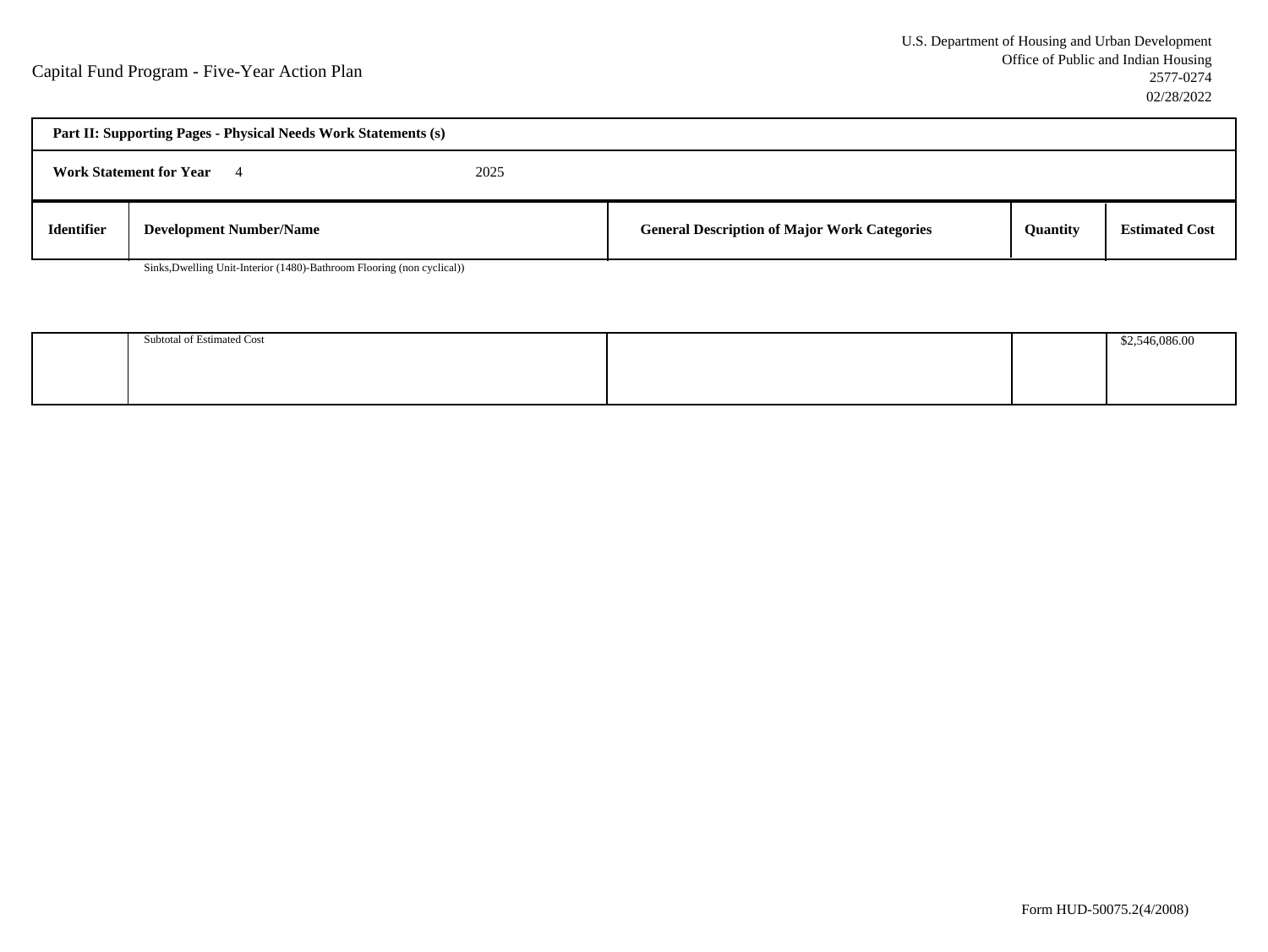Capital Fund Program - Five-Year Action Plan

U.S. Department of Housing and Urban Development
Office of Public and Indian Housing
2577-0274
02/28/2022

**Part II: Supporting Pages - Physical Needs Work Statements (s)**

**Work Statement for Year** 4 2025

| Identifier | Development Number/Name | General Description of Major Work Categories | Quantity | Estimated Cost |
| --- | --- | --- | --- | --- |
| | Sinks,Dwelling Unit-Interior (1480)-Bathroom Flooring (non cyclical)) | | | |
| | Subtotal of Estimated Cost | | | $2,546,086.00 |

Form HUD-50075.2(4/2008)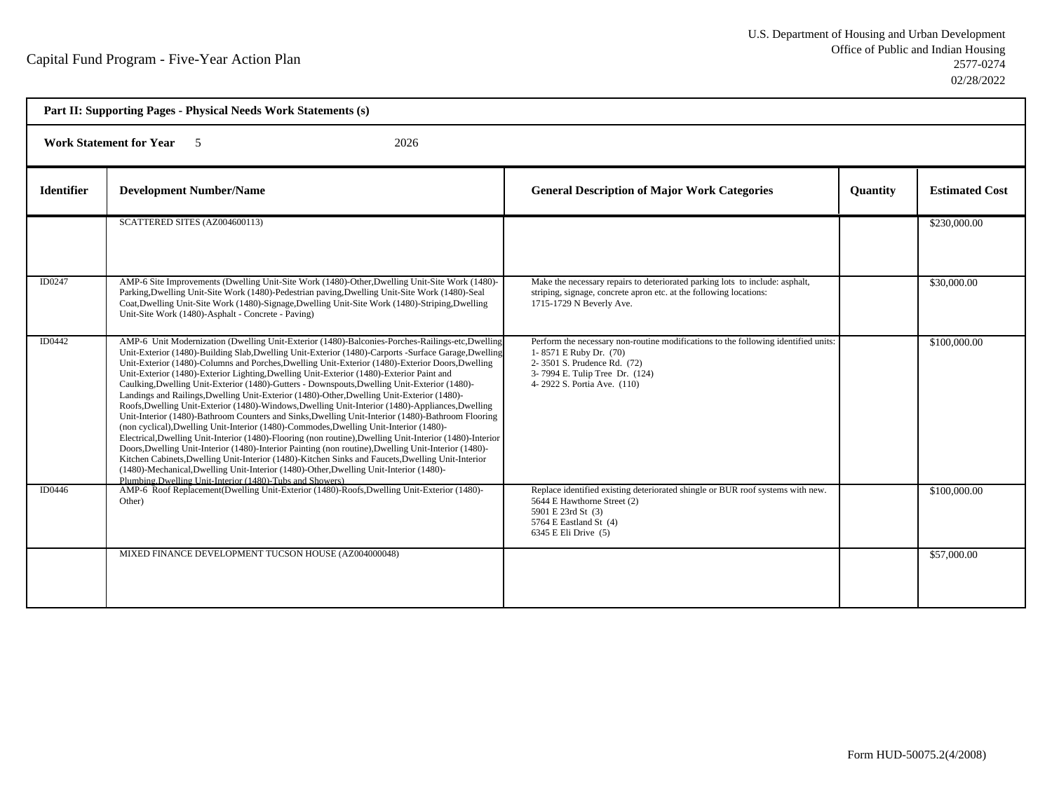Capital Fund Program - Five-Year Action Plan

U.S. Department of Housing and Urban Development
Office of Public and Indian Housing
2577-0274
02/28/2022

**Part II: Supporting Pages - Physical Needs Work Statements (s)**

**Work Statement for Year** 5 2026

| Identifier | Development Number/Name | General Description of Major Work Categories | Quantity | Estimated Cost |
|---|---|---|---|---|
| | SCATTERED SITES (AZ004600113) | | | $230,000.00 |
| ID0247 | AMP-6 Site Improvements (Dwelling Unit-Site Work (1480)-Other,Dwelling Unit-Site Work (1480)-Parking,Dwelling Unit-Site Work (1480)-Pedestrian paving,Dwelling Unit-Site Work (1480)-Seal Coat,Dwelling Unit-Site Work (1480)-Signage,Dwelling Unit-Site Work (1480)-Striping,Dwelling Unit-Site Work (1480)-Asphalt - Concrete - Paving) | Make the necessary repairs to deteriorated parking lots to include: asphalt, striping, signage, concrete apron etc. at the following locations: 1715-1729 N Beverly Ave. | | $30,000.00 |
| ID0442 | AMP-6 Unit Modernization (Dwelling Unit-Exterior (1480)-Balconies-Porches-Railings-etc,Dwelling Unit-Exterior (1480)-Building Slab,Dwelling Unit-Exterior (1480)-Carports -Surface Garage,Dwelling Unit-Exterior (1480)-Columns and Porches,Dwelling Unit-Exterior (1480)-Exterior Doors,Dwelling Unit-Exterior (1480)-Exterior Lighting,Dwelling Unit-Exterior (1480)-Exterior Paint and Caulking,Dwelling Unit-Exterior (1480)-Gutters - Downspouts,Dwelling Unit-Exterior (1480)-Landings and Railings,Dwelling Unit-Exterior (1480)-Other,Dwelling Unit-Exterior (1480)-Roofs,Dwelling Unit-Exterior (1480)-Windows,Dwelling Unit-Interior (1480)-Appliances,Dwelling Unit-Interior (1480)-Bathroom Counters and Sinks,Dwelling Unit-Interior (1480)-Bathroom Flooring (non cyclical),Dwelling Unit-Interior (1480)-Commodes,Dwelling Unit-Interior (1480)-Electrical,Dwelling Unit-Interior (1480)-Flooring (non routine),Dwelling Unit-Interior (1480)-Interior Doors,Dwelling Unit-Interior (1480)-Interior Painting (non routine),Dwelling Unit-Interior (1480)-Kitchen Cabinets,Dwelling Unit-Interior (1480)-Kitchen Sinks and Faucets,Dwelling Unit-Interior (1480)-Mechanical,Dwelling Unit-Interior (1480)-Other,Dwelling Unit-Interior (1480)-Plumbing,Dwelling Unit-Interior (1480)-Tubs and Showers) | Perform the necessary non-routine modifications to the following identified units: 1- 8571 E Ruby Dr. (70) 2- 3501 S. Prudence Rd. (72) 3- 7994 E. Tulip Tree Dr. (124) 4- 2922 S. Portia Ave. (110) | | $100,000.00 |
| ID0446 | AMP-6 Roof Replacement(Dwelling Unit-Exterior (1480)-Roofs,Dwelling Unit-Exterior (1480)-Other) | Replace identified existing deteriorated shingle or BUR roof systems with new. 5644 E Hawthorne Street (2) 5901 E 23rd St (3) 5764 E Eastland St (4) 6345 E Eli Drive (5) | | $100,000.00 |
| | MIXED FINANCE DEVELOPMENT TUCSON HOUSE (AZ004000048) | | | $57,000.00 |

Form HUD-50075.2(4/2008)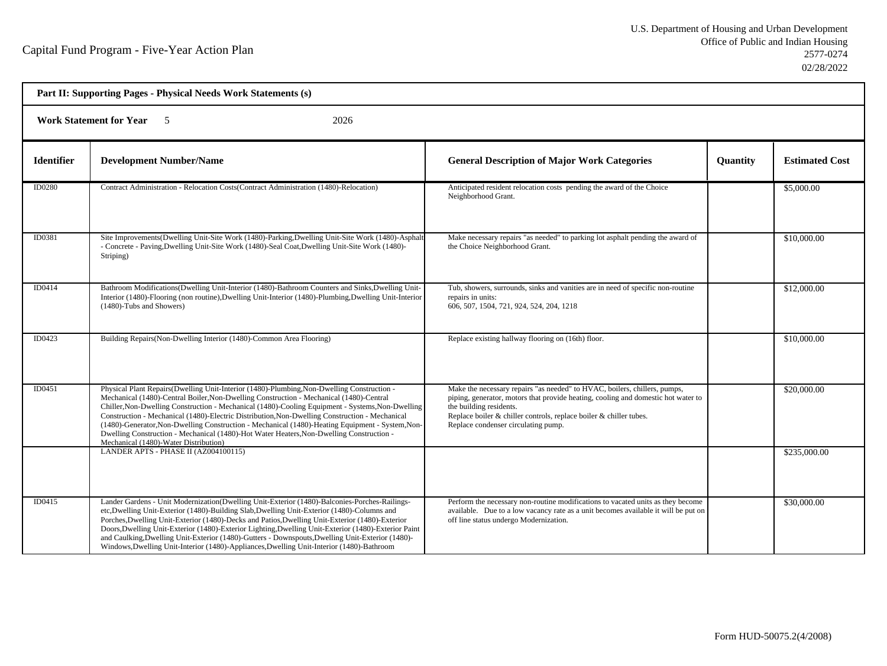Capital Fund Program - Five-Year Action Plan

U.S. Department of Housing and Urban Development
Office of Public and Indian Housing
2577-0274
02/28/2022

**Part II: Supporting Pages - Physical Needs Work Statements (s)**

**Work Statement for Year** 5 2026

| Identifier | Development Number/Name | General Description of Major Work Categories | Quantity | Estimated Cost |
|---|---|---|---|---|
| ID0280 | Contract Administration - Relocation Costs(Contract Administration (1480)-Relocation) | Anticipated resident relocation costs pending the award of the Choice Neighborhood Grant. | | $5,000.00 |
| ID0381 | Site Improvements(Dwelling Unit-Site Work (1480)-Parking,Dwelling Unit-Site Work (1480)-Asphalt - Concrete - Paving,Dwelling Unit-Site Work (1480)-Seal Coat,Dwelling Unit-Site Work (1480)-Striping) | Make necessary repairs "as needed" to parking lot asphalt pending the award of the Choice Neighborhood Grant. | | $10,000.00 |
| ID0414 | Bathroom Modifications(Dwelling Unit-Interior (1480)-Bathroom Counters and Sinks,Dwelling Unit-Interior (1480)-Flooring (non routine),Dwelling Unit-Interior (1480)-Plumbing,Dwelling Unit-Interior (1480)-Tubs and Showers) | Tub, showers, surrounds, sinks and vanities are in need of specific non-routine repairs in units:<br>606, 507, 1504, 721, 924, 524, 204, 1218 | | $12,000.00 |
| ID0423 | Building Repairs(Non-Dwelling Interior (1480)-Common Area Flooring) | Replace existing hallway flooring on (16th) floor. | | $10,000.00 |
| ID0451 | Physical Plant Repairs(Dwelling Unit-Interior (1480)-Plumbing,Non-Dwelling Construction - Mechanical (1480)-Central Boiler,Non-Dwelling Construction - Mechanical (1480)-Central Chiller,Non-Dwelling Construction - Mechanical (1480)-Cooling Equipment - Systems,Non-Dwelling Construction - Mechanical (1480)-Electric Distribution,Non-Dwelling Construction - Mechanical (1480)-Generator,Non-Dwelling Construction - Mechanical (1480)-Heating Equipment - System,Non-Dwelling Construction - Mechanical (1480)-Hot Water Heaters,Non-Dwelling Construction - Mechanical (1480)-Water Distribution) | Make the necessary repairs "as needed" to HVAC, boilers, chillers, pumps, piping, generator, motors that provide heating, cooling and domestic hot water to the building residents.<br>Replace boiler & chiller controls, replace boiler & chiller tubes.<br>Replace condenser circulating pump. | | $20,000.00 |
| | LANDER APTS - PHASE II (AZ004100115) | | | $235,000.00 |
| ID0415 | Lander Gardens - Unit Modernization(Dwelling Unit-Exterior (1480)-Balconies-Porches-Railings-etc,Dwelling Unit-Exterior (1480)-Building Slab,Dwelling Unit-Exterior (1480)-Columns and Porches,Dwelling Unit-Exterior (1480)-Decks and Patios,Dwelling Unit-Exterior (1480)-Exterior Doors,Dwelling Unit-Exterior (1480)-Exterior Lighting,Dwelling Unit-Exterior (1480)-Exterior Paint and Caulking,Dwelling Unit-Exterior (1480)-Gutters - Downspouts,Dwelling Unit-Exterior (1480)-Windows,Dwelling Unit-Interior (1480)-Appliances,Dwelling Unit-Interior (1480)-Bathroom | Perform the necessary non-routine modifications to vacated units as they become available. Due to a low vacancy rate as a unit becomes available it will be put on off line status undergo Modernization. | | $30,000.00 |

Form HUD-50075.2(4/2008)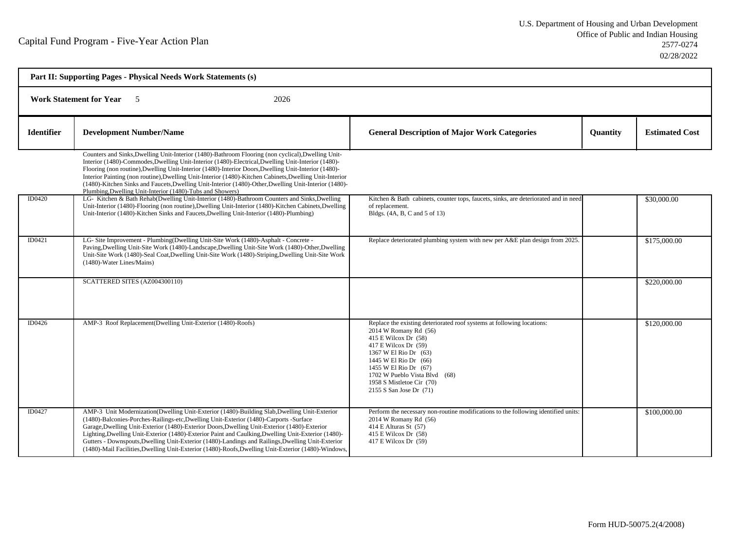Capital Fund Program - Five-Year Action Plan

U.S. Department of Housing and Urban Development
Office of Public and Indian Housing
2577-0274
02/28/2022

**Part II: Supporting Pages - Physical Needs Work Statements (s)**

**Work Statement for Year** 5 2026

| Identifier | Development Number/Name | General Description of Major Work Categories | Quantity | Estimated Cost |
|---|---|---|---|---|
| | Counters and Sinks,Dwelling Unit-Interior (1480)-Bathroom Flooring (non cyclical),Dwelling Unit-Interior (1480)-Commodes,Dwelling Unit-Interior (1480)-Electrical,Dwelling Unit-Interior (1480)-Flooring (non routine),Dwelling Unit-Interior (1480)-Interior Doors,Dwelling Unit-Interior (1480)-Interior Painting (non routine),Dwelling Unit-Interior (1480)-Kitchen Cabinets,Dwelling Unit-Interior (1480)-Kitchen Sinks and Faucets,Dwelling Unit-Interior (1480)-Other,Dwelling Unit-Interior (1480)-Plumbing,Dwelling Unit-Interior (1480)-Tubs and Showers) | | | |
| ID0420 | LG- Kitchen & Bath Rehab(Dwelling Unit-Interior (1480)-Bathroom Counters and Sinks,Dwelling Unit-Interior (1480)-Flooring (non routine),Dwelling Unit-Interior (1480)-Kitchen Cabinets,Dwelling Unit-Interior (1480)-Kitchen Sinks and Faucets,Dwelling Unit-Interior (1480)-Plumbing) | Kitchen & Bath cabinets, counter tops, faucets, sinks, are deteriorated and in need of replacement.<br>Bldgs. (4A, B, C and 5 of 13) | | $30,000.00 |
| ID0421 | LG- Site Improvement - Plumbing(Dwelling Unit-Site Work (1480)-Asphalt - Concrete - Paving,Dwelling Unit-Site Work (1480)-Landscape,Dwelling Unit-Site Work (1480)-Other,Dwelling Unit-Site Work (1480)-Seal Coat,Dwelling Unit-Site Work (1480)-Striping,Dwelling Unit-Site Work (1480)-Water Lines/Mains) | Replace deteriorated plumbing system with new per A&E plan design from 2025. | | $175,000.00 |
| | SCATTERED SITES (AZ004300110) | | | $220,000.00 |
| ID0426 | AMP-3 Roof Replacement(Dwelling Unit-Exterior (1480)-Roofs) | Replace the existing deteriorated roof systems at following locations:<br>2014 W Romany Rd (56)<br>415 E Wilcox Dr (58)<br>417 E Wilcox Dr (59)<br>1367 W El Rio Dr (63)<br>1445 W El Rio Dr (66)<br>1455 W El Rio Dr (67)<br>1702 W Pueblo Vista Blvd (68)<br>1958 S Mistletoe Cir (70)<br>2155 S San Jose Dr (71) | | $120,000.00 |
| ID0427 | AMP-3 Unit Modernization(Dwelling Unit-Exterior (1480)-Building Slab,Dwelling Unit-Exterior (1480)-Balconies-Porches-Railings-etc,Dwelling Unit-Exterior (1480)-Carports -Surface Garage,Dwelling Unit-Exterior (1480)-Exterior Doors,Dwelling Unit-Exterior (1480)-Exterior Lighting,Dwelling Unit-Exterior (1480)-Exterior Paint and Caulking,Dwelling Unit-Exterior (1480)-Gutters - Downspouts,Dwelling Unit-Exterior (1480)-Landings and Railings,Dwelling Unit-Exterior (1480)-Mail Facilities,Dwelling Unit-Exterior (1480)-Roofs,Dwelling Unit-Exterior (1480)-Windows, | Perform the necessary non-routine modifications to the following identified units:<br>2014 W Romany Rd (56)<br>414 E Alturas St (57)<br>415 E Wilcox Dr (58)<br>417 E Wilcox Dr (59) | | $100,000.00 |

Form HUD-50075.2(4/2008)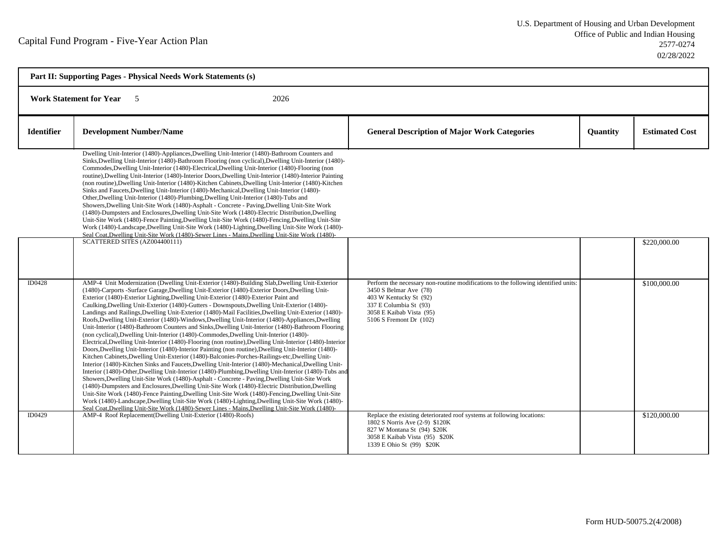Capital Fund Program - Five-Year Action Plan

U.S. Department of Housing and Urban Development
Office of Public and Indian Housing
2577-0274
02/28/2022

**Part II: Supporting Pages - Physical Needs Work Statements (s)**

**Work Statement for Year** 5 2026

| Identifier | Development Number/Name | General Description of Major Work Categories | Quantity | Estimated Cost |
|---|---|---|---|---|
| | Dwelling Unit-Interior (1480)-Appliances,Dwelling Unit-Interior (1480)-Bathroom Counters and Sinks,Dwelling Unit-Interior (1480)-Bathroom Flooring (non cyclical),Dwelling Unit-Interior (1480)-Commodes,Dwelling Unit-Interior (1480)-Electrical,Dwelling Unit-Interior (1480)-Flooring (non routine),Dwelling Unit-Interior (1480)-Interior Doors,Dwelling Unit-Interior (1480)-Interior Painting (non routine),Dwelling Unit-Interior (1480)-Kitchen Cabinets,Dwelling Unit-Interior (1480)-Kitchen Sinks and Faucets,Dwelling Unit-Interior (1480)-Mechanical,Dwelling Unit-Interior (1480)-Other,Dwelling Unit-Interior (1480)-Plumbing,Dwelling Unit-Interior (1480)-Tubs and Showers,Dwelling Unit-Site Work (1480)-Asphalt - Concrete - Paving,Dwelling Unit-Site Work (1480)-Dumpsters and Enclosures,Dwelling Unit-Site Work (1480)-Electric Distribution,Dwelling Unit-Site Work (1480)-Fence Painting,Dwelling Unit-Site Work (1480)-Fencing,Dwelling Unit-Site Work (1480)-Landscape,Dwelling Unit-Site Work (1480)-Lighting,Dwelling Unit-Site Work (1480)-Seal Coat,Dwelling Unit-Site Work (1480)-Sewer Lines - Mains,Dwelling Unit-Site Work (1480)- | | | |
| | SCATTERED SITES (AZ004400111) | | | $220,000.00 |
| ID0428 | AMP-4 Unit Modernization (Dwelling Unit-Exterior (1480)-Building Slab,Dwelling Unit-Exterior (1480)-Carports -Surface Garage,Dwelling Unit-Exterior (1480)-Exterior Doors,Dwelling Unit-Exterior (1480)-Exterior Lighting,Dwelling Unit-Exterior (1480)-Exterior Paint and Caulking,Dwelling Unit-Exterior (1480)-Gutters - Downspouts,Dwelling Unit-Exterior (1480)-Landings and Railings,Dwelling Unit-Exterior (1480)-Mail Facilities,Dwelling Unit-Exterior (1480)-Roofs,Dwelling Unit-Exterior (1480)-Windows,Dwelling Unit-Interior (1480)-Appliances,Dwelling Unit-Interior (1480)-Bathroom Counters and Sinks,Dwelling Unit-Interior (1480)-Bathroom Flooring (non cyclical),Dwelling Unit-Interior (1480)-Commodes,Dwelling Unit-Interior (1480)-Electrical,Dwelling Unit-Interior (1480)-Flooring (non routine),Dwelling Unit-Interior (1480)-Interior Doors,Dwelling Unit-Interior (1480)-Interior Painting (non routine),Dwelling Unit-Interior (1480)-Kitchen Cabinets,Dwelling Unit-Exterior (1480)-Balconies-Porches-Railings-etc,Dwelling Unit-Interior (1480)-Kitchen Sinks and Faucets,Dwelling Unit-Interior (1480)-Mechanical,Dwelling Unit-Interior (1480)-Other,Dwelling Unit-Interior (1480)-Plumbing,Dwelling Unit-Interior (1480)-Tubs and Showers,Dwelling Unit-Site Work (1480)-Asphalt - Concrete - Paving,Dwelling Unit-Site Work (1480)-Dumpsters and Enclosures,Dwelling Unit-Site Work (1480)-Electric Distribution,Dwelling Unit-Site Work (1480)-Fence Painting,Dwelling Unit-Site Work (1480)-Fencing,Dwelling Unit-Site Work (1480)-Landscape,Dwelling Unit-Site Work (1480)-Lighting,Dwelling Unit-Site Work (1480)-Seal Coat,Dwelling Unit-Site Work (1480)-Sewer Lines - Mains,Dwelling Unit-Site Work (1480)- | Perform the necessary non-routine modifications to the following identified units:<br>3450 S Belmar Ave (78)<br>403 W Kentucky St (92)<br>337 E Columbia St (93)<br>3058 E Kaibab Vista (95)<br>5106 S Fremont Dr (102) | | $100,000.00 |
| ID0429 | AMP-4 Roof Replacement(Dwelling Unit-Exterior (1480)-Roofs) | Replace the existing deteriorated roof systems at following locations:<br>1802 S Norris Ave (2-9) $120K<br>827 W Montana St (94) $20K<br>3058 E Kaibab Vista (95) $20K<br>1339 E Ohio St (99) $20K | | $120,000.00 |

Form HUD-50075.2(4/2008)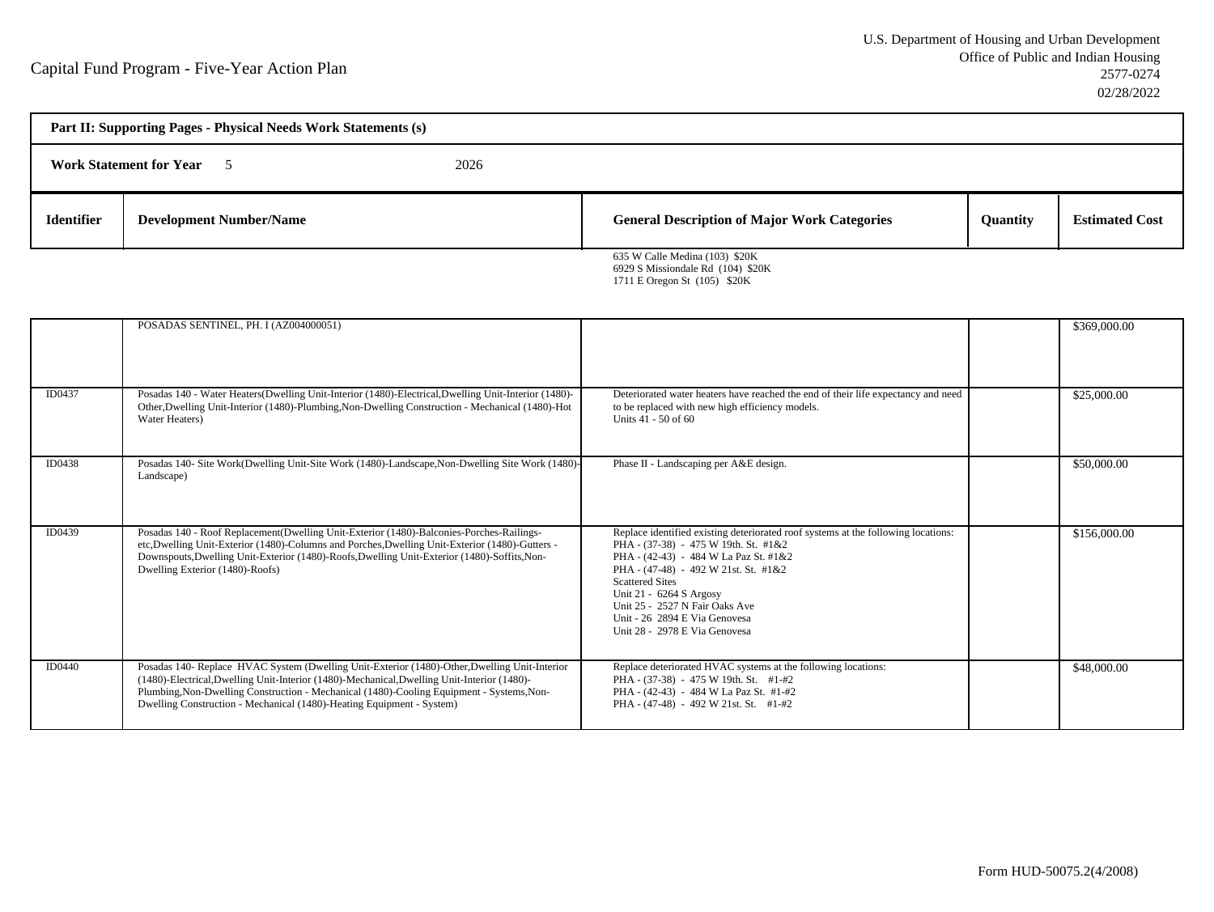Capital Fund Program - Five-Year Action Plan

U.S. Department of Housing and Urban Development
Office of Public and Indian Housing
2577-0274
02/28/2022

**Part II: Supporting Pages - Physical Needs Work Statements (s)**

**Work Statement for Year** 5 2026

| Identifier | Development Number/Name | General Description of Major Work Categories | Quantity | Estimated Cost |
|---|---|---|---|---|
| | | 635 W Calle Medina (103) $20K<br>6929 S Missiondale Rd (104) $20K<br>1711 E Oregon St (105) $20K | | |
| | POSADAS SENTINEL, PH. I (AZ004000051) | | | $369,000.00 |
| ID0437 | Posadas 140 - Water Heaters(Dwelling Unit-Interior (1480)-Electrical,Dwelling Unit-Interior (1480)-Other,Dwelling Unit-Interior (1480)-Plumbing,Non-Dwelling Construction - Mechanical (1480)-Hot Water Heaters) | Deteriorated water heaters have reached the end of their life expectancy and need to be replaced with new high efficiency models.<br>Units 41 - 50 of 60 | | $25,000.00 |
| ID0438 | Posadas 140- Site Work(Dwelling Unit-Site Work (1480)-Landscape,Non-Dwelling Site Work (1480)-Landscape) | Phase II - Landscaping per A&E design. | | $50,000.00 |
| ID0439 | Posadas 140 - Roof Replacement(Dwelling Unit-Exterior (1480)-Balconies-Porches-Railings-etc,Dwelling Unit-Exterior (1480)-Columns and Porches,Dwelling Unit-Exterior (1480)-Gutters - Downspouts,Dwelling Unit-Exterior (1480)-Roofs,Dwelling Unit-Exterior (1480)-Soffits,Non-Dwelling Exterior (1480)-Roofs) | Replace identified existing deteriorated roof systems at the following locations:<br>PHA - (37-38) - 475 W 19th. St. #1&2<br>PHA - (42-43) - 484 W La Paz St. #1&2<br>PHA - (47-48) - 492 W 21st. St. #1&2<br>Scattered Sites<br>Unit 21 - 6264 S Argosy<br>Unit 25 - 2527 N Fair Oaks Ave<br>Unit - 26 2894 E Via Genovesa<br>Unit 28 - 2978 E Via Genovesa | | $156,000.00 |
| ID0440 | Posadas 140- Replace HVAC System (Dwelling Unit-Exterior (1480)-Other,Dwelling Unit-Interior (1480)-Electrical,Dwelling Unit-Interior (1480)-Mechanical,Dwelling Unit-Interior (1480)-Plumbing,Non-Dwelling Construction - Mechanical (1480)-Cooling Equipment - Systems,Non-Dwelling Construction - Mechanical (1480)-Heating Equipment - System) | Replace deteriorated HVAC systems at the following locations:<br>PHA - (37-38) - 475 W 19th. St. #1-#2<br>PHA - (42-43) - 484 W La Paz St. #1-#2<br>PHA - (47-48) - 492 W 21st. St. #1-#2 | | $48,000.00 |

Form HUD-50075.2(4/2008)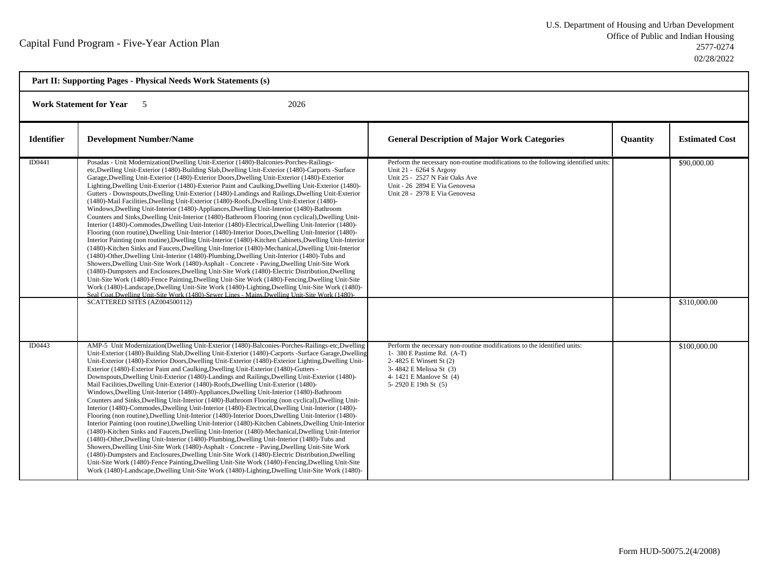Capital Fund Program - Five-Year Action Plan

U.S. Department of Housing and Urban Development
Office of Public and Indian Housing
2577-0274
02/28/2022

**Part II: Supporting Pages - Physical Needs Work Statements (s)**

**Work Statement for Year** 5 2026

| Identifier | Development Number/Name | General Description of Major Work Categories | Quantity | Estimated Cost |
|---|---|---|---|---|
| ID0441 | Posadas - Unit Modernization(Dwelling Unit-Exterior (1480)-Balconies-Porches-Railings-etc,Dwelling Unit-Exterior (1480)-Building Slab,Dwelling Unit-Exterior (1480)-Carports -Surface Garage,Dwelling Unit-Exterior (1480)-Exterior Doors,Dwelling Unit-Exterior (1480)-Exterior Lighting,Dwelling Unit-Exterior (1480)-Exterior Paint and Caulking,Dwelling Unit-Exterior (1480)-Gutters - Downspouts,Dwelling Unit-Exterior (1480)-Landings and Railings,Dwelling Unit-Exterior (1480)-Mail Facilities,Dwelling Unit-Exterior (1480)-Roofs,Dwelling Unit-Exterior (1480)-Windows,Dwelling Unit-Interior (1480)-Appliances,Dwelling Unit-Interior (1480)-Bathroom Counters and Sinks,Dwelling Unit-Interior (1480)-Bathroom Flooring (non cyclical),Dwelling Unit-Interior (1480)-Commodes,Dwelling Unit-Interior (1480)-Electrical,Dwelling Unit-Interior (1480)-Flooring (non routine),Dwelling Unit-Interior (1480)-Interior Doors,Dwelling Unit-Interior (1480)-Interior Painting (non routine),Dwelling Unit-Interior (1480)-Kitchen Cabinets,Dwelling Unit-Interior (1480)-Kitchen Sinks and Faucets,Dwelling Unit-Interior (1480)-Mechanical,Dwelling Unit-Interior (1480)-Other,Dwelling Unit-Interior (1480)-Plumbing,Dwelling Unit-Interior (1480)-Tubs and Showers,Dwelling Unit-Site Work (1480)-Asphalt - Concrete - Paving,Dwelling Unit-Site Work (1480)-Dumpsters and Enclosures,Dwelling Unit-Site Work (1480)-Electric Distribution,Dwelling Unit-Site Work (1480)-Fence Painting,Dwelling Unit-Site Work (1480)-Fencing,Dwelling Unit-Site Work (1480)-Landscape,Dwelling Unit-Site Work (1480)-Lighting,Dwelling Unit-Site Work (1480)-Seal Coat,Dwelling Unit-Site Work (1480)-Sewer Lines - Mains,Dwelling Unit-Site Work (1480)- | Perform the necessary non-routine modifications to the following identified units:<br>Unit 21 - 6264 S Argosy<br>Unit 25 - 2527 N Fair Oaks Ave<br>Unit - 26 2894 E Via Genovesa<br>Unit 28 - 2978 E Via Genovesa | | $90,000.00 |
| | SCATTERED SITES (AZ004500112) | | | $310,000.00 |
| ID0443 | AMP-5 Unit Modernization(Dwelling Unit-Exterior (1480)-Balconies-Porches-Railings-etc,Dwelling Unit-Exterior (1480)-Building Slab,Dwelling Unit-Exterior (1480)-Carports -Surface Garage,Dwelling Unit-Exterior (1480)-Exterior Doors,Dwelling Unit-Exterior (1480)-Exterior Lighting,Dwelling Unit-Exterior (1480)-Exterior Paint and Caulking,Dwelling Unit-Exterior (1480)-Gutters - Downspouts,Dwelling Unit-Exterior (1480)-Landings and Railings,Dwelling Unit-Exterior (1480)-Mail Facilities,Dwelling Unit-Exterior (1480)-Roofs,Dwelling Unit-Exterior (1480)-Windows,Dwelling Unit-Interior (1480)-Appliances,Dwelling Unit-Interior (1480)-Bathroom Counters and Sinks,Dwelling Unit-Interior (1480)-Bathroom Flooring (non cyclical),Dwelling Unit-Interior (1480)-Commodes,Dwelling Unit-Interior (1480)-Electrical,Dwelling Unit-Interior (1480)-Flooring (non routine),Dwelling Unit-Interior (1480)-Interior Doors,Dwelling Unit-Interior (1480)-Interior Painting (non routine),Dwelling Unit-Interior (1480)-Kitchen Cabinets,Dwelling Unit-Interior (1480)-Kitchen Sinks and Faucets,Dwelling Unit-Interior (1480)-Mechanical,Dwelling Unit-Interior (1480)-Other,Dwelling Unit-Interior (1480)-Plumbing,Dwelling Unit-Interior (1480)-Tubs and Showers,Dwelling Unit-Site Work (1480)-Asphalt - Concrete - Paving,Dwelling Unit-Site Work (1480)-Dumpsters and Enclosures,Dwelling Unit-Site Work (1480)-Electric Distribution,Dwelling Unit-Site Work (1480)-Fence Painting,Dwelling Unit-Site Work (1480)-Fencing,Dwelling Unit-Site Work (1480)-Landscape,Dwelling Unit-Site Work (1480)-Lighting,Dwelling Unit-Site Work (1480)- | Perform the necessary non-routine modifications to the identified units:<br>1- 380 E Pastime Rd. (A-T)<br>2- 4825 E Winsett St (2)<br>3- 4842 E Melissa St (3)<br>4- 1421 E Manlove St (4)<br>5- 2920 E 19th St (5) | | $100,000.00 |

Form HUD-50075.2(4/2008)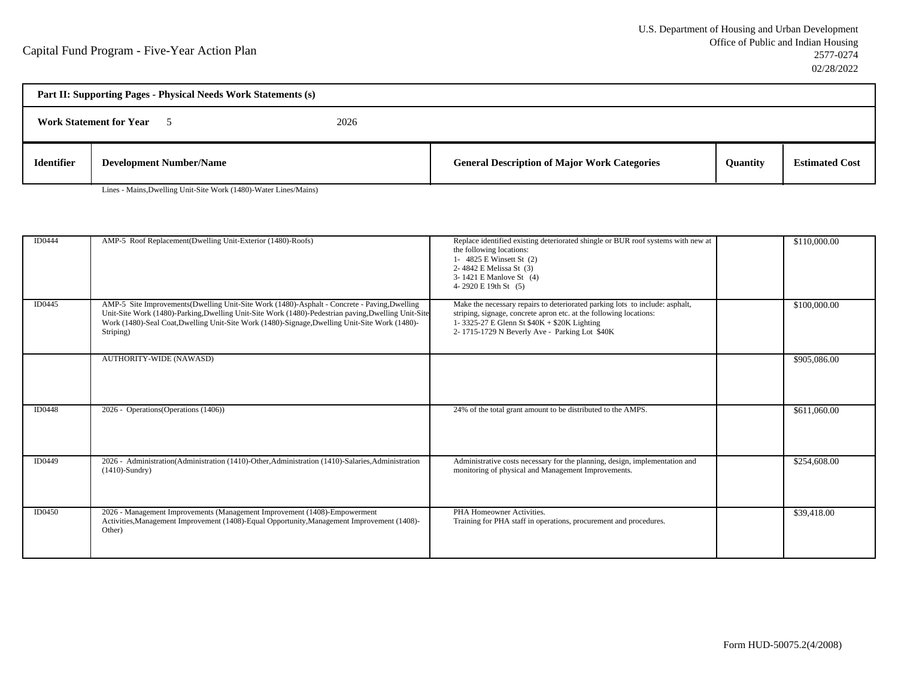Capital Fund Program - Five-Year Action Plan

U.S. Department of Housing and Urban Development
Office of Public and Indian Housing
2577-0274
02/28/2022

**Part II: Supporting Pages - Physical Needs Work Statements (s)**

**Work Statement for Year** 5 2026

| Identifier | Development Number/Name | General Description of Major Work Categories | Quantity | Estimated Cost |
|---|---|---|---|---|
| | Lines - Mains,Dwelling Unit-Site Work (1480)-Water Lines/Mains) | | | |
| ID0444 | AMP-5 Roof Replacement(Dwelling Unit-Exterior (1480)-Roofs) | Replace identified existing deteriorated shingle or BUR roof systems with new at the following locations:<br>1- 4825 E Winsett St (2)<br>2- 4842 E Melissa St (3)<br>3- 1421 E Manlove St (4)<br>4- 2920 E 19th St (5) | | $110,000.00 |
| ID0445 | AMP-5 Site Improvements(Dwelling Unit-Site Work (1480)-Asphalt - Concrete - Paving,Dwelling Unit-Site Work (1480)-Parking,Dwelling Unit-Site Work (1480)-Pedestrian paving,Dwelling Unit-Site Work (1480)-Seal Coat,Dwelling Unit-Site Work (1480)-Signage,Dwelling Unit-Site Work (1480)-Striping) | Make the necessary repairs to deteriorated parking lots to include: asphalt, striping, signage, concrete apron etc. at the following locations:<br>1- 3325-27 E Glenn St $40K + $20K Lighting<br>2- 1715-1729 N Beverly Ave - Parking Lot $40K | | $100,000.00 |
| | AUTHORITY-WIDE (NAWASD) | | | $905,086.00 |
| ID0448 | 2026 - Operations(Operations (1406)) | 24% of the total grant amount to be distributed to the AMPS. | | $611,060.00 |
| ID0449 | 2026 - Administration(Administration (1410)-Other,Administration (1410)-Salaries,Administration (1410)-Sundry) | Administrative costs necessary for the planning, design, implementation and monitoring of physical and Management Improvements. | | $254,608.00 |
| ID0450 | 2026 - Management Improvements (Management Improvement (1408)-Empowerment Activities,Management Improvement (1408)-Equal Opportunity,Management Improvement (1408)-Other) | PHA Homeowner Activities.<br>Training for PHA staff in operations, procurement and procedures. | | $39,418.00 |

Form HUD-50075.2(4/2008)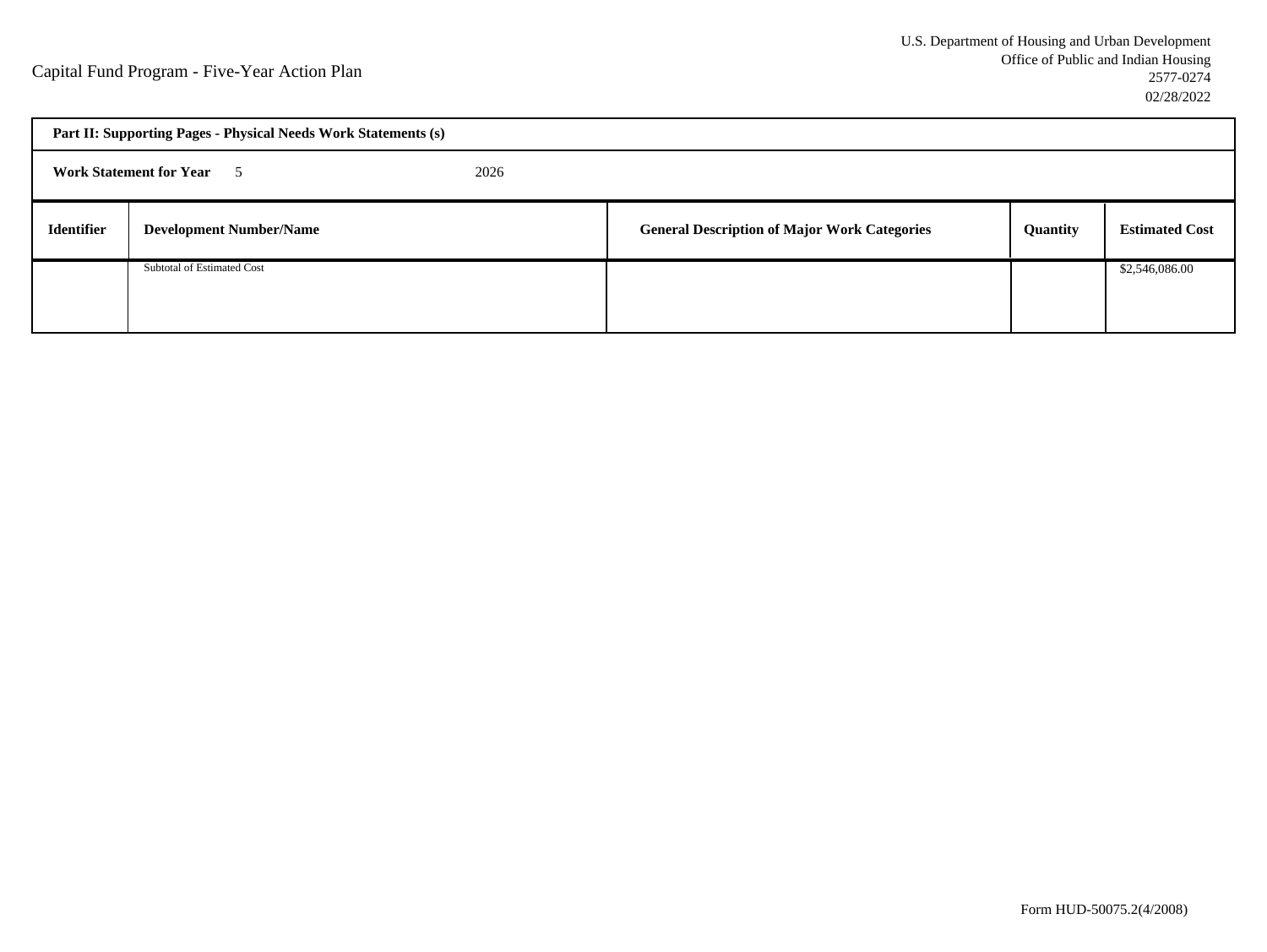Capital Fund Program - Five-Year Action Plan

U.S. Department of Housing and Urban Development
Office of Public and Indian Housing
2577-0274
02/28/2022

| **Part II: Supporting Pages - Physical Needs Work Statements (s)** | | | | |
|---|---|---|---|---|
| **Work Statement for Year** 5 2026 | | | | |
| **Identifier** | **Development Number/Name** | **General Description of Major Work Categories** | **Quantity** | **Estimated Cost** |
| | Subtotal of Estimated Cost | | | $2,546,086.00 |

Form HUD-50075.2(4/2008)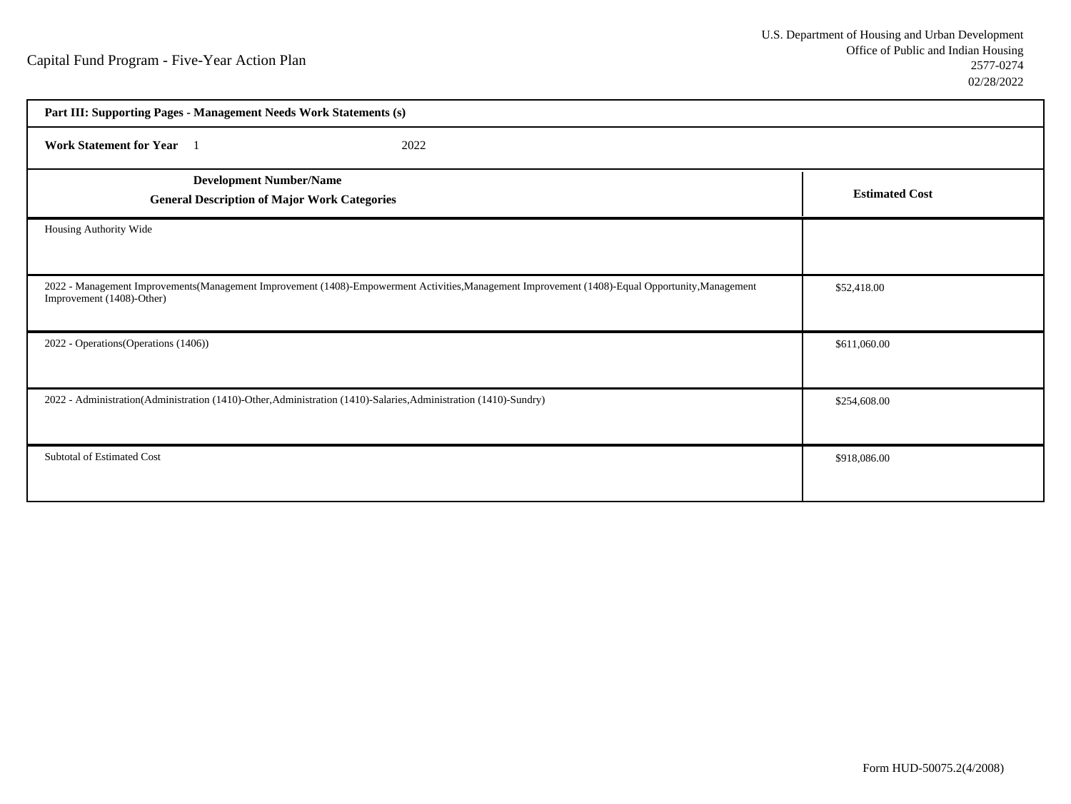Capital Fund Program - Five-Year Action Plan

U.S. Department of Housing and Urban Development
Office of Public and Indian Housing
2577-0274
02/28/2022

| **Part III: Supporting Pages - Management Needs Work Statements (s)** | |
|---|---|
| **Work Statement for Year** 1 2022 | |
| **Development Number/Name**<br>**General Description of Major Work Categories** | **Estimated Cost** |
| Housing Authority Wide | |
| 2022 - Management Improvements(Management Improvement (1408)-Empowerment Activities,Management Improvement (1408)-Equal Opportunity,Management Improvement (1408)-Other) | $52,418.00 |
| 2022 - Operations(Operations (1406)) | $611,060.00 |
| 2022 - Administration(Administration (1410)-Other,Administration (1410)-Salaries,Administration (1410)-Sundry) | $254,608.00 |
| Subtotal of Estimated Cost | $918,086.00 |

Form HUD-50075.2(4/2008)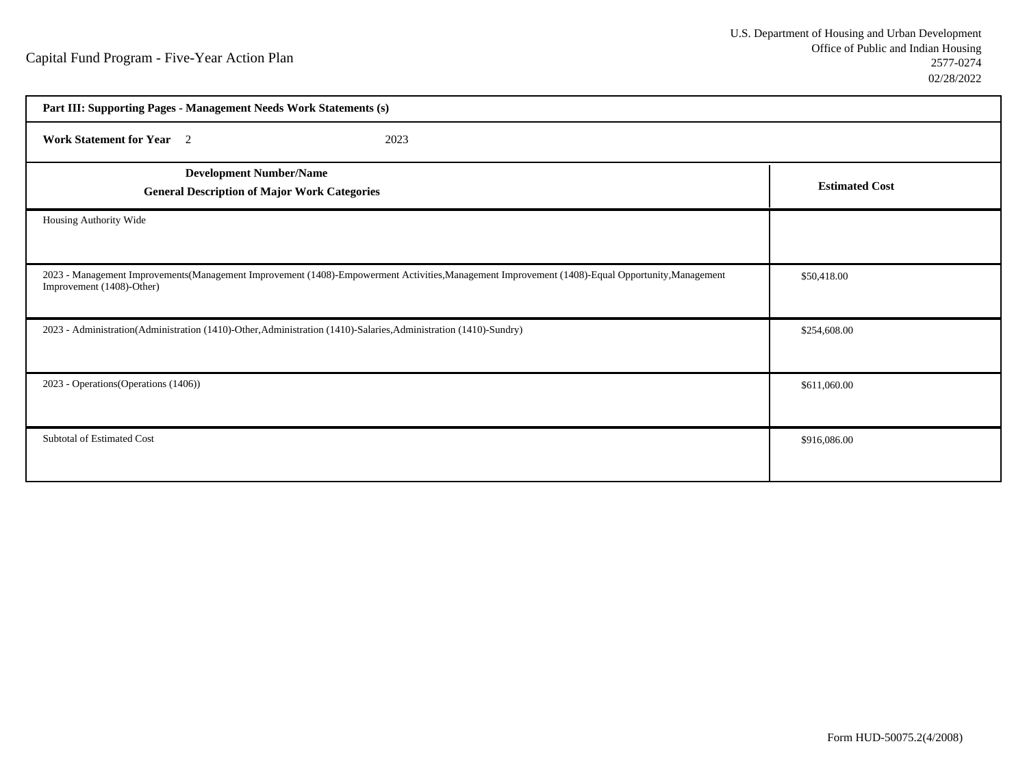Capital Fund Program - Five-Year Action Plan

U.S. Department of Housing and Urban Development
Office of Public and Indian Housing
2577-0274
02/28/2022

| **Part III: Supporting Pages - Management Needs Work Statements (s)** | |
|---|---|
| **Work Statement for Year** 2 2023 | |
| **Development Number/Name**<br>**General Description of Major Work Categories** | **Estimated Cost** |
| Housing Authority Wide | |
| 2023 - Management Improvements(Management Improvement (1408)-Empowerment Activities,Management Improvement (1408)-Equal Opportunity,Management Improvement (1408)-Other) | $50,418.00 |
| 2023 - Administration(Administration (1410)-Other,Administration (1410)-Salaries,Administration (1410)-Sundry) | $254,608.00 |
| 2023 - Operations(Operations (1406)) | $611,060.00 |
| Subtotal of Estimated Cost | $916,086.00 |

Form HUD-50075.2(4/2008)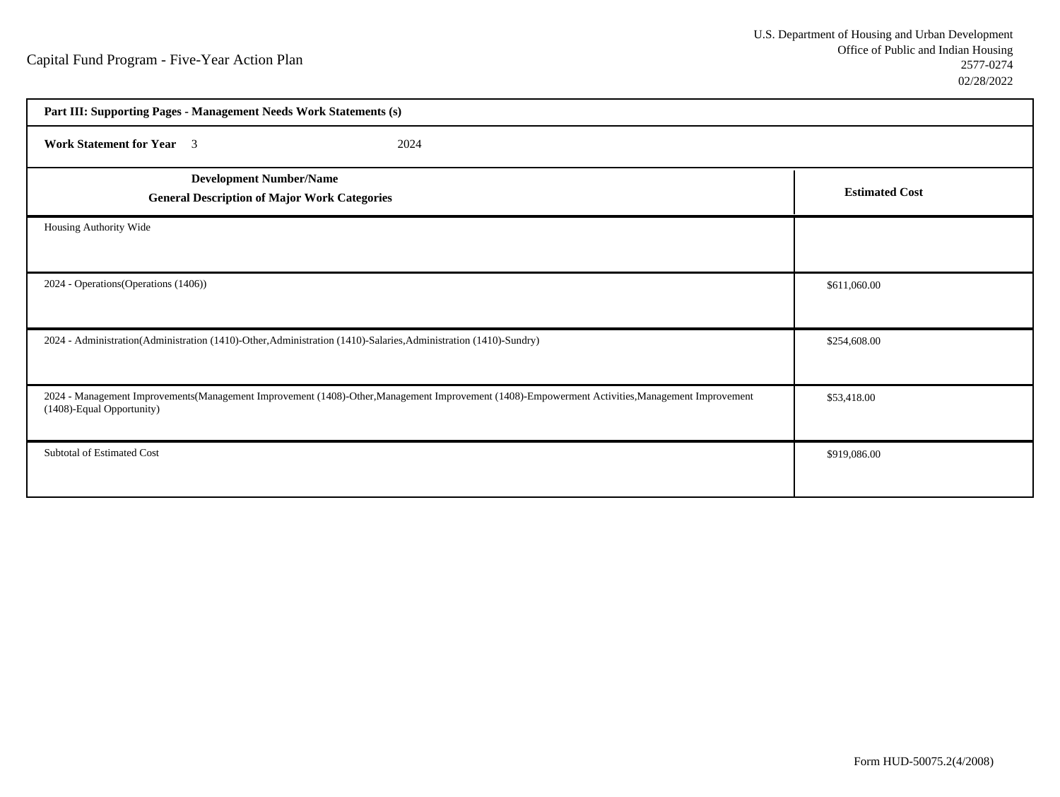Capital Fund Program - Five-Year Action Plan

U.S. Department of Housing and Urban Development
Office of Public and Indian Housing
2577-0274
02/28/2022

**Part III: Supporting Pages - Management Needs Work Statements (s)**

**Work Statement for Year** 3 2024

| **Development Number/Name**<br>**General Description of Major Work Categories** | **Estimated Cost** |
|---|---|
| Housing Authority Wide | |
| 2024 - Operations(Operations (1406)) | $611,060.00 |
| 2024 - Administration(Administration (1410)-Other,Administration (1410)-Salaries,Administration (1410)-Sundry) | $254,608.00 |
| 2024 - Management Improvements(Management Improvement (1408)-Other,Management Improvement (1408)-Empowerment Activities,Management Improvement (1408)-Equal Opportunity) | $53,418.00 |
| Subtotal of Estimated Cost | $919,086.00 |

Form HUD-50075.2(4/2008)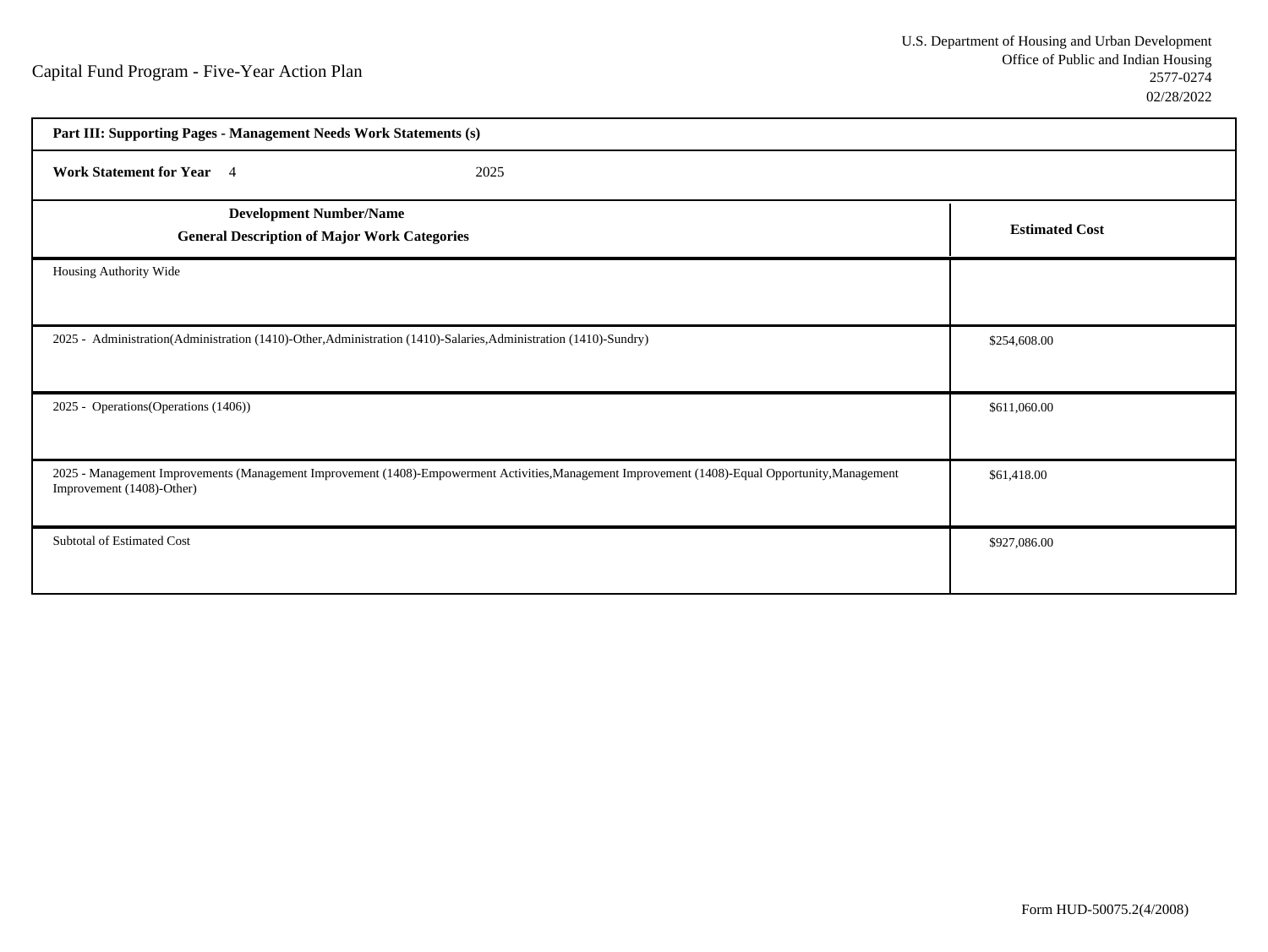Capital Fund Program - Five-Year Action Plan

U.S. Department of Housing and Urban Development
Office of Public and Indian Housing
2577-0274
02/28/2022

**Part III: Supporting Pages - Management Needs Work Statements (s)**

**Work Statement for Year** 4 2025

| **Development Number/Name**<br>**General Description of Major Work Categories** | **Estimated Cost** |
|---|---|
| Housing Authority Wide | |
| 2025 - Administration(Administration (1410)-Other,Administration (1410)-Salaries,Administration (1410)-Sundry) | $254,608.00 |
| 2025 - Operations(Operations (1406)) | $611,060.00 |
| 2025 - Management Improvements (Management Improvement (1408)-Empowerment Activities,Management Improvement (1408)-Equal Opportunity,Management Improvement (1408)-Other) | $61,418.00 |
| Subtotal of Estimated Cost | $927,086.00 |

Form HUD-50075.2(4/2008)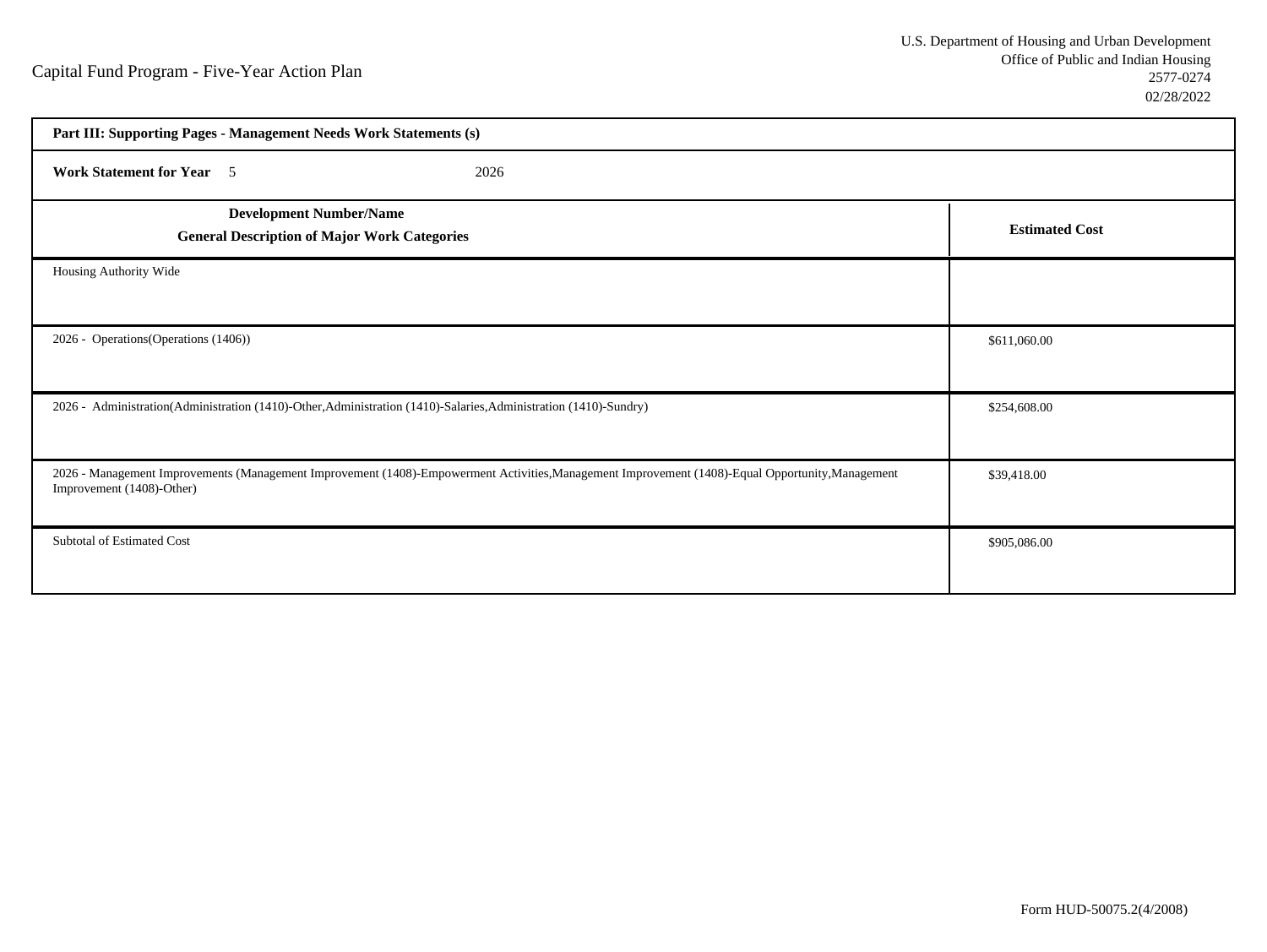Capital Fund Program - Five-Year Action Plan

U.S. Department of Housing and Urban Development
Office of Public and Indian Housing
2577-0274
02/28/2022

| **Part III: Supporting Pages - Management Needs Work Statements (s)** | |
|---|---|
| **Work Statement for Year** 5 2026 | |
| **Development Number/Name**<br>**General Description of Major Work Categories** | **Estimated Cost** |
| Housing Authority Wide | |
| 2026 - Operations(Operations (1406)) | $611,060.00 |
| 2026 - Administration(Administration (1410)-Other,Administration (1410)-Salaries,Administration (1410)-Sundry) | $254,608.00 |
| 2026 - Management Improvements (Management Improvement (1408)-Empowerment Activities,Management Improvement (1408)-Equal Opportunity,Management Improvement (1408)-Other) | $39,418.00 |
| Subtotal of Estimated Cost | $905,086.00 |

Form HUD-50075.2(4/2008)